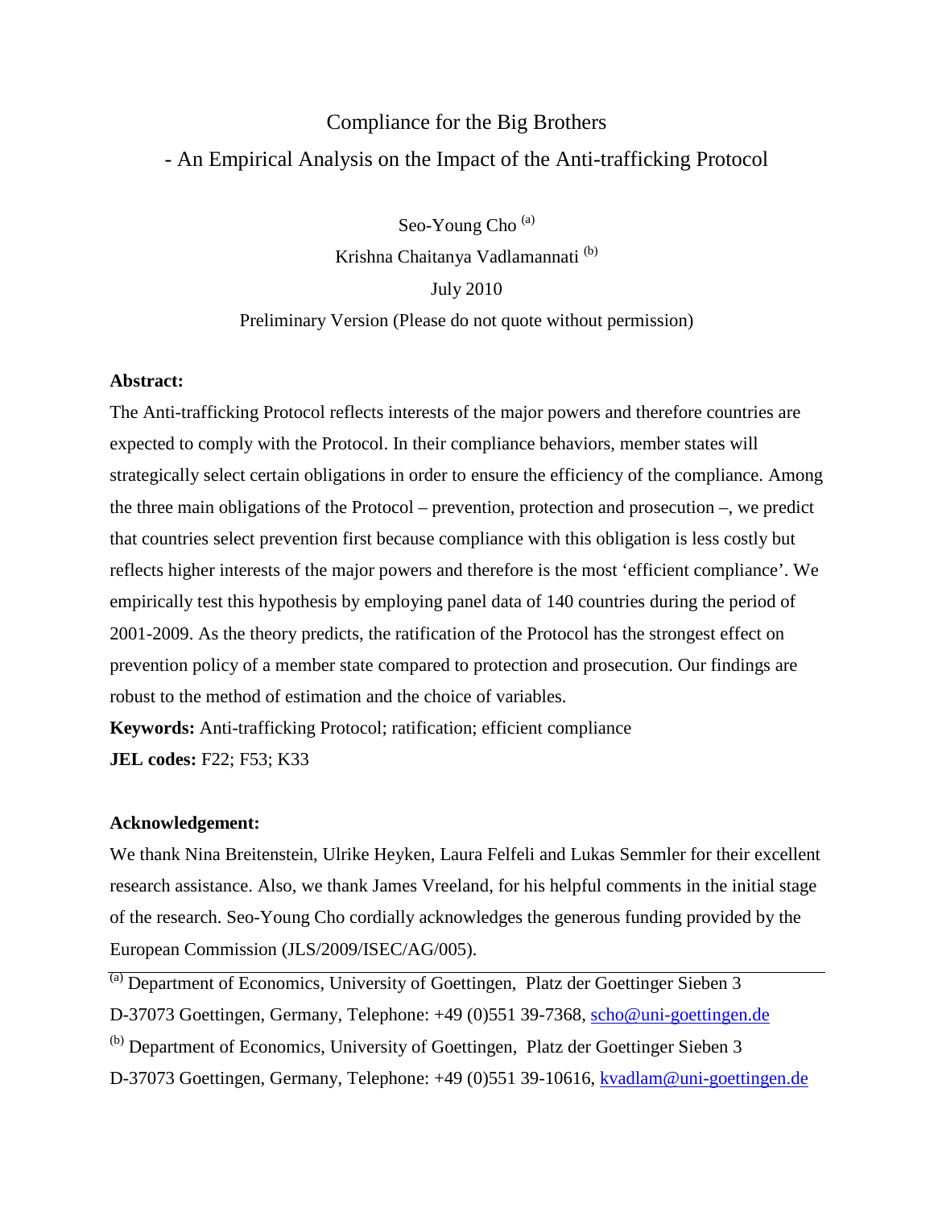# Compliance for the Big Brothers

## - An Empirical Analysis on the Impact of the Anti-trafficking Protocol

Seo-Young Cho [a]

Krishna Chaitanya Vadlamannati [b]

July 2010

Preliminary Version (Please do not quote without permission)

**Abstract:**

The Anti-trafficking Protocol reflects interests of the major powers and therefore countries are expected to comply with the Protocol. In their compliance behaviors, member states will strategically select certain obligations in order to ensure the efficiency of the compliance. Among the three main obligations of the Protocol – prevention, protection and prosecution –, we predict that countries select prevention first because compliance with this obligation is less costly but reflects higher interests of the major powers and therefore is the most 'efficient compliance'. We empirically test this hypothesis by employing panel data of 140 countries during the period of 2001-2009. As the theory predicts, the ratification of the Protocol has the strongest effect on prevention policy of a member state compared to protection and prosecution. Our findings are robust to the method of estimation and the choice of variables.

**Keywords:** Anti-trafficking Protocol; ratification; efficient compliance

**JEL codes:** F22; F53; K33

**Acknowledgement:**

We thank Nina Breitenstein, Ulrike Heyken, Laura Felfeli and Lukas Semmler for their excellent research assistance. Also, we thank James Vreeland, for his helpful comments in the initial stage of the research. Seo-Young Cho cordially acknowledges the generous funding provided by the European Commission (JLS/2009/ISEC/AG/005).

---

[a] Department of Economics, University of Goettingen, Platz der Goettinger Sieben 3 D-37073 Goettingen, Germany, Telephone: +49 (0)551 39-7368, scho@uni-goettingen.de

[b] Department of Economics, University of Goettingen, Platz der Goettinger Sieben 3 D-37073 Goettingen, Germany, Telephone: +49 (0)551 39-10616, kvadlam@uni-goettingen.de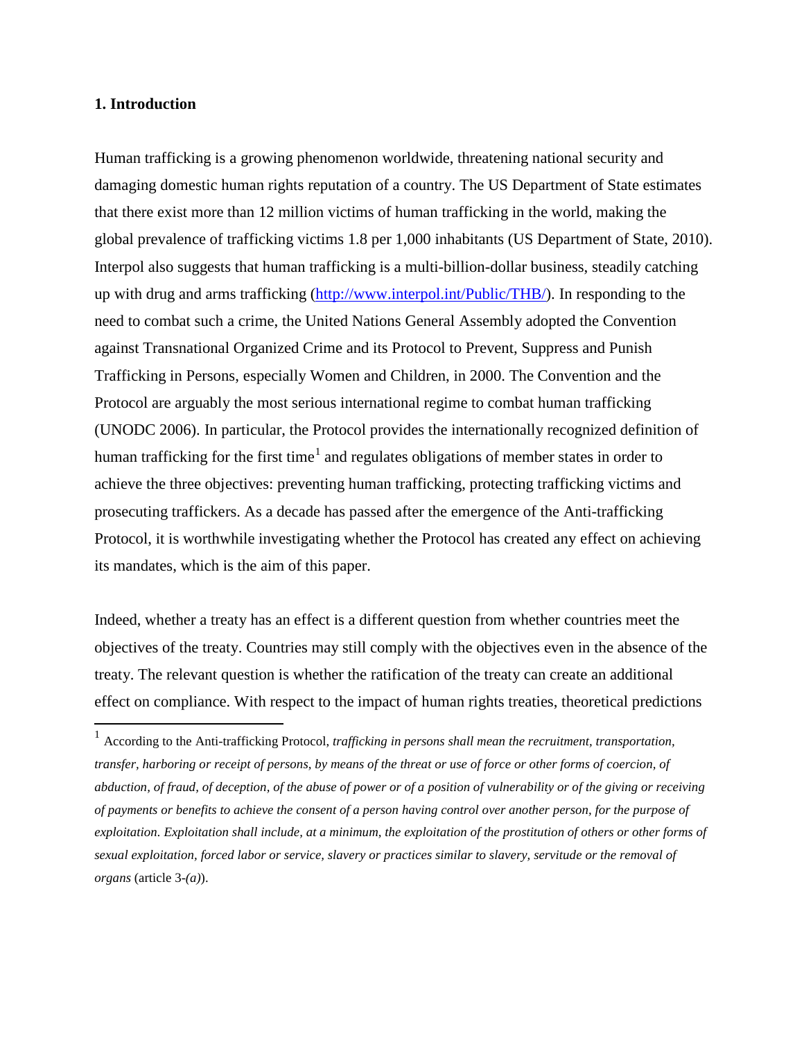## 1. Introduction

Human trafficking is a growing phenomenon worldwide, threatening national security and damaging domestic human rights reputation of a country. The US Department of State estimates that there exist more than 12 million victims of human trafficking in the world, making the global prevalence of trafficking victims 1.8 per 1,000 inhabitants (US Department of State, 2010). Interpol also suggests that human trafficking is a multi-billion-dollar business, steadily catching up with drug and arms trafficking (http://www.interpol.int/Public/THB/). In responding to the need to combat such a crime, the United Nations General Assembly adopted the Convention against Transnational Organized Crime and its Protocol to Prevent, Suppress and Punish Trafficking in Persons, especially Women and Children, in 2000. The Convention and the Protocol are arguably the most serious international regime to combat human trafficking (UNODC 2006). In particular, the Protocol provides the internationally recognized definition of human trafficking for the first time[1] and regulates obligations of member states in order to achieve the three objectives: preventing human trafficking, protecting trafficking victims and prosecuting traffickers. As a decade has passed after the emergence of the Anti-trafficking Protocol, it is worthwhile investigating whether the Protocol has created any effect on achieving its mandates, which is the aim of this paper.

Indeed, whether a treaty has an effect is a different question from whether countries meet the objectives of the treaty. Countries may still comply with the objectives even in the absence of the treaty. The relevant question is whether the ratification of the treaty can create an additional effect on compliance. With respect to the impact of human rights treaties, theoretical predictions

[1] According to the Anti-trafficking Protocol, *trafficking in persons shall mean the recruitment, transportation, transfer, harboring or receipt of persons, by means of the threat or use of force or other forms of coercion, of abduction, of fraud, of deception, of the abuse of power or of a position of vulnerability or of the giving or receiving of payments or benefits to achieve the consent of a person having control over another person, for the purpose of exploitation. Exploitation shall include, at a minimum, the exploitation of the prostitution of others or other forms of sexual exploitation, forced labor or service, slavery or practices similar to slavery, servitude or the removal of organs* (article 3-*(a)*).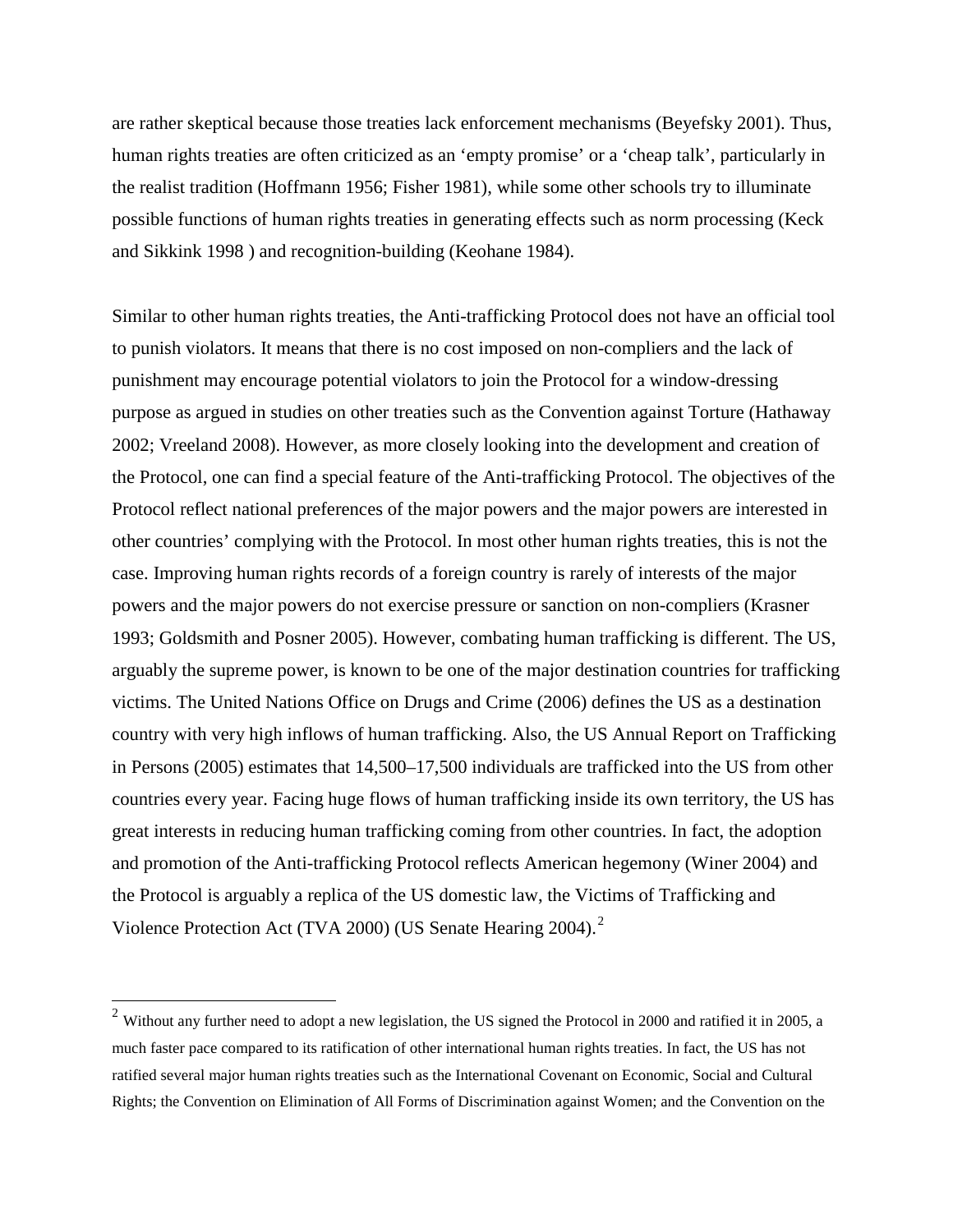are rather skeptical because those treaties lack enforcement mechanisms (Beyefsky 2001). Thus, human rights treaties are often criticized as an ‘empty promise’ or a ‘cheap talk’, particularly in the realist tradition (Hoffmann 1956; Fisher 1981), while some other schools try to illuminate possible functions of human rights treaties in generating effects such as norm processing (Keck and Sikkink 1998 ) and recognition-building (Keohane 1984).

Similar to other human rights treaties, the Anti-trafficking Protocol does not have an official tool to punish violators. It means that there is no cost imposed on non-compliers and the lack of punishment may encourage potential violators to join the Protocol for a window-dressing purpose as argued in studies on other treaties such as the Convention against Torture (Hathaway 2002; Vreeland 2008). However, as more closely looking into the development and creation of the Protocol, one can find a special feature of the Anti-trafficking Protocol. The objectives of the Protocol reflect national preferences of the major powers and the major powers are interested in other countries’ complying with the Protocol. In most other human rights treaties, this is not the case. Improving human rights records of a foreign country is rarely of interests of the major powers and the major powers do not exercise pressure or sanction on non-compliers (Krasner 1993; Goldsmith and Posner 2005). However, combating human trafficking is different. The US, arguably the supreme power, is known to be one of the major destination countries for trafficking victims. The United Nations Office on Drugs and Crime (2006) defines the US as a destination country with very high inflows of human trafficking. Also, the US Annual Report on Trafficking in Persons (2005) estimates that 14,500–17,500 individuals are trafficked into the US from other countries every year. Facing huge flows of human trafficking inside its own territory, the US has great interests in reducing human trafficking coming from other countries. In fact, the adoption and promotion of the Anti-trafficking Protocol reflects American hegemony (Winer 2004) and the Protocol is arguably a replica of the US domestic law, the Victims of Trafficking and Violence Protection Act (TVA 2000) (US Senate Hearing 2004).[2]

---

[2] Without any further need to adopt a new legislation, the US signed the Protocol in 2000 and ratified it in 2005, a much faster pace compared to its ratification of other international human rights treaties. In fact, the US has not ratified several major human rights treaties such as the International Covenant on Economic, Social and Cultural Rights; the Convention on Elimination of All Forms of Discrimination against Women; and the Convention on the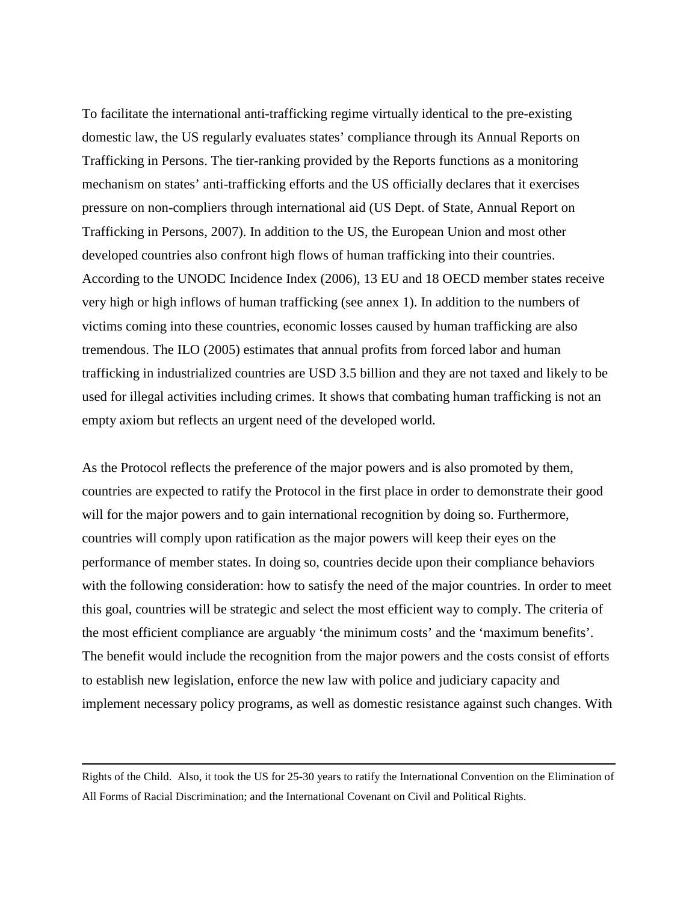To facilitate the international anti-trafficking regime virtually identical to the pre-existing domestic law, the US regularly evaluates states' compliance through its Annual Reports on Trafficking in Persons. The tier-ranking provided by the Reports functions as a monitoring mechanism on states' anti-trafficking efforts and the US officially declares that it exercises pressure on non-compliers through international aid (US Dept. of State, Annual Report on Trafficking in Persons, 2007). In addition to the US, the European Union and most other developed countries also confront high flows of human trafficking into their countries. According to the UNODC Incidence Index (2006), 13 EU and 18 OECD member states receive very high or high inflows of human trafficking (see annex 1). In addition to the numbers of victims coming into these countries, economic losses caused by human trafficking are also tremendous. The ILO (2005) estimates that annual profits from forced labor and human trafficking in industrialized countries are USD 3.5 billion and they are not taxed and likely to be used for illegal activities including crimes. It shows that combating human trafficking is not an empty axiom but reflects an urgent need of the developed world.

As the Protocol reflects the preference of the major powers and is also promoted by them, countries are expected to ratify the Protocol in the first place in order to demonstrate their good will for the major powers and to gain international recognition by doing so. Furthermore, countries will comply upon ratification as the major powers will keep their eyes on the performance of member states. In doing so, countries decide upon their compliance behaviors with the following consideration: how to satisfy the need of the major countries. In order to meet this goal, countries will be strategic and select the most efficient way to comply. The criteria of the most efficient compliance are arguably 'the minimum costs' and the 'maximum benefits'. The benefit would include the recognition from the major powers and the costs consist of efforts to establish new legislation, enforce the new law with police and judiciary capacity and implement necessary policy programs, as well as domestic resistance against such changes. With

---

Rights of the Child. Also, it took the US for 25-30 years to ratify the International Convention on the Elimination of All Forms of Racial Discrimination; and the International Covenant on Civil and Political Rights.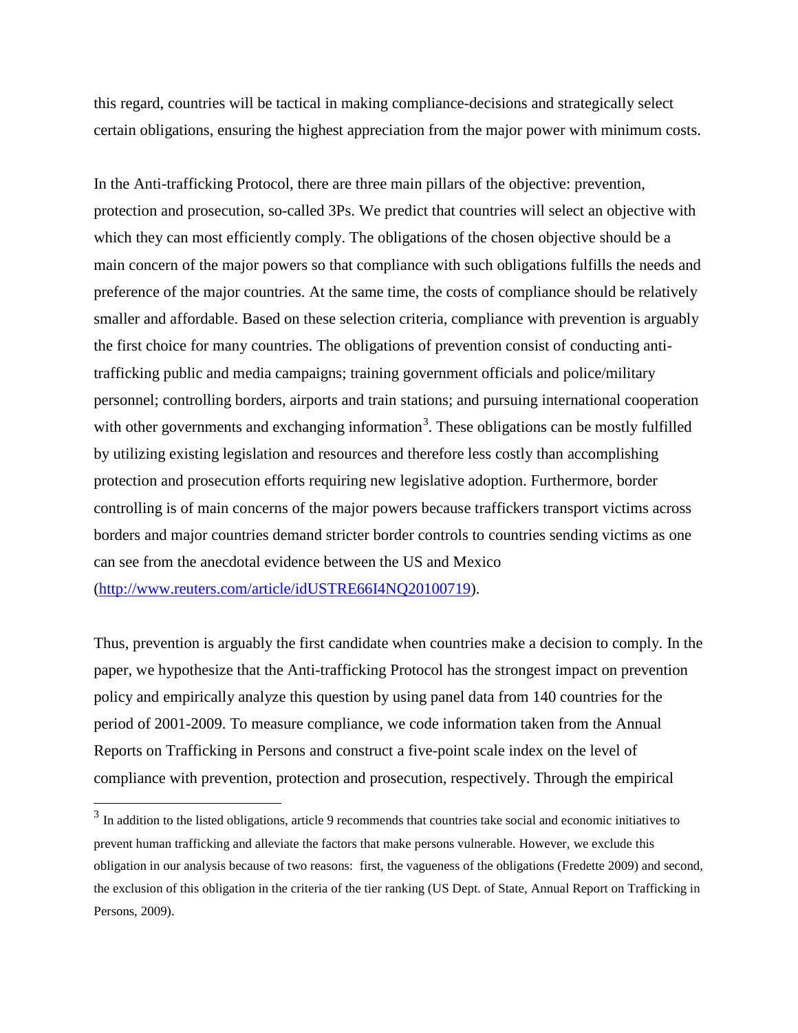this regard, countries will be tactical in making compliance-decisions and strategically select certain obligations, ensuring the highest appreciation from the major power with minimum costs.

In the Anti-trafficking Protocol, there are three main pillars of the objective: prevention, protection and prosecution, so-called 3Ps. We predict that countries will select an objective with which they can most efficiently comply. The obligations of the chosen objective should be a main concern of the major powers so that compliance with such obligations fulfills the needs and preference of the major countries. At the same time, the costs of compliance should be relatively smaller and affordable. Based on these selection criteria, compliance with prevention is arguably the first choice for many countries. The obligations of prevention consist of conducting anti-trafficking public and media campaigns; training government officials and police/military personnel; controlling borders, airports and train stations; and pursuing international cooperation with other governments and exchanging information[3]. These obligations can be mostly fulfilled by utilizing existing legislation and resources and therefore less costly than accomplishing protection and prosecution efforts requiring new legislative adoption. Furthermore, border controlling is of main concerns of the major powers because traffickers transport victims across borders and major countries demand stricter border controls to countries sending victims as one can see from the anecdotal evidence between the US and Mexico (http://www.reuters.com/article/idUSTRE66I4NQ20100719).

Thus, prevention is arguably the first candidate when countries make a decision to comply. In the paper, we hypothesize that the Anti-trafficking Protocol has the strongest impact on prevention policy and empirically analyze this question by using panel data from 140 countries for the period of 2001-2009. To measure compliance, we code information taken from the Annual Reports on Trafficking in Persons and construct a five-point scale index on the level of compliance with prevention, protection and prosecution, respectively. Through the empirical

[3] In addition to the listed obligations, article 9 recommends that countries take social and economic initiatives to prevent human trafficking and alleviate the factors that make persons vulnerable. However, we exclude this obligation in our analysis because of two reasons: first, the vagueness of the obligations (Fredette 2009) and second, the exclusion of this obligation in the criteria of the tier ranking (US Dept. of State, Annual Report on Trafficking in Persons, 2009).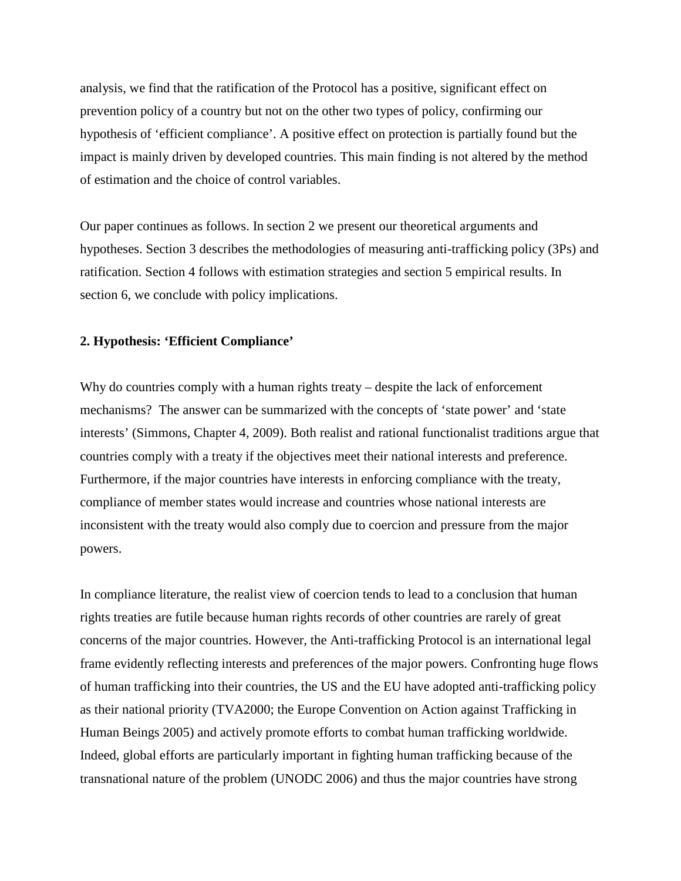analysis, we find that the ratification of the Protocol has a positive, significant effect on prevention policy of a country but not on the other two types of policy, confirming our hypothesis of 'efficient compliance'. A positive effect on protection is partially found but the impact is mainly driven by developed countries. This main finding is not altered by the method of estimation and the choice of control variables.

Our paper continues as follows. In section 2 we present our theoretical arguments and hypotheses. Section 3 describes the methodologies of measuring anti-trafficking policy (3Ps) and ratification. Section 4 follows with estimation strategies and section 5 empirical results. In section 6, we conclude with policy implications.

## 2. Hypothesis: 'Efficient Compliance'

Why do countries comply with a human rights treaty – despite the lack of enforcement mechanisms? The answer can be summarized with the concepts of 'state power' and 'state interests' (Simmons, Chapter 4, 2009). Both realist and rational functionalist traditions argue that countries comply with a treaty if the objectives meet their national interests and preference. Furthermore, if the major countries have interests in enforcing compliance with the treaty, compliance of member states would increase and countries whose national interests are inconsistent with the treaty would also comply due to coercion and pressure from the major powers.

In compliance literature, the realist view of coercion tends to lead to a conclusion that human rights treaties are futile because human rights records of other countries are rarely of great concerns of the major countries. However, the Anti-trafficking Protocol is an international legal frame evidently reflecting interests and preferences of the major powers. Confronting huge flows of human trafficking into their countries, the US and the EU have adopted anti-trafficking policy as their national priority (TVA2000; the Europe Convention on Action against Trafficking in Human Beings 2005) and actively promote efforts to combat human trafficking worldwide. Indeed, global efforts are particularly important in fighting human trafficking because of the transnational nature of the problem (UNODC 2006) and thus the major countries have strong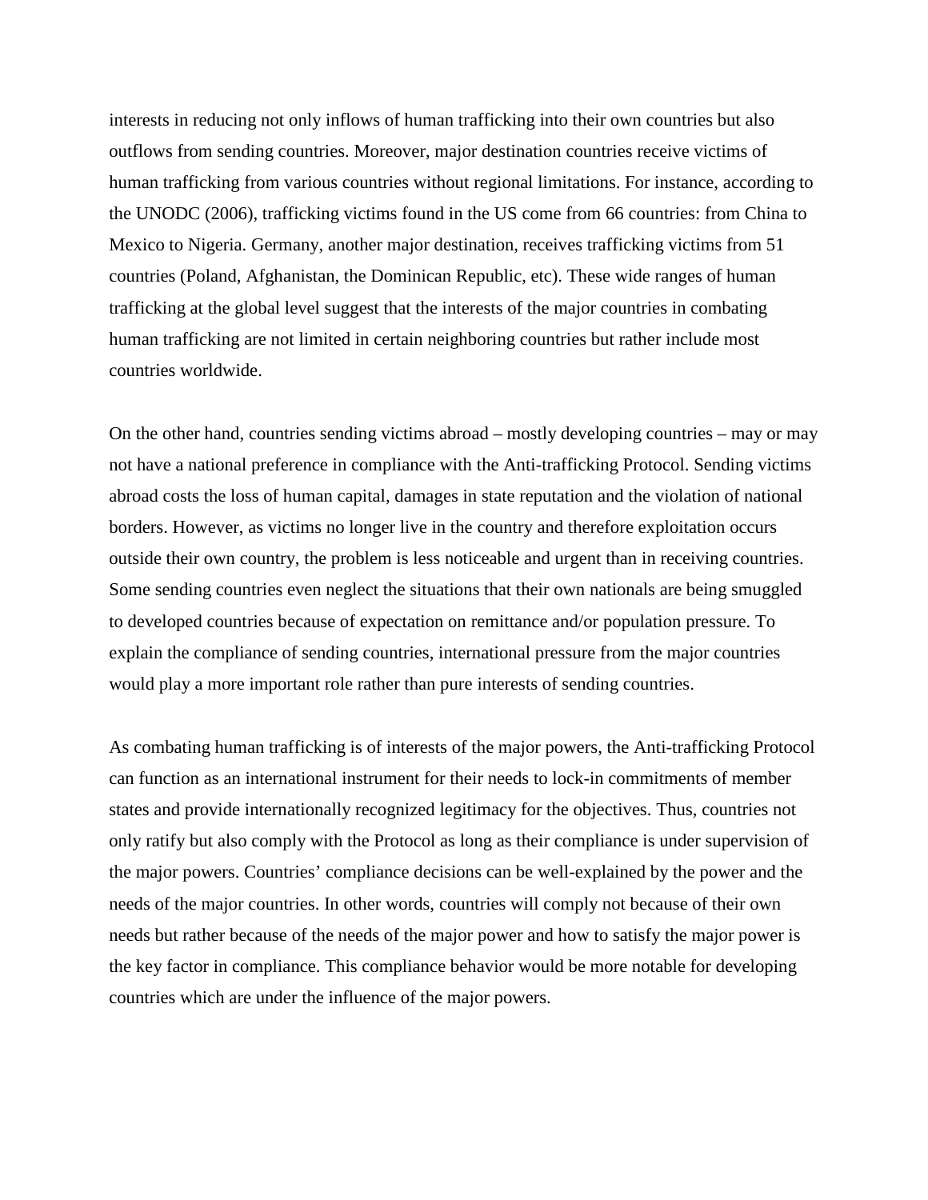interests in reducing not only inflows of human trafficking into their own countries but also outflows from sending countries. Moreover, major destination countries receive victims of human trafficking from various countries without regional limitations. For instance, according to the UNODC (2006), trafficking victims found in the US come from 66 countries: from China to Mexico to Nigeria. Germany, another major destination, receives trafficking victims from 51 countries (Poland, Afghanistan, the Dominican Republic, etc). These wide ranges of human trafficking at the global level suggest that the interests of the major countries in combating human trafficking are not limited in certain neighboring countries but rather include most countries worldwide.

On the other hand, countries sending victims abroad – mostly developing countries – may or may not have a national preference in compliance with the Anti-trafficking Protocol. Sending victims abroad costs the loss of human capital, damages in state reputation and the violation of national borders. However, as victims no longer live in the country and therefore exploitation occurs outside their own country, the problem is less noticeable and urgent than in receiving countries. Some sending countries even neglect the situations that their own nationals are being smuggled to developed countries because of expectation on remittance and/or population pressure. To explain the compliance of sending countries, international pressure from the major countries would play a more important role rather than pure interests of sending countries.

As combating human trafficking is of interests of the major powers, the Anti-trafficking Protocol can function as an international instrument for their needs to lock-in commitments of member states and provide internationally recognized legitimacy for the objectives. Thus, countries not only ratify but also comply with the Protocol as long as their compliance is under supervision of the major powers. Countries' compliance decisions can be well-explained by the power and the needs of the major countries. In other words, countries will comply not because of their own needs but rather because of the needs of the major power and how to satisfy the major power is the key factor in compliance. This compliance behavior would be more notable for developing countries which are under the influence of the major powers.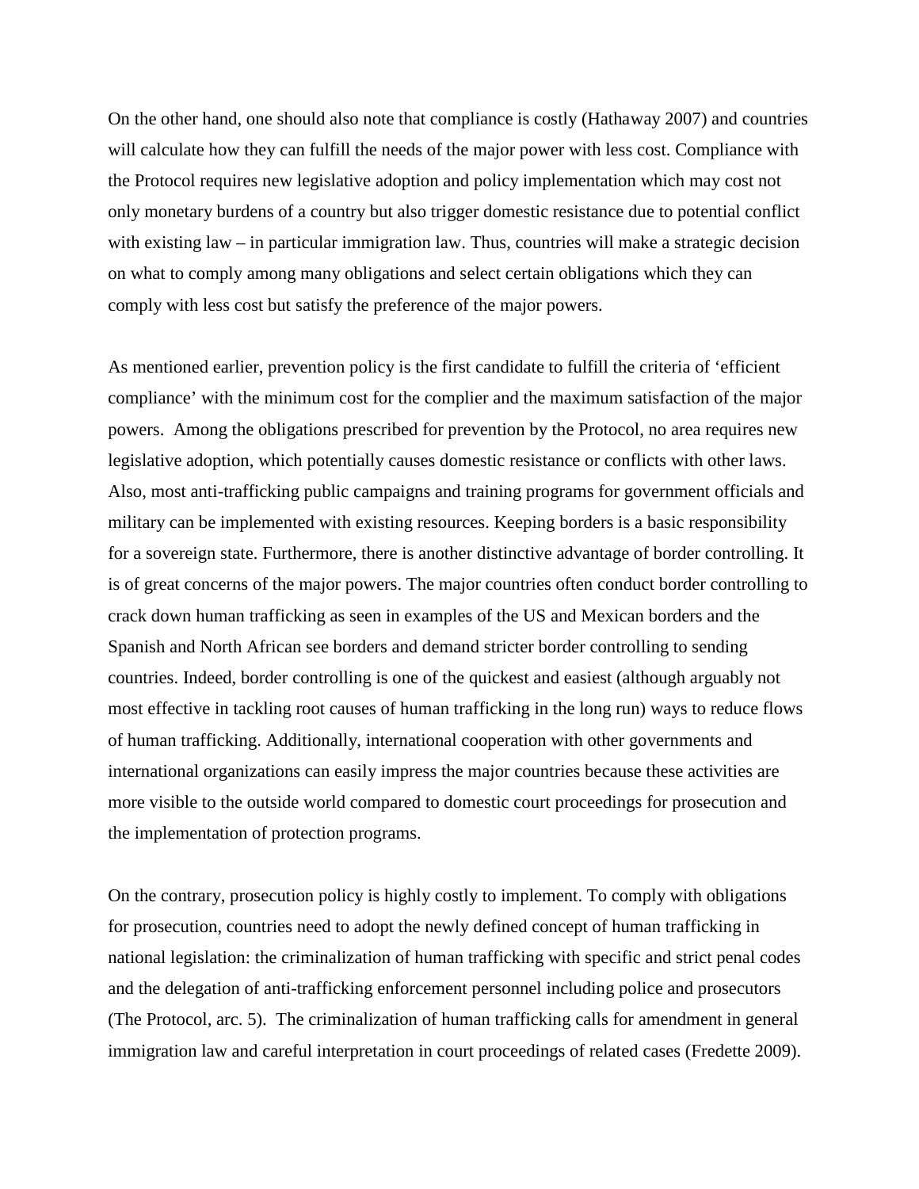On the other hand, one should also note that compliance is costly (Hathaway 2007) and countries will calculate how they can fulfill the needs of the major power with less cost. Compliance with the Protocol requires new legislative adoption and policy implementation which may cost not only monetary burdens of a country but also trigger domestic resistance due to potential conflict with existing law – in particular immigration law. Thus, countries will make a strategic decision on what to comply among many obligations and select certain obligations which they can comply with less cost but satisfy the preference of the major powers.

As mentioned earlier, prevention policy is the first candidate to fulfill the criteria of 'efficient compliance' with the minimum cost for the complier and the maximum satisfaction of the major powers. Among the obligations prescribed for prevention by the Protocol, no area requires new legislative adoption, which potentially causes domestic resistance or conflicts with other laws. Also, most anti-trafficking public campaigns and training programs for government officials and military can be implemented with existing resources. Keeping borders is a basic responsibility for a sovereign state. Furthermore, there is another distinctive advantage of border controlling. It is of great concerns of the major powers. The major countries often conduct border controlling to crack down human trafficking as seen in examples of the US and Mexican borders and the Spanish and North African see borders and demand stricter border controlling to sending countries. Indeed, border controlling is one of the quickest and easiest (although arguably not most effective in tackling root causes of human trafficking in the long run) ways to reduce flows of human trafficking. Additionally, international cooperation with other governments and international organizations can easily impress the major countries because these activities are more visible to the outside world compared to domestic court proceedings for prosecution and the implementation of protection programs.

On the contrary, prosecution policy is highly costly to implement. To comply with obligations for prosecution, countries need to adopt the newly defined concept of human trafficking in national legislation: the criminalization of human trafficking with specific and strict penal codes and the delegation of anti-trafficking enforcement personnel including police and prosecutors (The Protocol, arc. 5). The criminalization of human trafficking calls for amendment in general immigration law and careful interpretation in court proceedings of related cases (Fredette 2009).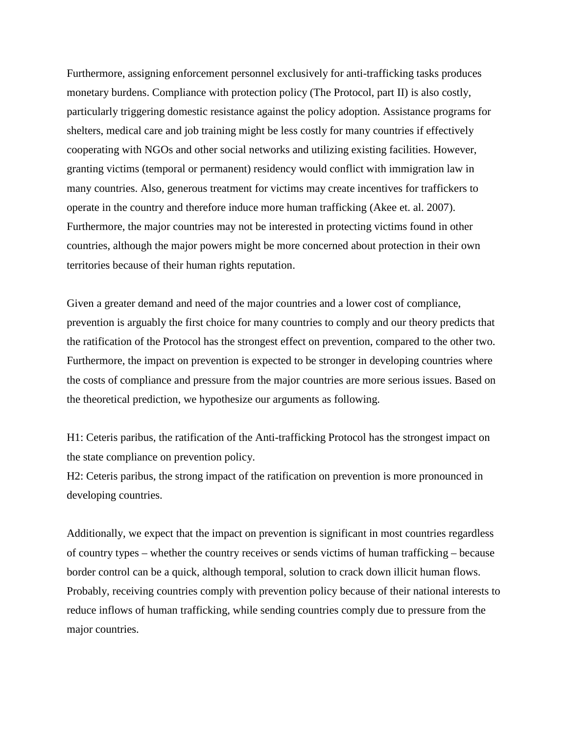Furthermore, assigning enforcement personnel exclusively for anti-trafficking tasks produces monetary burdens. Compliance with protection policy (The Protocol, part II) is also costly, particularly triggering domestic resistance against the policy adoption. Assistance programs for shelters, medical care and job training might be less costly for many countries if effectively cooperating with NGOs and other social networks and utilizing existing facilities. However, granting victims (temporal or permanent) residency would conflict with immigration law in many countries. Also, generous treatment for victims may create incentives for traffickers to operate in the country and therefore induce more human trafficking (Akee et. al. 2007). Furthermore, the major countries may not be interested in protecting victims found in other countries, although the major powers might be more concerned about protection in their own territories because of their human rights reputation.

Given a greater demand and need of the major countries and a lower cost of compliance, prevention is arguably the first choice for many countries to comply and our theory predicts that the ratification of the Protocol has the strongest effect on prevention, compared to the other two. Furthermore, the impact on prevention is expected to be stronger in developing countries where the costs of compliance and pressure from the major countries are more serious issues. Based on the theoretical prediction, we hypothesize our arguments as following.

H1: Ceteris paribus, the ratification of the Anti-trafficking Protocol has the strongest impact on the state compliance on prevention policy.
H2: Ceteris paribus, the strong impact of the ratification on prevention is more pronounced in developing countries.

Additionally, we expect that the impact on prevention is significant in most countries regardless of country types – whether the country receives or sends victims of human trafficking – because border control can be a quick, although temporal, solution to crack down illicit human flows. Probably, receiving countries comply with prevention policy because of their national interests to reduce inflows of human trafficking, while sending countries comply due to pressure from the major countries.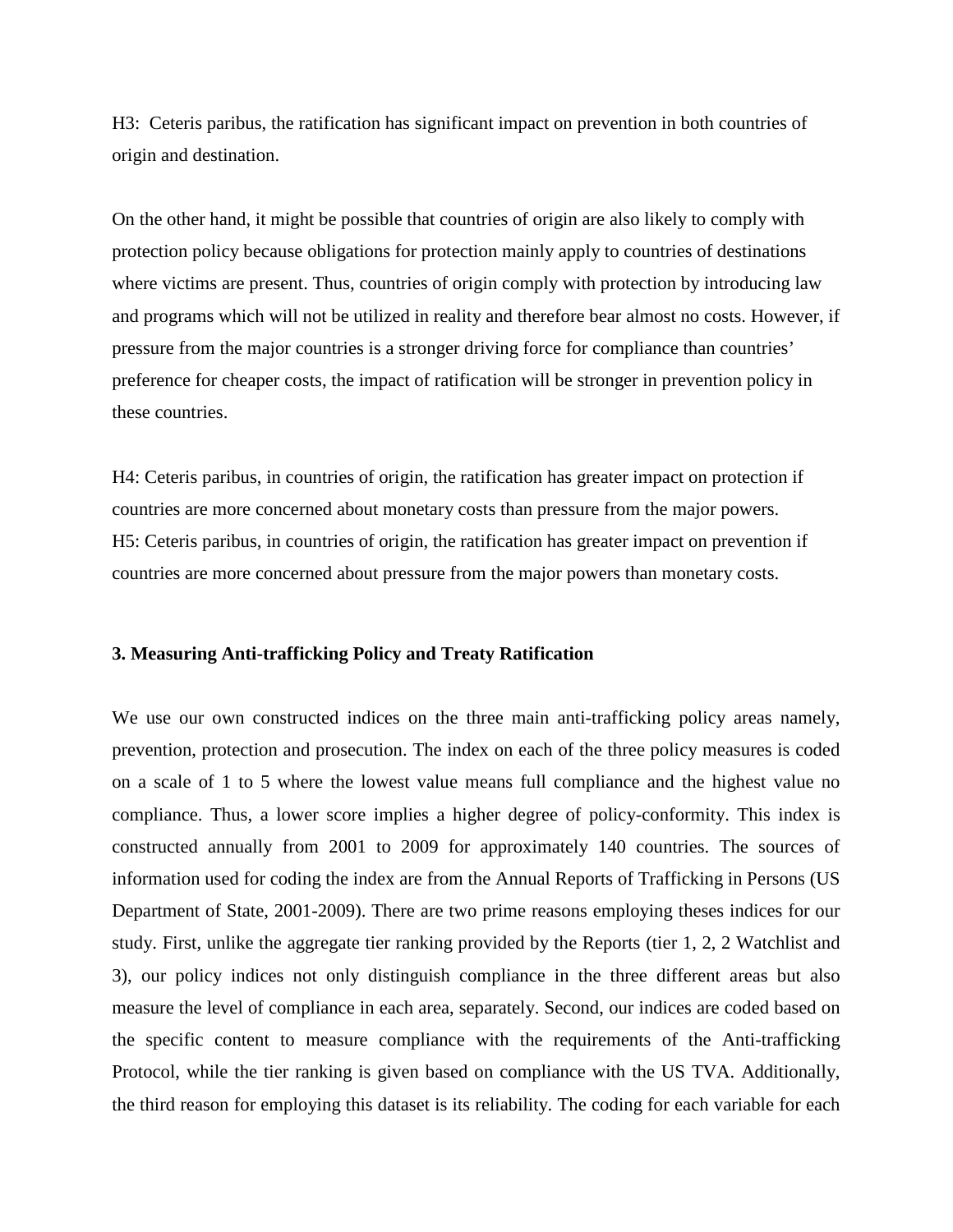H3: Ceteris paribus, the ratification has significant impact on prevention in both countries of origin and destination.

On the other hand, it might be possible that countries of origin are also likely to comply with protection policy because obligations for protection mainly apply to countries of destinations where victims are present. Thus, countries of origin comply with protection by introducing law and programs which will not be utilized in reality and therefore bear almost no costs. However, if pressure from the major countries is a stronger driving force for compliance than countries' preference for cheaper costs, the impact of ratification will be stronger in prevention policy in these countries.

H4: Ceteris paribus, in countries of origin, the ratification has greater impact on protection if countries are more concerned about monetary costs than pressure from the major powers.
H5: Ceteris paribus, in countries of origin, the ratification has greater impact on prevention if countries are more concerned about pressure from the major powers than monetary costs.

## 3. Measuring Anti-trafficking Policy and Treaty Ratification

We use our own constructed indices on the three main anti-trafficking policy areas namely, prevention, protection and prosecution. The index on each of the three policy measures is coded on a scale of 1 to 5 where the lowest value means full compliance and the highest value no compliance. Thus, a lower score implies a higher degree of policy-conformity. This index is constructed annually from 2001 to 2009 for approximately 140 countries. The sources of information used for coding the index are from the Annual Reports of Trafficking in Persons (US Department of State, 2001-2009). There are two prime reasons employing theses indices for our study. First, unlike the aggregate tier ranking provided by the Reports (tier 1, 2, 2 Watchlist and 3), our policy indices not only distinguish compliance in the three different areas but also measure the level of compliance in each area, separately. Second, our indices are coded based on the specific content to measure compliance with the requirements of the Anti-trafficking Protocol, while the tier ranking is given based on compliance with the US TVA. Additionally, the third reason for employing this dataset is its reliability. The coding for each variable for each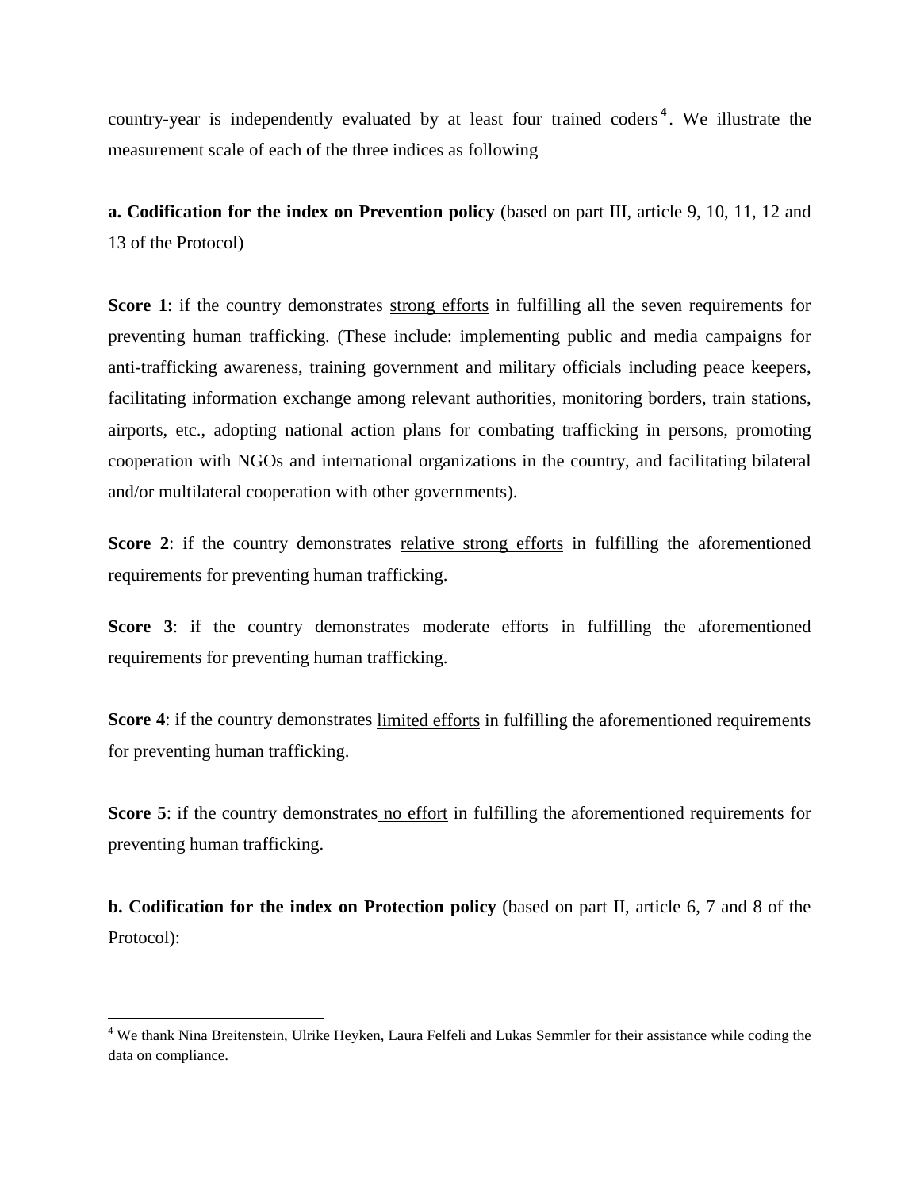country-year is independently evaluated by at least four trained coders[4]. We illustrate the measurement scale of each of the three indices as following

**a. Codification for the index on Prevention policy** (based on part III, article 9, 10, 11, 12 and 13 of the Protocol)

**Score 1**: if the country demonstrates strong efforts in fulfilling all the seven requirements for preventing human trafficking. (These include: implementing public and media campaigns for anti-trafficking awareness, training government and military officials including peace keepers, facilitating information exchange among relevant authorities, monitoring borders, train stations, airports, etc., adopting national action plans for combating trafficking in persons, promoting cooperation with NGOs and international organizations in the country, and facilitating bilateral and/or multilateral cooperation with other governments).

**Score 2**: if the country demonstrates relative strong efforts in fulfilling the aforementioned requirements for preventing human trafficking.

**Score 3**: if the country demonstrates moderate efforts in fulfilling the aforementioned requirements for preventing human trafficking.

**Score 4**: if the country demonstrates limited efforts in fulfilling the aforementioned requirements for preventing human trafficking.

**Score 5**: if the country demonstrates no effort in fulfilling the aforementioned requirements for preventing human trafficking.

**b. Codification for the index on Protection policy** (based on part II, article 6, 7 and 8 of the Protocol):

[4] We thank Nina Breitenstein, Ulrike Heyken, Laura Felfeli and Lukas Semmler for their assistance while coding the data on compliance.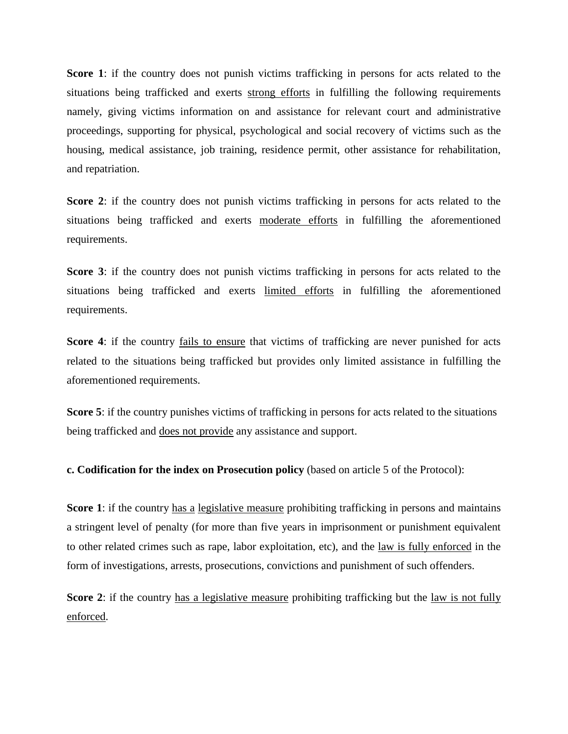**Score 1**: if the country does not punish victims trafficking in persons for acts related to the situations being trafficked and exerts strong efforts in fulfilling the following requirements namely, giving victims information on and assistance for relevant court and administrative proceedings, supporting for physical, psychological and social recovery of victims such as the housing, medical assistance, job training, residence permit, other assistance for rehabilitation, and repatriation.

**Score 2**: if the country does not punish victims trafficking in persons for acts related to the situations being trafficked and exerts moderate efforts in fulfilling the aforementioned requirements.

**Score 3**: if the country does not punish victims trafficking in persons for acts related to the situations being trafficked and exerts limited efforts in fulfilling the aforementioned requirements.

**Score 4**: if the country fails to ensure that victims of trafficking are never punished for acts related to the situations being trafficked but provides only limited assistance in fulfilling the aforementioned requirements.

**Score 5**: if the country punishes victims of trafficking in persons for acts related to the situations being trafficked and does not provide any assistance and support.

**c. Codification for the index on Prosecution policy** (based on article 5 of the Protocol):

**Score 1**: if the country has a legislative measure prohibiting trafficking in persons and maintains a stringent level of penalty (for more than five years in imprisonment or punishment equivalent to other related crimes such as rape, labor exploitation, etc), and the law is fully enforced in the form of investigations, arrests, prosecutions, convictions and punishment of such offenders.

**Score 2**: if the country has a legislative measure prohibiting trafficking but the law is not fully enforced.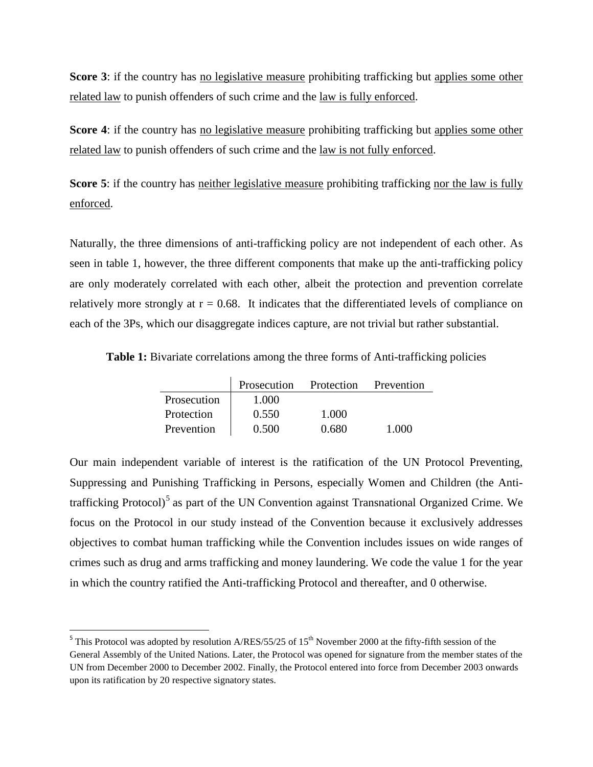**Score 3**: if the country has no legislative measure prohibiting trafficking but applies some other related law to punish offenders of such crime and the law is fully enforced.

**Score 4**: if the country has no legislative measure prohibiting trafficking but applies some other related law to punish offenders of such crime and the law is not fully enforced.

**Score 5**: if the country has neither legislative measure prohibiting trafficking nor the law is fully enforced.

Naturally, the three dimensions of anti-trafficking policy are not independent of each other. As seen in table 1, however, the three different components that make up the anti-trafficking policy are only moderately correlated with each other, albeit the protection and prevention correlate relatively more strongly at $r = 0.68$. It indicates that the differentiated levels of compliance on each of the 3Ps, which our disaggregate indices capture, are not trivial but rather substantial.

**Table 1:** Bivariate correlations among the three forms of Anti-trafficking policies

| | Prosecution | Protection | Prevention |
|---|---|---|---|
| Prosecution | 1.000 | | |
| Protection | 0.550 | 1.000 | |
| Prevention | 0.500 | 0.680 | 1.000 |

Our main independent variable of interest is the ratification of the UN Protocol Preventing, Suppressing and Punishing Trafficking in Persons, especially Women and Children (the Anti-trafficking Protocol)[5] as part of the UN Convention against Transnational Organized Crime. We focus on the Protocol in our study instead of the Convention because it exclusively addresses objectives to combat human trafficking while the Convention includes issues on wide ranges of crimes such as drug and arms trafficking and money laundering. We code the value 1 for the year in which the country ratified the Anti-trafficking Protocol and thereafter, and 0 otherwise.

[5] This Protocol was adopted by resolution A/RES/55/25 of 15th November 2000 at the fifty-fifth session of the General Assembly of the United Nations. Later, the Protocol was opened for signature from the member states of the UN from December 2000 to December 2002. Finally, the Protocol entered into force from December 2003 onwards upon its ratification by 20 respective signatory states.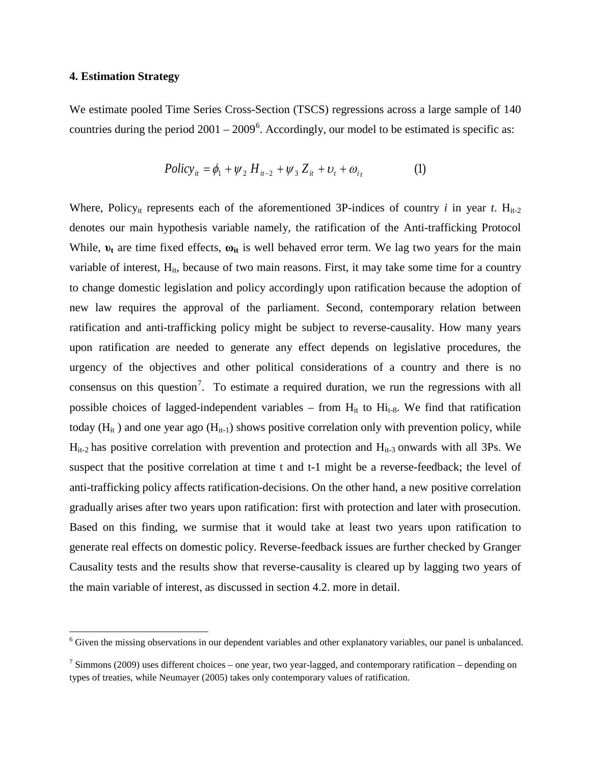### 4. Estimation Strategy

We estimate pooled Time Series Cross-Section (TSCS) regressions across a large sample of 140 countries during the period 2001 – 2009[6]. Accordingly, our model to be estimated is specific as:

$$Policy_{it} = \phi_1 + \psi_2 \, H_{it-2} + \psi_3 \, Z_{it} + \upsilon_t + \omega_{it} \qquad (1)$$

Where, $Policy_{it}$ represents each of the aforementioned 3P-indices of country *i* in year *t*. $H_{it-2}$ denotes our main hypothesis variable namely, the ratification of the Anti-trafficking Protocol While, $\boldsymbol{\upsilon_t}$ are time fixed effects, $\boldsymbol{\omega_{it}}$ is well behaved error term. We lag two years for the main variable of interest, $H_{it}$, because of two main reasons. First, it may take some time for a country to change domestic legislation and policy accordingly upon ratification because the adoption of new law requires the approval of the parliament. Second, contemporary relation between ratification and anti-trafficking policy might be subject to reverse-causality. How many years upon ratification are needed to generate any effect depends on legislative procedures, the urgency of the objectives and other political considerations of a country and there is no consensus on this question[7]. To estimate a required duration, we run the regressions with all possible choices of lagged-independent variables – from $H_{it}$ to $Hi_{t-8}$. We find that ratification today ($H_{it}$ ) and one year ago ($H_{it-1}$) shows positive correlation only with prevention policy, while $H_{it-2}$ has positive correlation with prevention and protection and $H_{it-3}$ onwards with all 3Ps. We suspect that the positive correlation at time t and t-1 might be a reverse-feedback; the level of anti-trafficking policy affects ratification-decisions. On the other hand, a new positive correlation gradually arises after two years upon ratification: first with protection and later with prosecution. Based on this finding, we surmise that it would take at least two years upon ratification to generate real effects on domestic policy. Reverse-feedback issues are further checked by Granger Causality tests and the results show that reverse-causality is cleared up by lagging two years of the main variable of interest, as discussed in section 4.2. more in detail.

---

[6] Given the missing observations in our dependent variables and other explanatory variables, our panel is unbalanced.

[7] Simmons (2009) uses different choices – one year, two year-lagged, and contemporary ratification – depending on types of treaties, while Neumayer (2005) takes only contemporary values of ratification.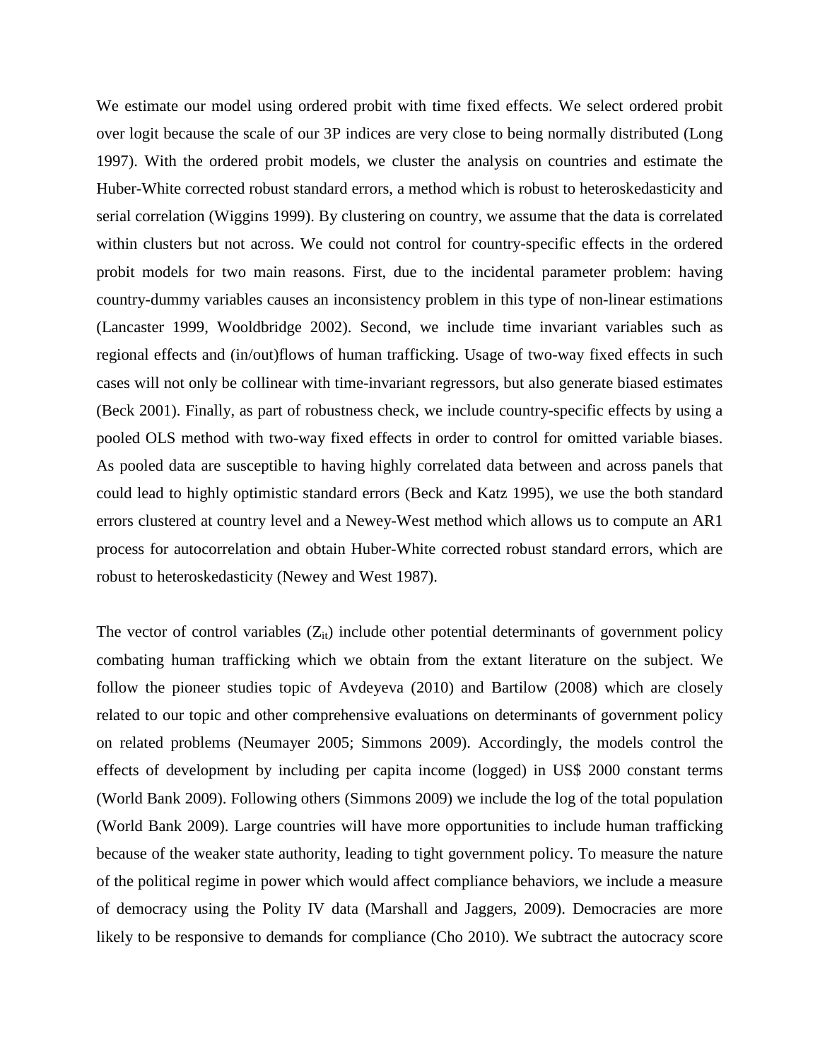We estimate our model using ordered probit with time fixed effects. We select ordered probit over logit because the scale of our 3P indices are very close to being normally distributed (Long 1997). With the ordered probit models, we cluster the analysis on countries and estimate the Huber-White corrected robust standard errors, a method which is robust to heteroskedasticity and serial correlation (Wiggins 1999). By clustering on country, we assume that the data is correlated within clusters but not across. We could not control for country-specific effects in the ordered probit models for two main reasons. First, due to the incidental parameter problem: having country-dummy variables causes an inconsistency problem in this type of non-linear estimations (Lancaster 1999, Wooldbridge 2002). Second, we include time invariant variables such as regional effects and (in/out)flows of human trafficking. Usage of two-way fixed effects in such cases will not only be collinear with time-invariant regressors, but also generate biased estimates (Beck 2001). Finally, as part of robustness check, we include country-specific effects by using a pooled OLS method with two-way fixed effects in order to control for omitted variable biases. As pooled data are susceptible to having highly correlated data between and across panels that could lead to highly optimistic standard errors (Beck and Katz 1995), we use the both standard errors clustered at country level and a Newey-West method which allows us to compute an AR1 process for autocorrelation and obtain Huber-White corrected robust standard errors, which are robust to heteroskedasticity (Newey and West 1987).

The vector of control variables ($Z_{it}$) include other potential determinants of government policy combating human trafficking which we obtain from the extant literature on the subject. We follow the pioneer studies topic of Avdeyeva (2010) and Bartilow (2008) which are closely related to our topic and other comprehensive evaluations on determinants of government policy on related problems (Neumayer 2005; Simmons 2009). Accordingly, the models control the effects of development by including per capita income (logged) in US$ 2000 constant terms (World Bank 2009). Following others (Simmons 2009) we include the log of the total population (World Bank 2009). Large countries will have more opportunities to include human trafficking because of the weaker state authority, leading to tight government policy. To measure the nature of the political regime in power which would affect compliance behaviors, we include a measure of democracy using the Polity IV data (Marshall and Jaggers, 2009). Democracies are more likely to be responsive to demands for compliance (Cho 2010). We subtract the autocracy score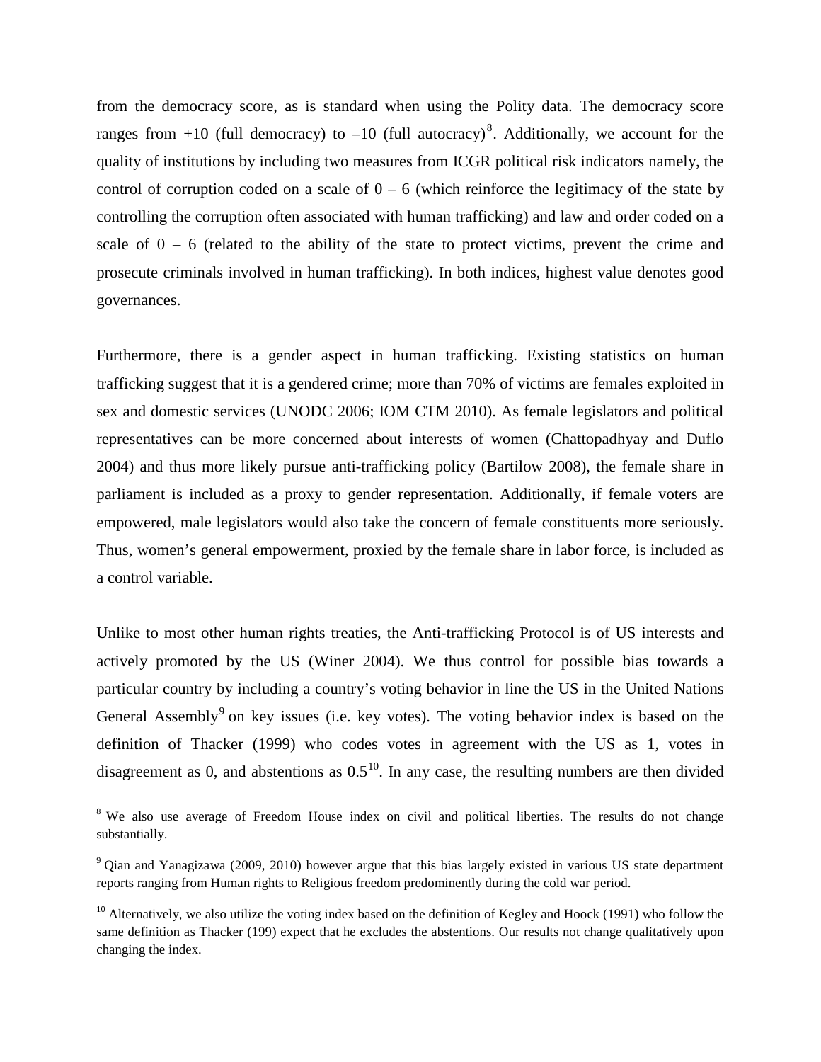from the democracy score, as is standard when using the Polity data. The democracy score ranges from +10 (full democracy) to –10 (full autocracy)[8]. Additionally, we account for the quality of institutions by including two measures from ICGR political risk indicators namely, the control of corruption coded on a scale of 0 – 6 (which reinforce the legitimacy of the state by controlling the corruption often associated with human trafficking) and law and order coded on a scale of 0 – 6 (related to the ability of the state to protect victims, prevent the crime and prosecute criminals involved in human trafficking). In both indices, highest value denotes good governances.

Furthermore, there is a gender aspect in human trafficking. Existing statistics on human trafficking suggest that it is a gendered crime; more than 70% of victims are females exploited in sex and domestic services (UNODC 2006; IOM CTM 2010). As female legislators and political representatives can be more concerned about interests of women (Chattopadhyay and Duflo 2004) and thus more likely pursue anti-trafficking policy (Bartilow 2008), the female share in parliament is included as a proxy to gender representation. Additionally, if female voters are empowered, male legislators would also take the concern of female constituents more seriously. Thus, women's general empowerment, proxied by the female share in labor force, is included as a control variable.

Unlike to most other human rights treaties, the Anti-trafficking Protocol is of US interests and actively promoted by the US (Winer 2004). We thus control for possible bias towards a particular country by including a country's voting behavior in line the US in the United Nations General Assembly[9] on key issues (i.e. key votes). The voting behavior index is based on the definition of Thacker (1999) who codes votes in agreement with the US as 1, votes in disagreement as 0, and abstentions as 0.5[10]. In any case, the resulting numbers are then divided

---

[8] We also use average of Freedom House index on civil and political liberties. The results do not change substantially.

[9] Qian and Yanagizawa (2009, 2010) however argue that this bias largely existed in various US state department reports ranging from Human rights to Religious freedom predominently during the cold war period.

[10] Alternatively, we also utilize the voting index based on the definition of Kegley and Hoock (1991) who follow the same definition as Thacker (199) expect that he excludes the abstentions. Our results not change qualitatively upon changing the index.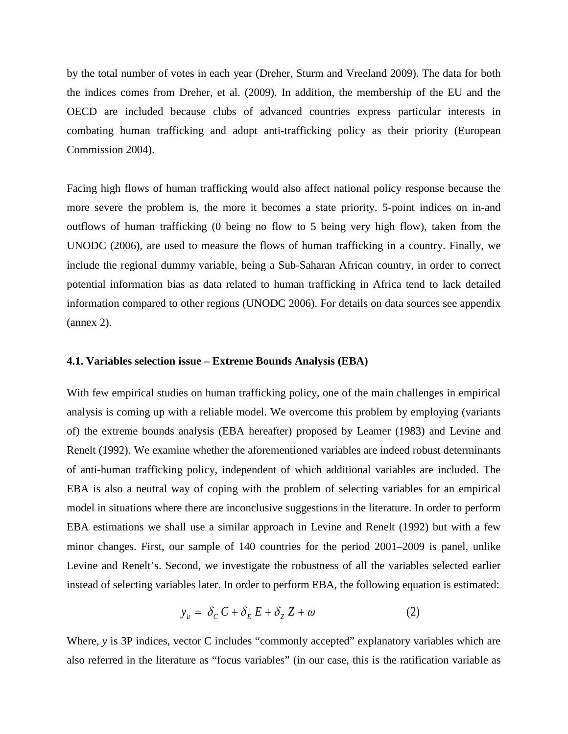by the total number of votes in each year (Dreher, Sturm and Vreeland 2009). The data for both the indices comes from Dreher, et al. (2009). In addition, the membership of the EU and the OECD are included because clubs of advanced countries express particular interests in combating human trafficking and adopt anti-trafficking policy as their priority (European Commission 2004).

Facing high flows of human trafficking would also affect national policy response because the more severe the problem is, the more it becomes a state priority. 5-point indices on in-and outflows of human trafficking (0 being no flow to 5 being very high flow), taken from the UNODC (2006), are used to measure the flows of human trafficking in a country. Finally, we include the regional dummy variable, being a Sub-Saharan African country, in order to correct potential information bias as data related to human trafficking in Africa tend to lack detailed information compared to other regions (UNODC 2006). For details on data sources see appendix (annex 2).

### 4.1. Variables selection issue – Extreme Bounds Analysis (EBA)

With few empirical studies on human trafficking policy, one of the main challenges in empirical analysis is coming up with a reliable model. We overcome this problem by employing (variants of) the extreme bounds analysis (EBA hereafter) proposed by Leamer (1983) and Levine and Renelt (1992). We examine whether the aforementioned variables are indeed robust determinants of anti-human trafficking policy, independent of which additional variables are included. The EBA is also a neutral way of coping with the problem of selecting variables for an empirical model in situations where there are inconclusive suggestions in the literature. In order to perform EBA estimations we shall use a similar approach in Levine and Renelt (1992) but with a few minor changes. First, our sample of 140 countries for the period 2001–2009 is panel, unlike Levine and Renelt's. Second, we investigate the robustness of all the variables selected earlier instead of selecting variables later. In order to perform EBA, the following equation is estimated:

$$y_{it} = \delta_C C + \delta_E E + \delta_Z Z + \omega \qquad (2)$$

Where, $y$ is 3P indices, vector C includes "commonly accepted" explanatory variables which are also referred in the literature as "focus variables" (in our case, this is the ratification variable as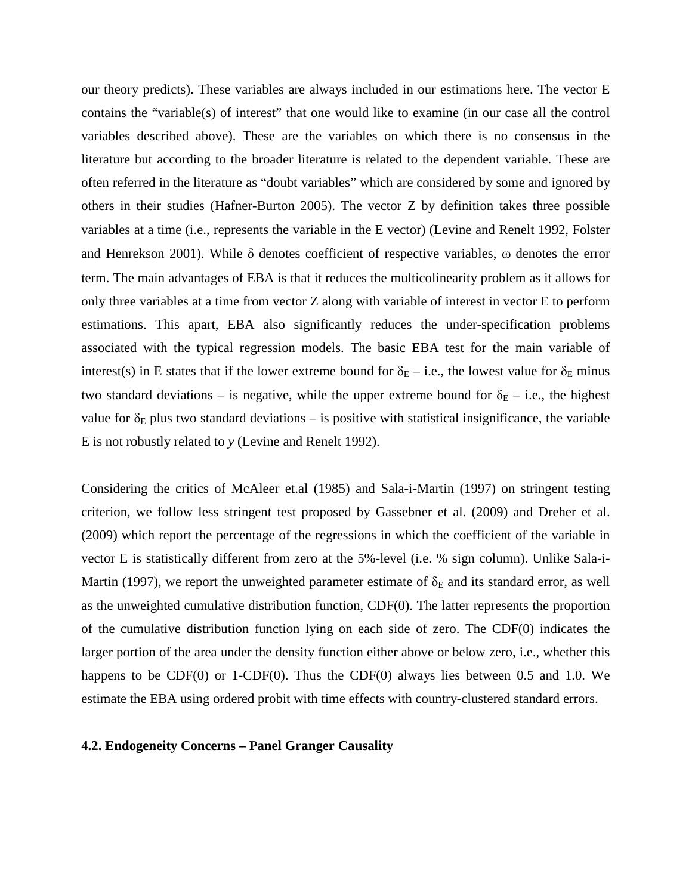our theory predicts). These variables are always included in our estimations here. The vector E contains the "variable(s) of interest" that one would like to examine (in our case all the control variables described above). These are the variables on which there is no consensus in the literature but according to the broader literature is related to the dependent variable. These are often referred in the literature as "doubt variables" which are considered by some and ignored by others in their studies (Hafner-Burton 2005). The vector Z by definition takes three possible variables at a time (i.e., represents the variable in the E vector) (Levine and Renelt 1992, Folster and Henrekson 2001). While $\delta$ denotes coefficient of respective variables, $\omega$ denotes the error term. The main advantages of EBA is that it reduces the multicolinearity problem as it allows for only three variables at a time from vector Z along with variable of interest in vector E to perform estimations. This apart, EBA also significantly reduces the under-specification problems associated with the typical regression models. The basic EBA test for the main variable of interest(s) in E states that if the lower extreme bound for $\delta_E$ – i.e., the lowest value for $\delta_E$ minus two standard deviations – is negative, while the upper extreme bound for $\delta_E$ – i.e., the highest value for $\delta_E$ plus two standard deviations – is positive with statistical insignificance, the variable E is not robustly related to *y* (Levine and Renelt 1992).

Considering the critics of McAleer et.al (1985) and Sala-i-Martin (1997) on stringent testing criterion, we follow less stringent test proposed by Gassebner et al. (2009) and Dreher et al. (2009) which report the percentage of the regressions in which the coefficient of the variable in vector E is statistically different from zero at the 5%-level (i.e. % sign column). Unlike Sala-i-Martin (1997), we report the unweighted parameter estimate of $\delta_E$ and its standard error, as well as the unweighted cumulative distribution function, CDF(0). The latter represents the proportion of the cumulative distribution function lying on each side of zero. The CDF(0) indicates the larger portion of the area under the density function either above or below zero, i.e., whether this happens to be CDF(0) or 1-CDF(0). Thus the CDF(0) always lies between 0.5 and 1.0. We estimate the EBA using ordered probit with time effects with country-clustered standard errors.

### 4.2. Endogeneity Concerns – Panel Granger Causality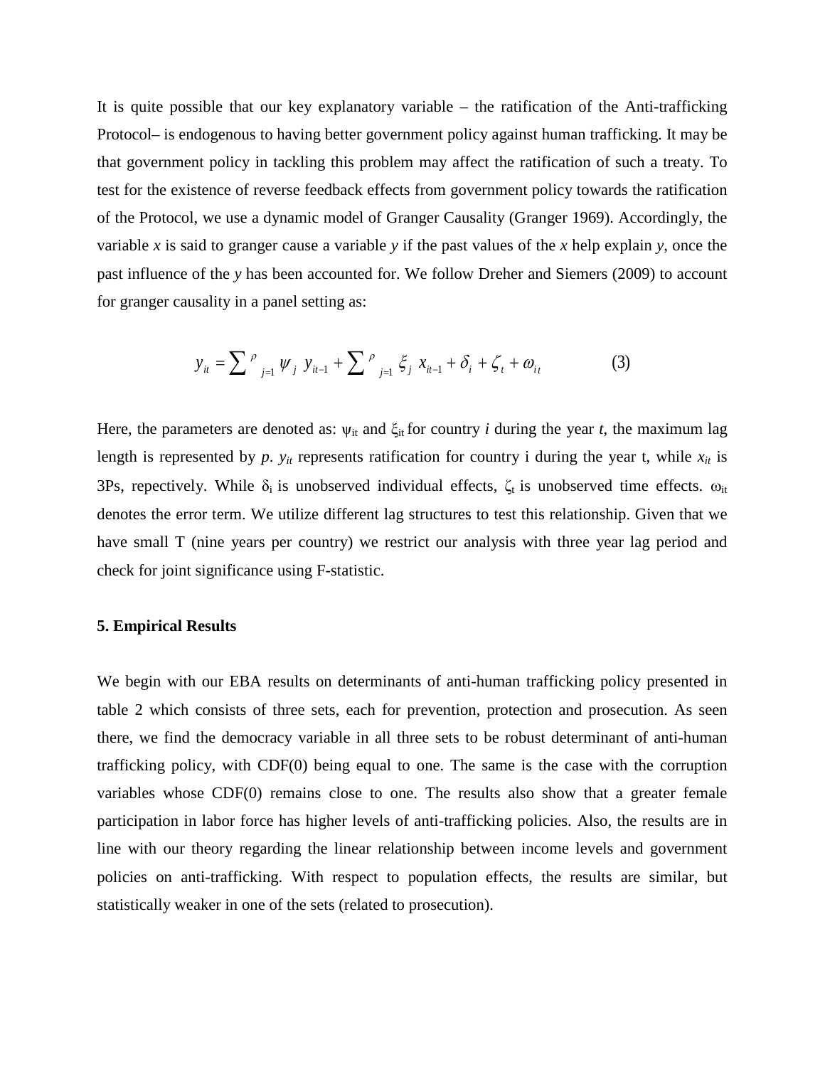It is quite possible that our key explanatory variable – the ratification of the Anti-trafficking Protocol– is endogenous to having better government policy against human trafficking. It may be that government policy in tackling this problem may affect the ratification of such a treaty. To test for the existence of reverse feedback effects from government policy towards the ratification of the Protocol, we use a dynamic model of Granger Causality (Granger 1969). Accordingly, the variable $x$ is said to granger cause a variable $y$ if the past values of the $x$ help explain $y$, once the past influence of the $y$ has been accounted for. We follow Dreher and Siemers (2009) to account for granger causality in a panel setting as:

$$y_{it} = \sum\nolimits^{\rho}_{j=1} \psi_j \; y_{it-1} + \sum\nolimits^{\rho}_{j=1} \xi_j \; x_{it-1} + \delta_i + \zeta_t + \omega_{it} \qquad (3)$$

Here, the parameters are denoted as: $\psi_{it}$ and $\xi_{it}$ for country $i$ during the year $t$, the maximum lag length is represented by $p$. $y_{it}$ represents ratification for country i during the year t, while $x_{it}$ is 3Ps, repectively. While $\delta_i$ is unobserved individual effects, $\zeta_t$ is unobserved time effects. $\omega_{it}$ denotes the error term. We utilize different lag structures to test this relationship. Given that we have small T (nine years per country) we restrict our analysis with three year lag period and check for joint significance using F-statistic.

**5. Empirical Results**

We begin with our EBA results on determinants of anti-human trafficking policy presented in table 2 which consists of three sets, each for prevention, protection and prosecution. As seen there, we find the democracy variable in all three sets to be robust determinant of anti-human trafficking policy, with CDF(0) being equal to one. The same is the case with the corruption variables whose CDF(0) remains close to one. The results also show that a greater female participation in labor force has higher levels of anti-trafficking policies. Also, the results are in line with our theory regarding the linear relationship between income levels and government policies on anti-trafficking. With respect to population effects, the results are similar, but statistically weaker in one of the sets (related to prosecution).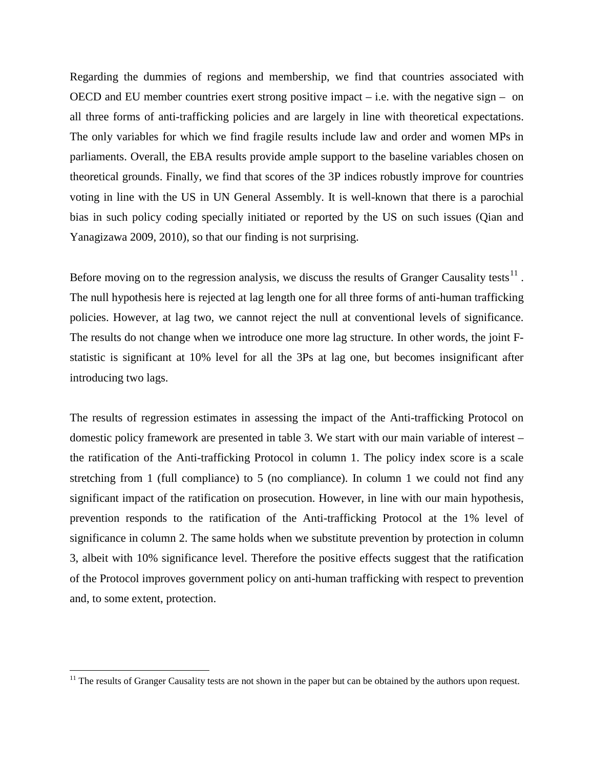Regarding the dummies of regions and membership, we find that countries associated with OECD and EU member countries exert strong positive impact – i.e. with the negative sign – on all three forms of anti-trafficking policies and are largely in line with theoretical expectations. The only variables for which we find fragile results include law and order and women MPs in parliaments. Overall, the EBA results provide ample support to the baseline variables chosen on theoretical grounds. Finally, we find that scores of the 3P indices robustly improve for countries voting in line with the US in UN General Assembly. It is well-known that there is a parochial bias in such policy coding specially initiated or reported by the US on such issues (Qian and Yanagizawa 2009, 2010), so that our finding is not surprising.

Before moving on to the regression analysis, we discuss the results of Granger Causality tests[11]. The null hypothesis here is rejected at lag length one for all three forms of anti-human trafficking policies. However, at lag two, we cannot reject the null at conventional levels of significance. The results do not change when we introduce one more lag structure. In other words, the joint F-statistic is significant at 10% level for all the 3Ps at lag one, but becomes insignificant after introducing two lags.

The results of regression estimates in assessing the impact of the Anti-trafficking Protocol on domestic policy framework are presented in table 3. We start with our main variable of interest – the ratification of the Anti-trafficking Protocol in column 1. The policy index score is a scale stretching from 1 (full compliance) to 5 (no compliance). In column 1 we could not find any significant impact of the ratification on prosecution. However, in line with our main hypothesis, prevention responds to the ratification of the Anti-trafficking Protocol at the 1% level of significance in column 2. The same holds when we substitute prevention by protection in column 3, albeit with 10% significance level. Therefore the positive effects suggest that the ratification of the Protocol improves government policy on anti-human trafficking with respect to prevention and, to some extent, protection.

[11] The results of Granger Causality tests are not shown in the paper but can be obtained by the authors upon request.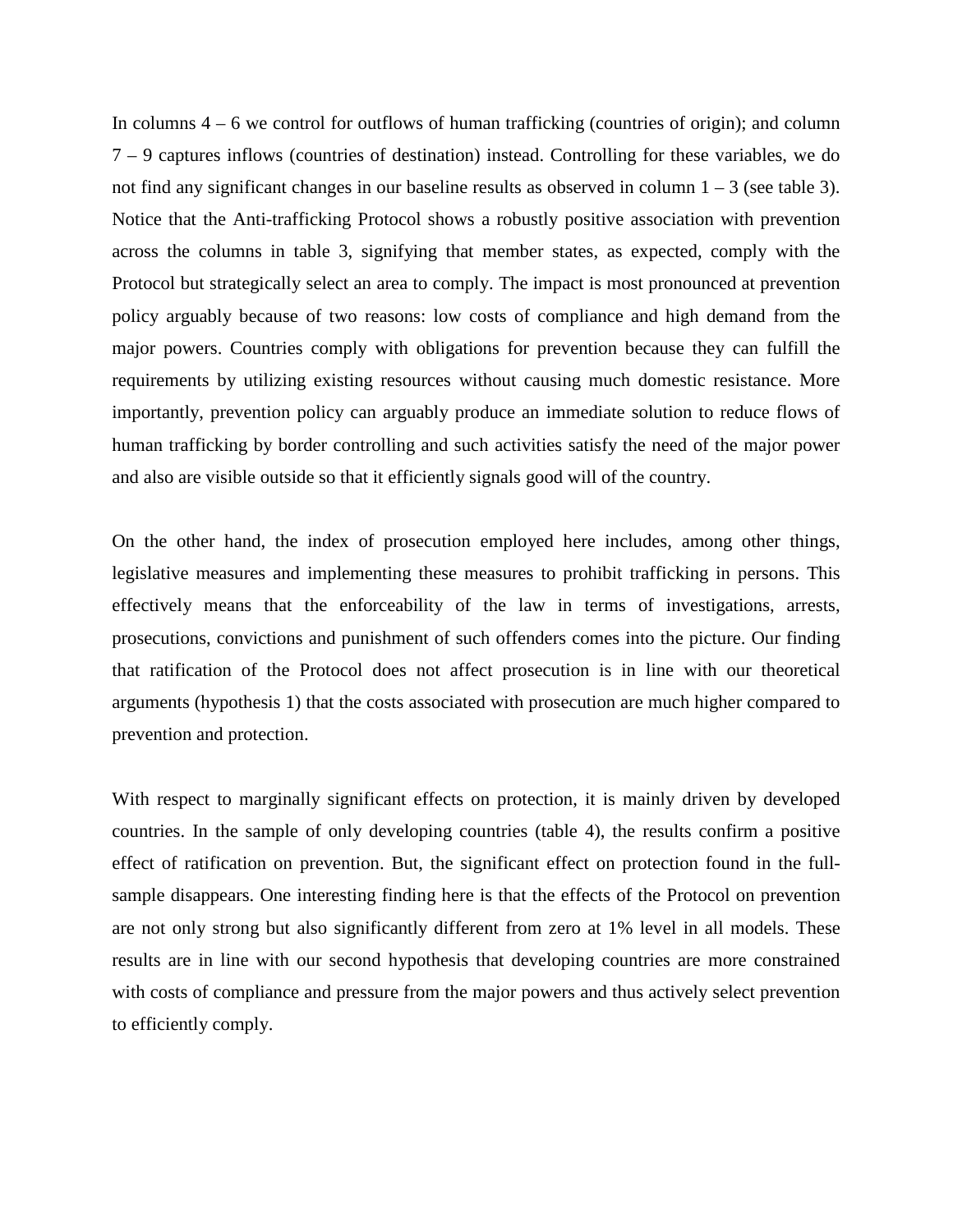In columns 4 – 6 we control for outflows of human trafficking (countries of origin); and column 7 – 9 captures inflows (countries of destination) instead. Controlling for these variables, we do not find any significant changes in our baseline results as observed in column 1 – 3 (see table 3). Notice that the Anti-trafficking Protocol shows a robustly positive association with prevention across the columns in table 3, signifying that member states, as expected, comply with the Protocol but strategically select an area to comply. The impact is most pronounced at prevention policy arguably because of two reasons: low costs of compliance and high demand from the major powers. Countries comply with obligations for prevention because they can fulfill the requirements by utilizing existing resources without causing much domestic resistance. More importantly, prevention policy can arguably produce an immediate solution to reduce flows of human trafficking by border controlling and such activities satisfy the need of the major power and also are visible outside so that it efficiently signals good will of the country.

On the other hand, the index of prosecution employed here includes, among other things, legislative measures and implementing these measures to prohibit trafficking in persons. This effectively means that the enforceability of the law in terms of investigations, arrests, prosecutions, convictions and punishment of such offenders comes into the picture. Our finding that ratification of the Protocol does not affect prosecution is in line with our theoretical arguments (hypothesis 1) that the costs associated with prosecution are much higher compared to prevention and protection.

With respect to marginally significant effects on protection, it is mainly driven by developed countries. In the sample of only developing countries (table 4), the results confirm a positive effect of ratification on prevention. But, the significant effect on protection found in the full-sample disappears. One interesting finding here is that the effects of the Protocol on prevention are not only strong but also significantly different from zero at 1% level in all models. These results are in line with our second hypothesis that developing countries are more constrained with costs of compliance and pressure from the major powers and thus actively select prevention to efficiently comply.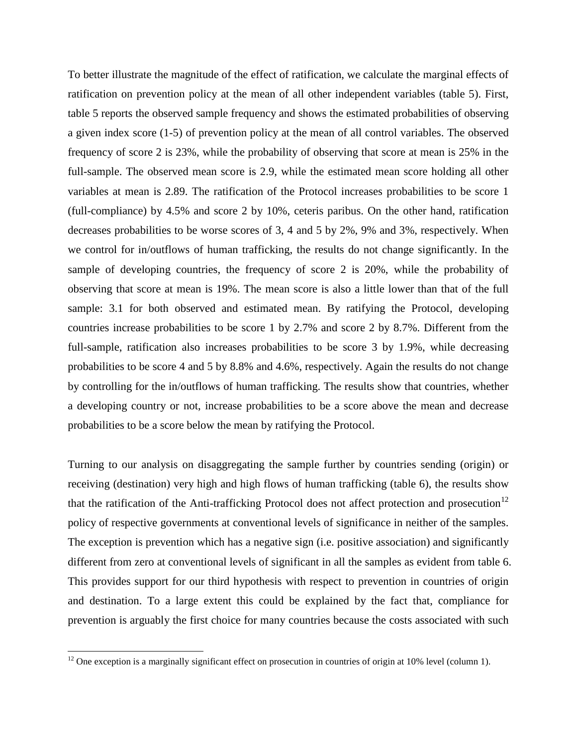To better illustrate the magnitude of the effect of ratification, we calculate the marginal effects of ratification on prevention policy at the mean of all other independent variables (table 5). First, table 5 reports the observed sample frequency and shows the estimated probabilities of observing a given index score (1-5) of prevention policy at the mean of all control variables. The observed frequency of score 2 is 23%, while the probability of observing that score at mean is 25% in the full-sample. The observed mean score is 2.9, while the estimated mean score holding all other variables at mean is 2.89. The ratification of the Protocol increases probabilities to be score 1 (full-compliance) by 4.5% and score 2 by 10%, ceteris paribus. On the other hand, ratification decreases probabilities to be worse scores of 3, 4 and 5 by 2%, 9% and 3%, respectively. When we control for in/outflows of human trafficking, the results do not change significantly. In the sample of developing countries, the frequency of score 2 is 20%, while the probability of observing that score at mean is 19%. The mean score is also a little lower than that of the full sample: 3.1 for both observed and estimated mean. By ratifying the Protocol, developing countries increase probabilities to be score 1 by 2.7% and score 2 by 8.7%. Different from the full-sample, ratification also increases probabilities to be score 3 by 1.9%, while decreasing probabilities to be score 4 and 5 by 8.8% and 4.6%, respectively. Again the results do not change by controlling for the in/outflows of human trafficking. The results show that countries, whether a developing country or not, increase probabilities to be a score above the mean and decrease probabilities to be a score below the mean by ratifying the Protocol.

Turning to our analysis on disaggregating the sample further by countries sending (origin) or receiving (destination) very high and high flows of human trafficking (table 6), the results show that the ratification of the Anti-trafficking Protocol does not affect protection and prosecution[12] policy of respective governments at conventional levels of significance in neither of the samples. The exception is prevention which has a negative sign (i.e. positive association) and significantly different from zero at conventional levels of significant in all the samples as evident from table 6. This provides support for our third hypothesis with respect to prevention in countries of origin and destination. To a large extent this could be explained by the fact that, compliance for prevention is arguably the first choice for many countries because the costs associated with such

[12] One exception is a marginally significant effect on prosecution in countries of origin at 10% level (column 1).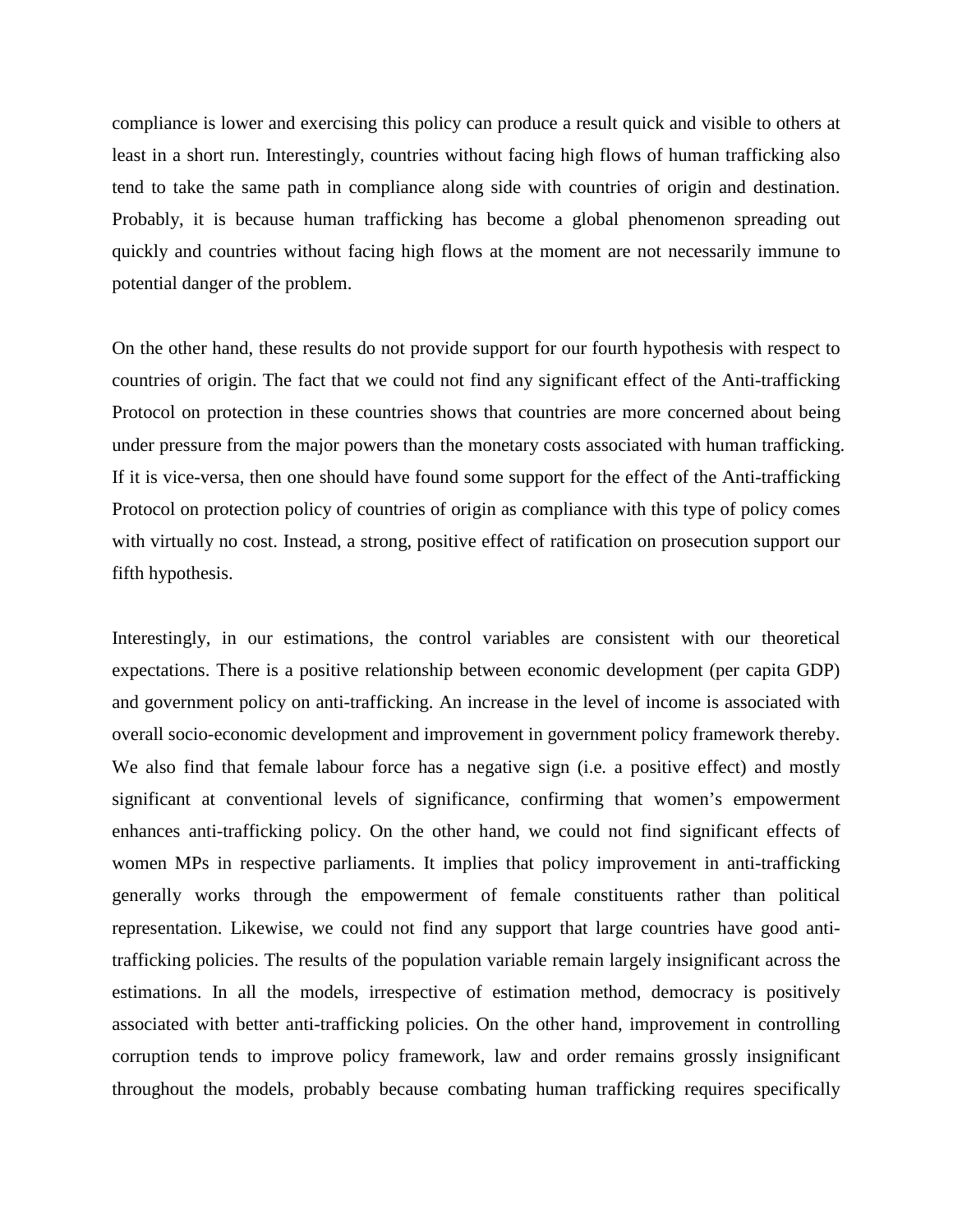compliance is lower and exercising this policy can produce a result quick and visible to others at least in a short run. Interestingly, countries without facing high flows of human trafficking also tend to take the same path in compliance along side with countries of origin and destination. Probably, it is because human trafficking has become a global phenomenon spreading out quickly and countries without facing high flows at the moment are not necessarily immune to potential danger of the problem.

On the other hand, these results do not provide support for our fourth hypothesis with respect to countries of origin. The fact that we could not find any significant effect of the Anti-trafficking Protocol on protection in these countries shows that countries are more concerned about being under pressure from the major powers than the monetary costs associated with human trafficking. If it is vice-versa, then one should have found some support for the effect of the Anti-trafficking Protocol on protection policy of countries of origin as compliance with this type of policy comes with virtually no cost. Instead, a strong, positive effect of ratification on prosecution support our fifth hypothesis.

Interestingly, in our estimations, the control variables are consistent with our theoretical expectations. There is a positive relationship between economic development (per capita GDP) and government policy on anti-trafficking. An increase in the level of income is associated with overall socio-economic development and improvement in government policy framework thereby. We also find that female labour force has a negative sign (i.e. a positive effect) and mostly significant at conventional levels of significance, confirming that women's empowerment enhances anti-trafficking policy. On the other hand, we could not find significant effects of women MPs in respective parliaments. It implies that policy improvement in anti-trafficking generally works through the empowerment of female constituents rather than political representation. Likewise, we could not find any support that large countries have good anti-trafficking policies. The results of the population variable remain largely insignificant across the estimations. In all the models, irrespective of estimation method, democracy is positively associated with better anti-trafficking policies. On the other hand, improvement in controlling corruption tends to improve policy framework, law and order remains grossly insignificant throughout the models, probably because combating human trafficking requires specifically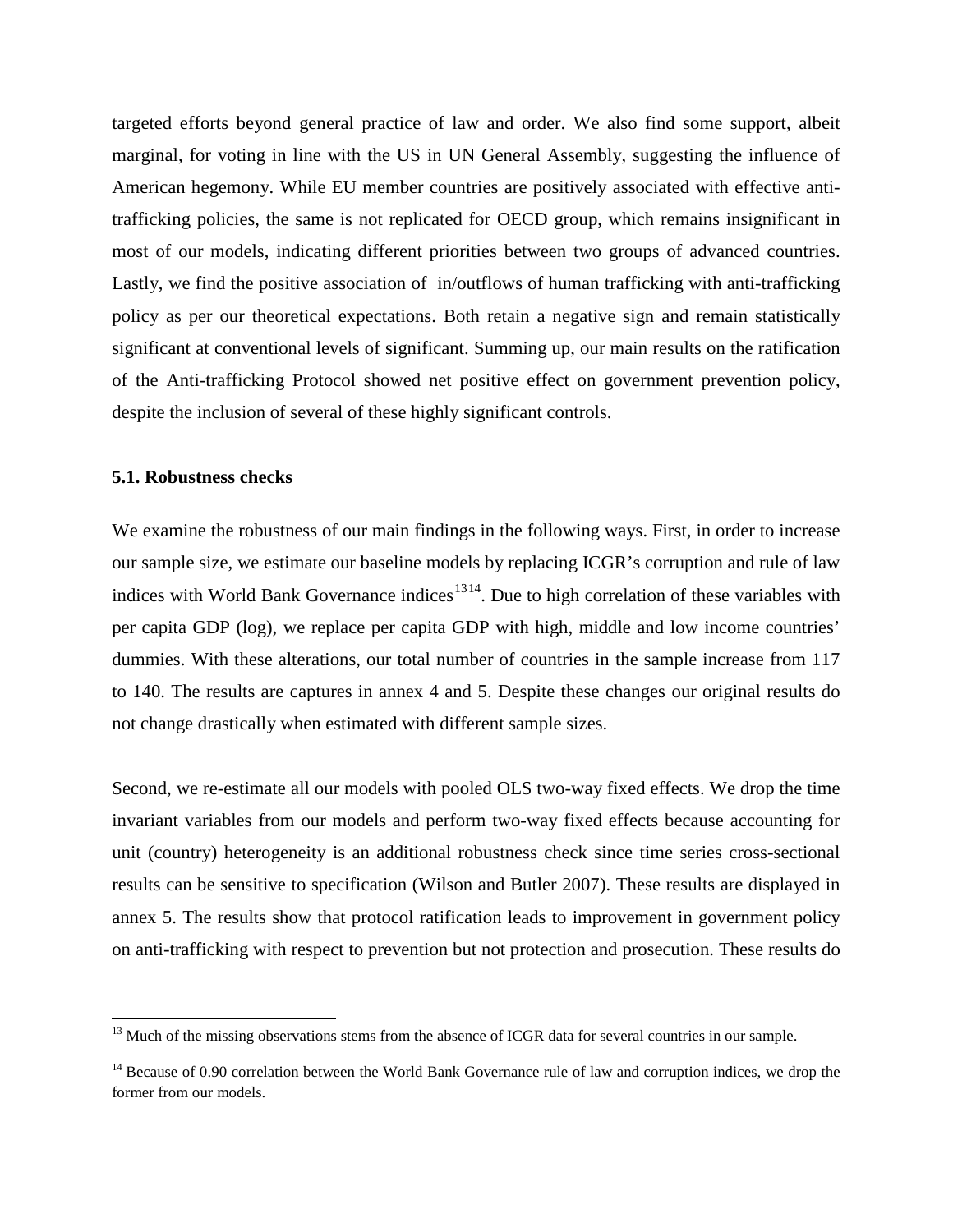targeted efforts beyond general practice of law and order. We also find some support, albeit marginal, for voting in line with the US in UN General Assembly, suggesting the influence of American hegemony. While EU member countries are positively associated with effective anti-trafficking policies, the same is not replicated for OECD group, which remains insignificant in most of our models, indicating different priorities between two groups of advanced countries. Lastly, we find the positive association of in/outflows of human trafficking with anti-trafficking policy as per our theoretical expectations. Both retain a negative sign and remain statistically significant at conventional levels of significant. Summing up, our main results on the ratification of the Anti-trafficking Protocol showed net positive effect on government prevention policy, despite the inclusion of several of these highly significant controls.

### 5.1. Robustness checks

We examine the robustness of our main findings in the following ways. First, in order to increase our sample size, we estimate our baseline models by replacing ICGR's corruption and rule of law indices with World Bank Governance indices[13][14]. Due to high correlation of these variables with per capita GDP (log), we replace per capita GDP with high, middle and low income countries' dummies. With these alterations, our total number of countries in the sample increase from 117 to 140. The results are captures in annex 4 and 5. Despite these changes our original results do not change drastically when estimated with different sample sizes.

Second, we re-estimate all our models with pooled OLS two-way fixed effects. We drop the time invariant variables from our models and perform two-way fixed effects because accounting for unit (country) heterogeneity is an additional robustness check since time series cross-sectional results can be sensitive to specification (Wilson and Butler 2007). These results are displayed in annex 5. The results show that protocol ratification leads to improvement in government policy on anti-trafficking with respect to prevention but not protection and prosecution. These results do

[13] Much of the missing observations stems from the absence of ICGR data for several countries in our sample.

[14] Because of 0.90 correlation between the World Bank Governance rule of law and corruption indices, we drop the former from our models.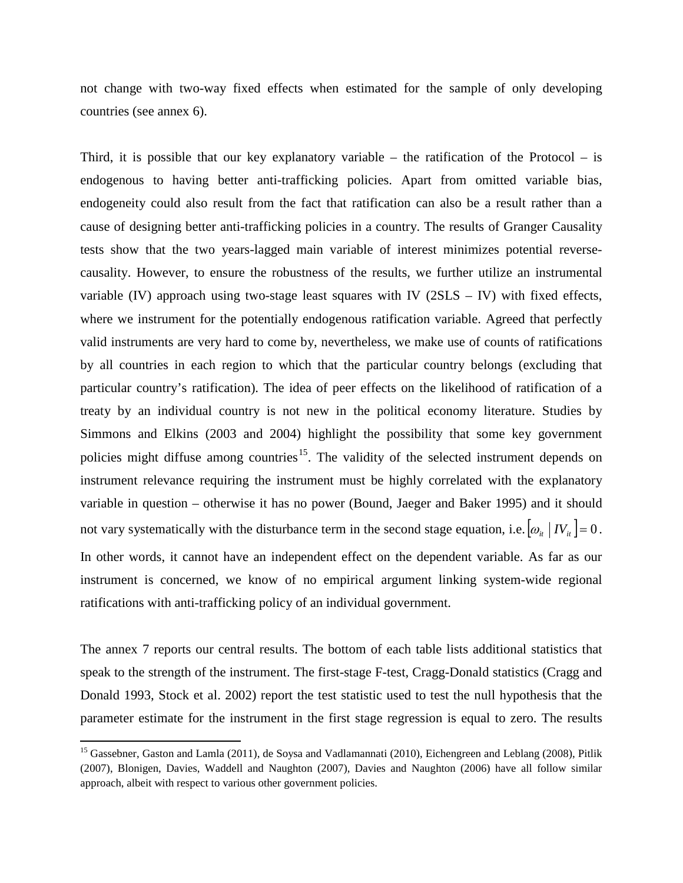not change with two-way fixed effects when estimated for the sample of only developing countries (see annex 6).

Third, it is possible that our key explanatory variable – the ratification of the Protocol – is endogenous to having better anti-trafficking policies. Apart from omitted variable bias, endogeneity could also result from the fact that ratification can also be a result rather than a cause of designing better anti-trafficking policies in a country. The results of Granger Causality tests show that the two years-lagged main variable of interest minimizes potential reverse-causality. However, to ensure the robustness of the results, we further utilize an instrumental variable (IV) approach using two-stage least squares with IV (2SLS – IV) with fixed effects, where we instrument for the potentially endogenous ratification variable. Agreed that perfectly valid instruments are very hard to come by, nevertheless, we make use of counts of ratifications by all countries in each region to which that the particular country belongs (excluding that particular country's ratification). The idea of peer effects on the likelihood of ratification of a treaty by an individual country is not new in the political economy literature. Studies by Simmons and Elkins (2003 and 2004) highlight the possibility that some key government policies might diffuse among countries[15]. The validity of the selected instrument depends on instrument relevance requiring the instrument must be highly correlated with the explanatory variable in question – otherwise it has no power (Bound, Jaeger and Baker 1995) and it should not vary systematically with the disturbance term in the second stage equation, i.e. $\left[\omega_{it} \mid IV_{it}\right] = 0$. In other words, it cannot have an independent effect on the dependent variable. As far as our instrument is concerned, we know of no empirical argument linking system-wide regional ratifications with anti-trafficking policy of an individual government.

The annex 7 reports our central results. The bottom of each table lists additional statistics that speak to the strength of the instrument. The first-stage F-test, Cragg-Donald statistics (Cragg and Donald 1993, Stock et al. 2002) report the test statistic used to test the null hypothesis that the parameter estimate for the instrument in the first stage regression is equal to zero. The results

[15] Gassebner, Gaston and Lamla (2011), de Soysa and Vadlamannati (2010), Eichengreen and Leblang (2008), Pitlik (2007), Blonigen, Davies, Waddell and Naughton (2007), Davies and Naughton (2006) have all follow similar approach, albeit with respect to various other government policies.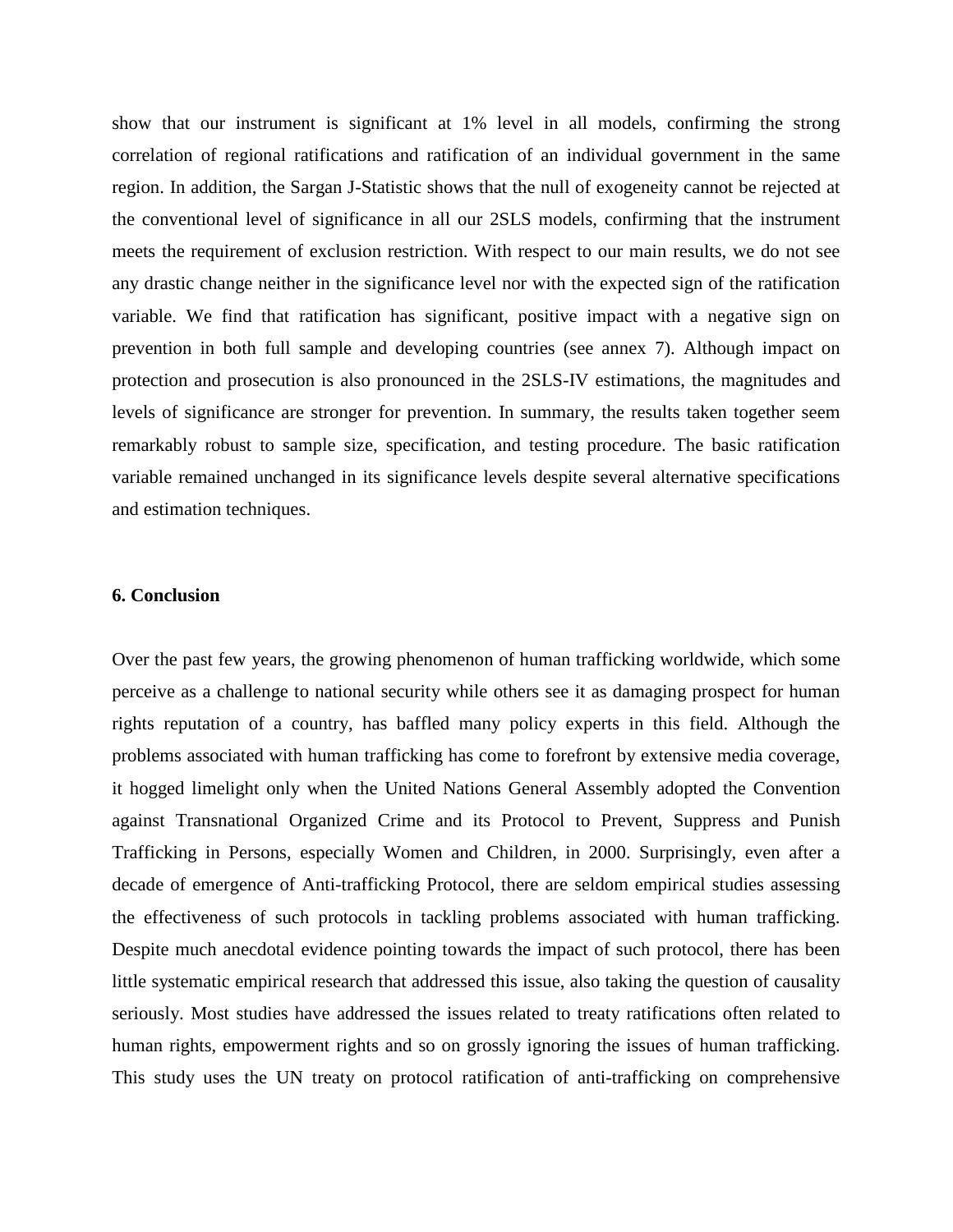show that our instrument is significant at 1% level in all models, confirming the strong correlation of regional ratifications and ratification of an individual government in the same region. In addition, the Sargan J-Statistic shows that the null of exogeneity cannot be rejected at the conventional level of significance in all our 2SLS models, confirming that the instrument meets the requirement of exclusion restriction. With respect to our main results, we do not see any drastic change neither in the significance level nor with the expected sign of the ratification variable. We find that ratification has significant, positive impact with a negative sign on prevention in both full sample and developing countries (see annex 7). Although impact on protection and prosecution is also pronounced in the 2SLS-IV estimations, the magnitudes and levels of significance are stronger for prevention. In summary, the results taken together seem remarkably robust to sample size, specification, and testing procedure. The basic ratification variable remained unchanged in its significance levels despite several alternative specifications and estimation techniques.

## 6. Conclusion

Over the past few years, the growing phenomenon of human trafficking worldwide, which some perceive as a challenge to national security while others see it as damaging prospect for human rights reputation of a country, has baffled many policy experts in this field. Although the problems associated with human trafficking has come to forefront by extensive media coverage, it hogged limelight only when the United Nations General Assembly adopted the Convention against Transnational Organized Crime and its Protocol to Prevent, Suppress and Punish Trafficking in Persons, especially Women and Children, in 2000. Surprisingly, even after a decade of emergence of Anti-trafficking Protocol, there are seldom empirical studies assessing the effectiveness of such protocols in tackling problems associated with human trafficking. Despite much anecdotal evidence pointing towards the impact of such protocol, there has been little systematic empirical research that addressed this issue, also taking the question of causality seriously. Most studies have addressed the issues related to treaty ratifications often related to human rights, empowerment rights and so on grossly ignoring the issues of human trafficking. This study uses the UN treaty on protocol ratification of anti-trafficking on comprehensive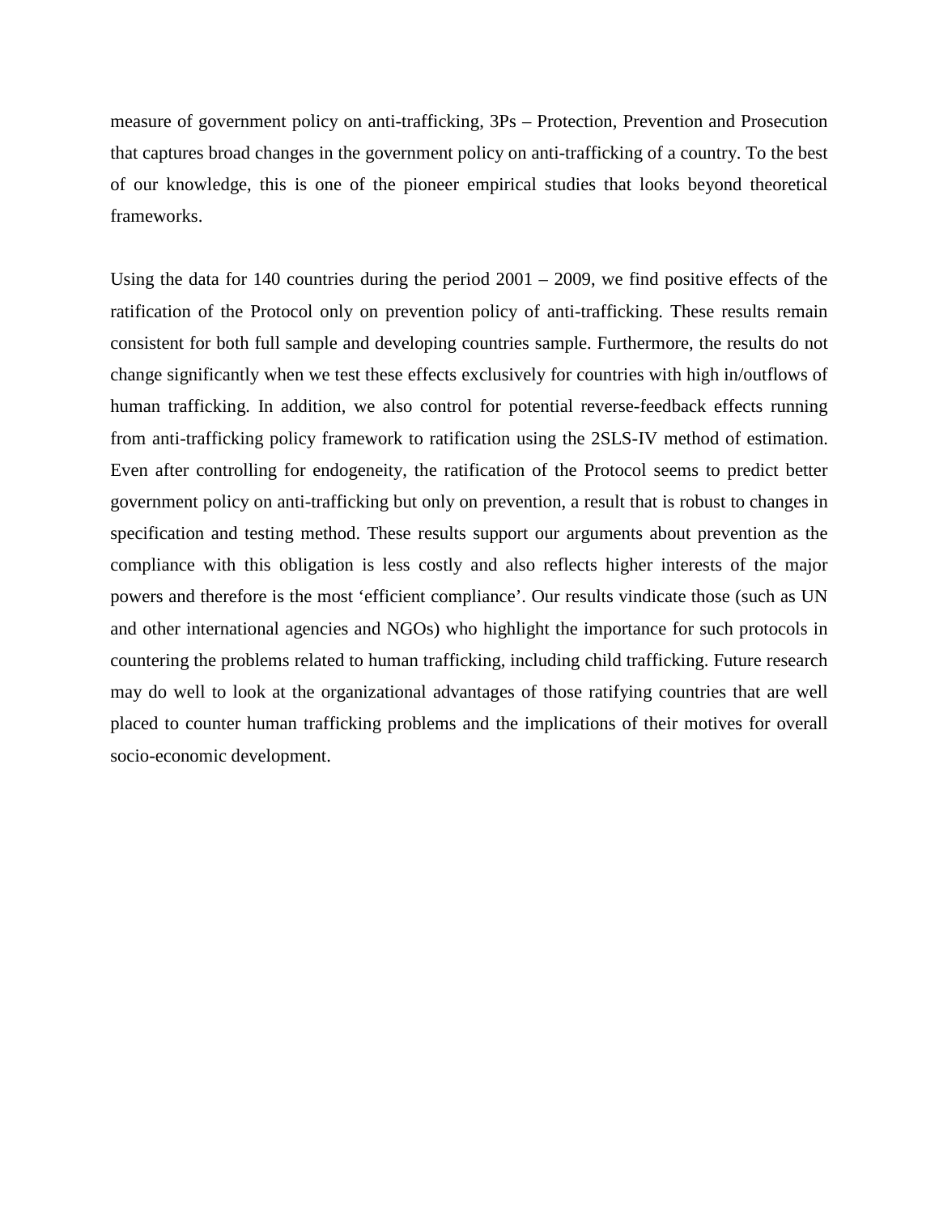measure of government policy on anti-trafficking, 3Ps – Protection, Prevention and Prosecution that captures broad changes in the government policy on anti-trafficking of a country. To the best of our knowledge, this is one of the pioneer empirical studies that looks beyond theoretical frameworks.

Using the data for 140 countries during the period 2001 – 2009, we find positive effects of the ratification of the Protocol only on prevention policy of anti-trafficking. These results remain consistent for both full sample and developing countries sample. Furthermore, the results do not change significantly when we test these effects exclusively for countries with high in/outflows of human trafficking. In addition, we also control for potential reverse-feedback effects running from anti-trafficking policy framework to ratification using the 2SLS-IV method of estimation. Even after controlling for endogeneity, the ratification of the Protocol seems to predict better government policy on anti-trafficking but only on prevention, a result that is robust to changes in specification and testing method. These results support our arguments about prevention as the compliance with this obligation is less costly and also reflects higher interests of the major powers and therefore is the most 'efficient compliance'. Our results vindicate those (such as UN and other international agencies and NGOs) who highlight the importance for such protocols in countering the problems related to human trafficking, including child trafficking. Future research may do well to look at the organizational advantages of those ratifying countries that are well placed to counter human trafficking problems and the implications of their motives for overall socio-economic development.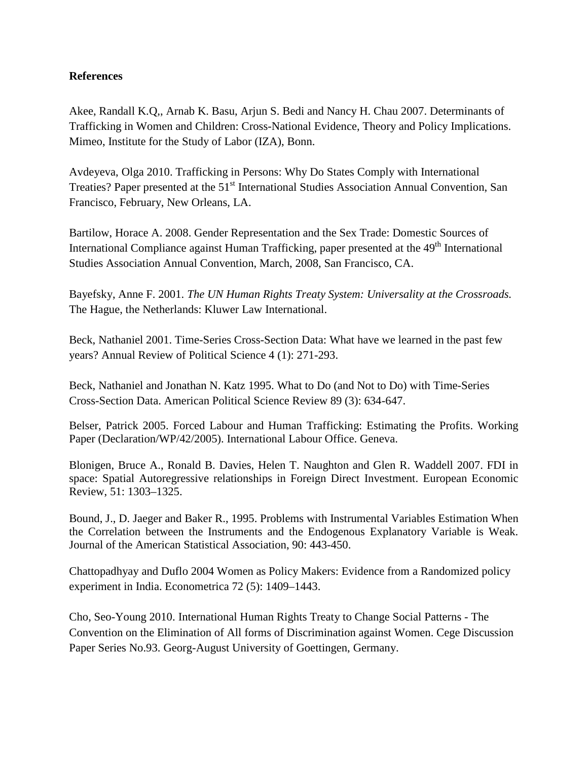**References**

Akee, Randall K.Q,, Arnab K. Basu, Arjun S. Bedi and Nancy H. Chau 2007. Determinants of Trafficking in Women and Children: Cross-National Evidence, Theory and Policy Implications. Mimeo, Institute for the Study of Labor (IZA), Bonn.

Avdeyeva, Olga 2010. Trafficking in Persons: Why Do States Comply with International Treaties? Paper presented at the 51st International Studies Association Annual Convention, San Francisco, February, New Orleans, LA.

Bartilow, Horace A. 2008. Gender Representation and the Sex Trade: Domestic Sources of International Compliance against Human Trafficking, paper presented at the 49th International Studies Association Annual Convention, March, 2008, San Francisco, CA.

Bayefsky, Anne F. 2001. *The UN Human Rights Treaty System: Universality at the Crossroads.* The Hague, the Netherlands: Kluwer Law International.

Beck, Nathaniel 2001. Time-Series Cross-Section Data: What have we learned in the past few years? Annual Review of Political Science 4 (1): 271-293.

Beck, Nathaniel and Jonathan N. Katz 1995. What to Do (and Not to Do) with Time-Series Cross-Section Data. American Political Science Review 89 (3): 634-647.

Belser, Patrick 2005. Forced Labour and Human Trafficking: Estimating the Profits. Working Paper (Declaration/WP/42/2005). International Labour Office. Geneva.

Blonigen, Bruce A., Ronald B. Davies, Helen T. Naughton and Glen R. Waddell 2007. FDI in space: Spatial Autoregressive relationships in Foreign Direct Investment. European Economic Review, 51: 1303–1325.

Bound, J., D. Jaeger and Baker R., 1995. Problems with Instrumental Variables Estimation When the Correlation between the Instruments and the Endogenous Explanatory Variable is Weak. Journal of the American Statistical Association, 90: 443-450.

Chattopadhyay and Duflo 2004 Women as Policy Makers: Evidence from a Randomized policy experiment in India. Econometrica 72 (5): 1409–1443.

Cho, Seo-Young 2010. International Human Rights Treaty to Change Social Patterns - The Convention on the Elimination of All forms of Discrimination against Women. Cege Discussion Paper Series No.93. Georg-August University of Goettingen, Germany.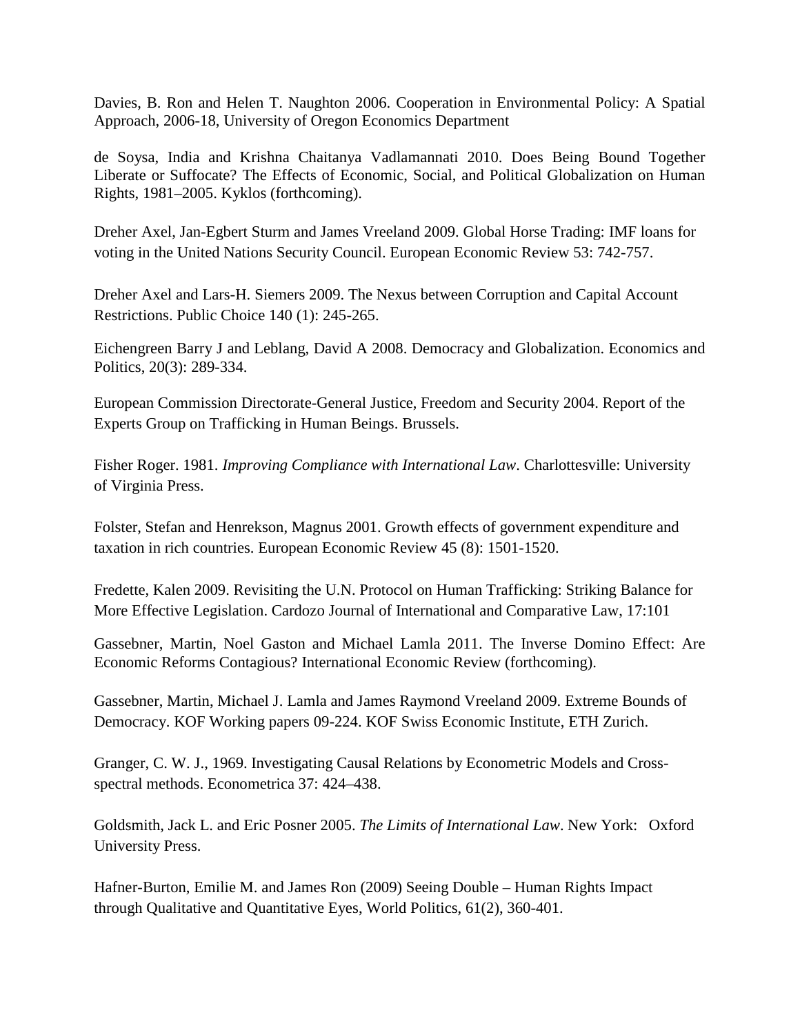Davies, B. Ron and Helen T. Naughton 2006. Cooperation in Environmental Policy: A Spatial Approach, 2006-18, University of Oregon Economics Department

de Soysa, India and Krishna Chaitanya Vadlamannati 2010. Does Being Bound Together Liberate or Suffocate? The Effects of Economic, Social, and Political Globalization on Human Rights, 1981–2005. Kyklos (forthcoming).

Dreher Axel, Jan-Egbert Sturm and James Vreeland 2009. Global Horse Trading: IMF loans for voting in the United Nations Security Council. European Economic Review 53: 742-757.

Dreher Axel and Lars-H. Siemers 2009. The Nexus between Corruption and Capital Account Restrictions. Public Choice 140 (1): 245-265.

Eichengreen Barry J and Leblang, David A 2008. Democracy and Globalization. Economics and Politics, 20(3): 289-334.

European Commission Directorate-General Justice, Freedom and Security 2004. Report of the Experts Group on Trafficking in Human Beings. Brussels.

Fisher Roger. 1981. *Improving Compliance with International Law*. Charlottesville: University of Virginia Press.

Folster, Stefan and Henrekson, Magnus 2001. Growth effects of government expenditure and taxation in rich countries. European Economic Review 45 (8): 1501-1520.

Fredette, Kalen 2009. Revisiting the U.N. Protocol on Human Trafficking: Striking Balance for More Effective Legislation. Cardozo Journal of International and Comparative Law, 17:101

Gassebner, Martin, Noel Gaston and Michael Lamla 2011. The Inverse Domino Effect: Are Economic Reforms Contagious? International Economic Review (forthcoming).

Gassebner, Martin, Michael J. Lamla and James Raymond Vreeland 2009. Extreme Bounds of Democracy. KOF Working papers 09-224. KOF Swiss Economic Institute, ETH Zurich.

Granger, C. W. J., 1969. Investigating Causal Relations by Econometric Models and Cross-spectral methods. Econometrica 37: 424–438.

Goldsmith, Jack L. and Eric Posner 2005. *The Limits of International Law*. New York: Oxford University Press.

Hafner-Burton, Emilie M. and James Ron (2009) Seeing Double – Human Rights Impact through Qualitative and Quantitative Eyes, World Politics, 61(2), 360-401.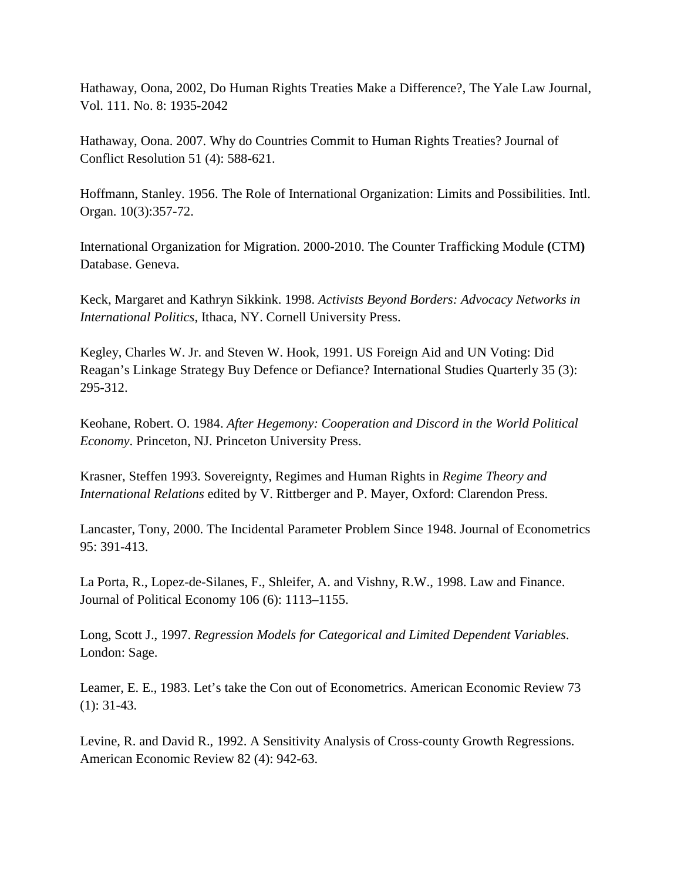Hathaway, Oona, 2002, Do Human Rights Treaties Make a Difference?, The Yale Law Journal, Vol. 111. No. 8: 1935-2042

Hathaway, Oona. 2007. Why do Countries Commit to Human Rights Treaties? Journal of Conflict Resolution 51 (4): 588-621.

Hoffmann, Stanley. 1956. The Role of International Organization: Limits and Possibilities. Intl. Organ. 10(3):357-72.

International Organization for Migration. 2000-2010. The Counter Trafficking Module **(**CTM**)** Database. Geneva.

Keck, Margaret and Kathryn Sikkink. 1998. *Activists Beyond Borders: Advocacy Networks in International Politics*, Ithaca, NY. Cornell University Press.

Kegley, Charles W. Jr. and Steven W. Hook, 1991. US Foreign Aid and UN Voting: Did Reagan's Linkage Strategy Buy Defence or Defiance? International Studies Quarterly 35 (3): 295-312.

Keohane, Robert. O. 1984. *After Hegemony: Cooperation and Discord in the World Political Economy*. Princeton, NJ. Princeton University Press.

Krasner, Steffen 1993. Sovereignty, Regimes and Human Rights in *Regime Theory and International Relations* edited by V. Rittberger and P. Mayer, Oxford: Clarendon Press.

Lancaster, Tony, 2000. The Incidental Parameter Problem Since 1948. Journal of Econometrics 95: 391-413.

La Porta, R., Lopez-de-Silanes, F., Shleifer, A. and Vishny, R.W., 1998. Law and Finance. Journal of Political Economy 106 (6): 1113–1155.

Long, Scott J., 1997. *Regression Models for Categorical and Limited Dependent Variables*. London: Sage.

Leamer, E. E., 1983. Let's take the Con out of Econometrics. American Economic Review 73 (1): 31-43.

Levine, R. and David R., 1992. A Sensitivity Analysis of Cross-county Growth Regressions. American Economic Review 82 (4): 942-63.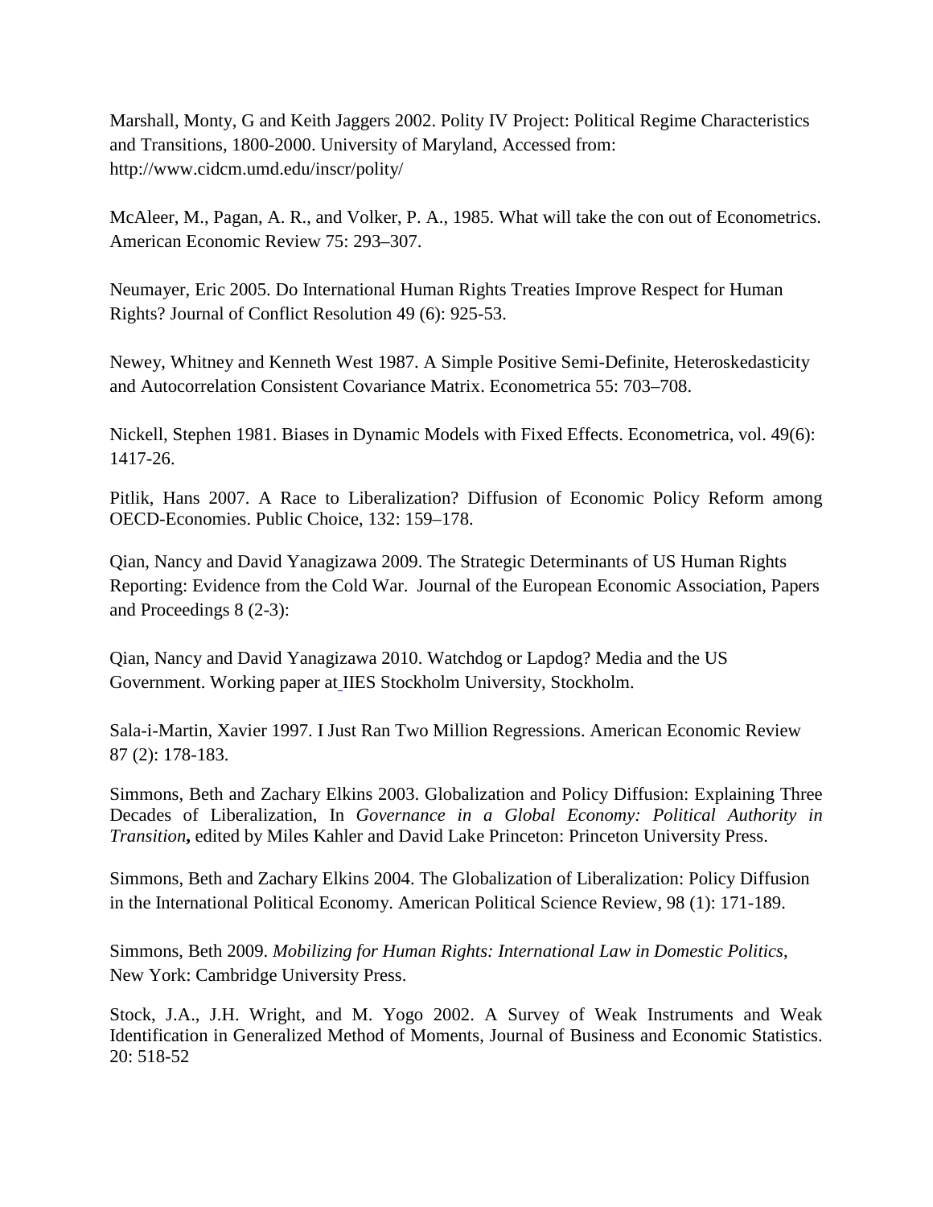Marshall, Monty, G and Keith Jaggers 2002. Polity IV Project: Political Regime Characteristics and Transitions, 1800-2000. University of Maryland, Accessed from: http://www.cidcm.umd.edu/inscr/polity/

McAleer, M., Pagan, A. R., and Volker, P. A., 1985. What will take the con out of Econometrics. American Economic Review 75: 293–307.

Neumayer, Eric 2005. Do International Human Rights Treaties Improve Respect for Human Rights? Journal of Conflict Resolution 49 (6): 925-53.

Newey, Whitney and Kenneth West 1987. A Simple Positive Semi-Definite, Heteroskedasticity and Autocorrelation Consistent Covariance Matrix. Econometrica 55: 703–708.

Nickell, Stephen 1981. Biases in Dynamic Models with Fixed Effects. Econometrica, vol. 49(6): 1417-26.

Pitlik, Hans 2007. A Race to Liberalization? Diffusion of Economic Policy Reform among OECD-Economies. Public Choice, 132: 159–178.

Qian, Nancy and David Yanagizawa 2009. The Strategic Determinants of US Human Rights Reporting: Evidence from the Cold War. Journal of the European Economic Association, Papers and Proceedings 8 (2-3):

Qian, Nancy and David Yanagizawa 2010. Watchdog or Lapdog? Media and the US Government. Working paper at IIES Stockholm University, Stockholm.

Sala-i-Martin, Xavier 1997. I Just Ran Two Million Regressions. American Economic Review 87 (2): 178-183.

Simmons, Beth and Zachary Elkins 2003. Globalization and Policy Diffusion: Explaining Three Decades of Liberalization, In *Governance in a Global Economy: Political Authority in Transition***,** edited by Miles Kahler and David Lake Princeton: Princeton University Press.

Simmons, Beth and Zachary Elkins 2004. The Globalization of Liberalization: Policy Diffusion in the International Political Economy. American Political Science Review, 98 (1): 171-189.

Simmons, Beth 2009. *Mobilizing for Human Rights: International Law in Domestic Politics*, New York: Cambridge University Press.

Stock, J.A., J.H. Wright, and M. Yogo 2002. A Survey of Weak Instruments and Weak Identification in Generalized Method of Moments, Journal of Business and Economic Statistics. 20: 518-52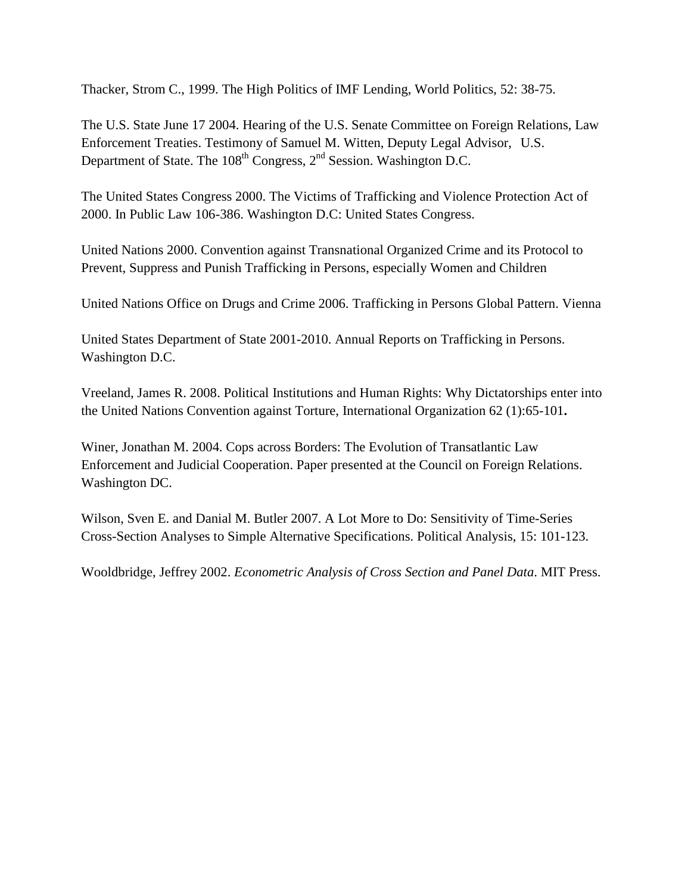Thacker, Strom C., 1999. The High Politics of IMF Lending, World Politics, 52: 38-75.

The U.S. State June 17 2004. Hearing of the U.S. Senate Committee on Foreign Relations, Law Enforcement Treaties. Testimony of Samuel M. Witten, Deputy Legal Advisor, U.S. Department of State. The 108th Congress, 2nd Session. Washington D.C.

The United States Congress 2000. The Victims of Trafficking and Violence Protection Act of 2000. In Public Law 106-386. Washington D.C: United States Congress.

United Nations 2000. Convention against Transnational Organized Crime and its Protocol to Prevent, Suppress and Punish Trafficking in Persons, especially Women and Children

United Nations Office on Drugs and Crime 2006. Trafficking in Persons Global Pattern. Vienna

United States Department of State 2001-2010. Annual Reports on Trafficking in Persons. Washington D.C.

Vreeland, James R. 2008. Political Institutions and Human Rights: Why Dictatorships enter into the United Nations Convention against Torture, International Organization 62 (1):65-101**.**

Winer, Jonathan M. 2004. Cops across Borders: The Evolution of Transatlantic Law Enforcement and Judicial Cooperation. Paper presented at the Council on Foreign Relations. Washington DC.

Wilson, Sven E. and Danial M. Butler 2007. A Lot More to Do: Sensitivity of Time-Series Cross-Section Analyses to Simple Alternative Specifications. Political Analysis, 15: 101-123.

Wooldbridge, Jeffrey 2002. *Econometric Analysis of Cross Section and Panel Data*. MIT Press.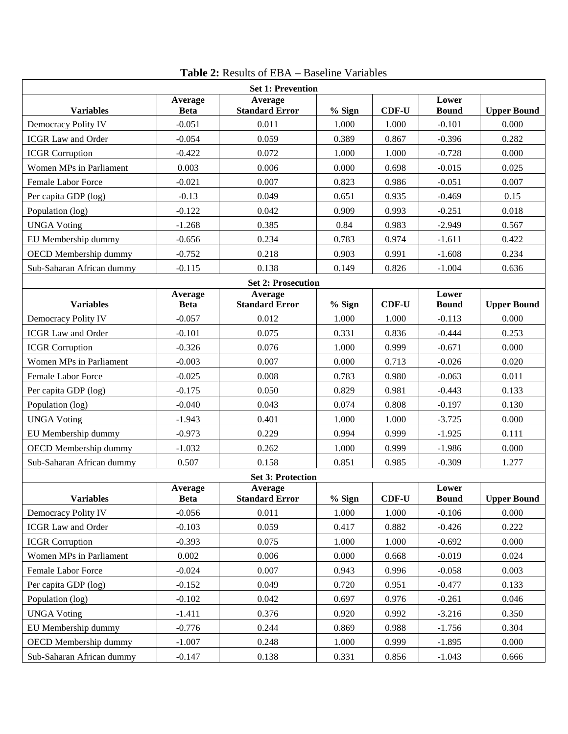**Table 2:** Results of EBA – Baseline Variables

| Set 1: Prevention | | | | | | |
|---|---|---|---|---|---|---|
| **Variables** | **Average Beta** | **Average Standard Error** | **% Sign** | **CDF-U** | **Lower Bound** | **Upper Bound** |
| Democracy Polity IV | -0.051 | 0.011 | 1.000 | 1.000 | -0.101 | 0.000 |
| ICGR Law and Order | -0.054 | 0.059 | 0.389 | 0.867 | -0.396 | 0.282 |
| ICGR Corruption | -0.422 | 0.072 | 1.000 | 1.000 | -0.728 | 0.000 |
| Women MPs in Parliament | 0.003 | 0.006 | 0.000 | 0.698 | -0.015 | 0.025 |
| Female Labor Force | -0.021 | 0.007 | 0.823 | 0.986 | -0.051 | 0.007 |
| Per capita GDP (log) | -0.13 | 0.049 | 0.651 | 0.935 | -0.469 | 0.15 |
| Population (log) | -0.122 | 0.042 | 0.909 | 0.993 | -0.251 | 0.018 |
| UNGA Voting | -1.268 | 0.385 | 0.84 | 0.983 | -2.949 | 0.567 |
| EU Membership dummy | -0.656 | 0.234 | 0.783 | 0.974 | -1.611 | 0.422 |
| OECD Membership dummy | -0.752 | 0.218 | 0.903 | 0.991 | -1.608 | 0.234 |
| Sub-Saharan African dummy | -0.115 | 0.138 | 0.149 | 0.826 | -1.004 | 0.636 |
| **Set 2: Prosecution** | | | | | | |
| **Variables** | **Average Beta** | **Average Standard Error** | **% Sign** | **CDF-U** | **Lower Bound** | **Upper Bound** |
| Democracy Polity IV | -0.057 | 0.012 | 1.000 | 1.000 | -0.113 | 0.000 |
| ICGR Law and Order | -0.101 | 0.075 | 0.331 | 0.836 | -0.444 | 0.253 |
| ICGR Corruption | -0.326 | 0.076 | 1.000 | 0.999 | -0.671 | 0.000 |
| Women MPs in Parliament | -0.003 | 0.007 | 0.000 | 0.713 | -0.026 | 0.020 |
| Female Labor Force | -0.025 | 0.008 | 0.783 | 0.980 | -0.063 | 0.011 |
| Per capita GDP (log) | -0.175 | 0.050 | 0.829 | 0.981 | -0.443 | 0.133 |
| Population (log) | -0.040 | 0.043 | 0.074 | 0.808 | -0.197 | 0.130 |
| UNGA Voting | -1.943 | 0.401 | 1.000 | 1.000 | -3.725 | 0.000 |
| EU Membership dummy | -0.973 | 0.229 | 0.994 | 0.999 | -1.925 | 0.111 |
| OECD Membership dummy | -1.032 | 0.262 | 1.000 | 0.999 | -1.986 | 0.000 |
| Sub-Saharan African dummy | 0.507 | 0.158 | 0.851 | 0.985 | -0.309 | 1.277 |
| **Set 3: Protection** | | | | | | |
| **Variables** | **Average Beta** | **Average Standard Error** | **% Sign** | **CDF-U** | **Lower Bound** | **Upper Bound** |
| Democracy Polity IV | -0.056 | 0.011 | 1.000 | 1.000 | -0.106 | 0.000 |
| ICGR Law and Order | -0.103 | 0.059 | 0.417 | 0.882 | -0.426 | 0.222 |
| ICGR Corruption | -0.393 | 0.075 | 1.000 | 1.000 | -0.692 | 0.000 |
| Women MPs in Parliament | 0.002 | 0.006 | 0.000 | 0.668 | -0.019 | 0.024 |
| Female Labor Force | -0.024 | 0.007 | 0.943 | 0.996 | -0.058 | 0.003 |
| Per capita GDP (log) | -0.152 | 0.049 | 0.720 | 0.951 | -0.477 | 0.133 |
| Population (log) | -0.102 | 0.042 | 0.697 | 0.976 | -0.261 | 0.046 |
| UNGA Voting | -1.411 | 0.376 | 0.920 | 0.992 | -3.216 | 0.350 |
| EU Membership dummy | -0.776 | 0.244 | 0.869 | 0.988 | -1.756 | 0.304 |
| OECD Membership dummy | -1.007 | 0.248 | 1.000 | 0.999 | -1.895 | 0.000 |
| Sub-Saharan African dummy | -0.147 | 0.138 | 0.331 | 0.856 | -1.043 | 0.666 |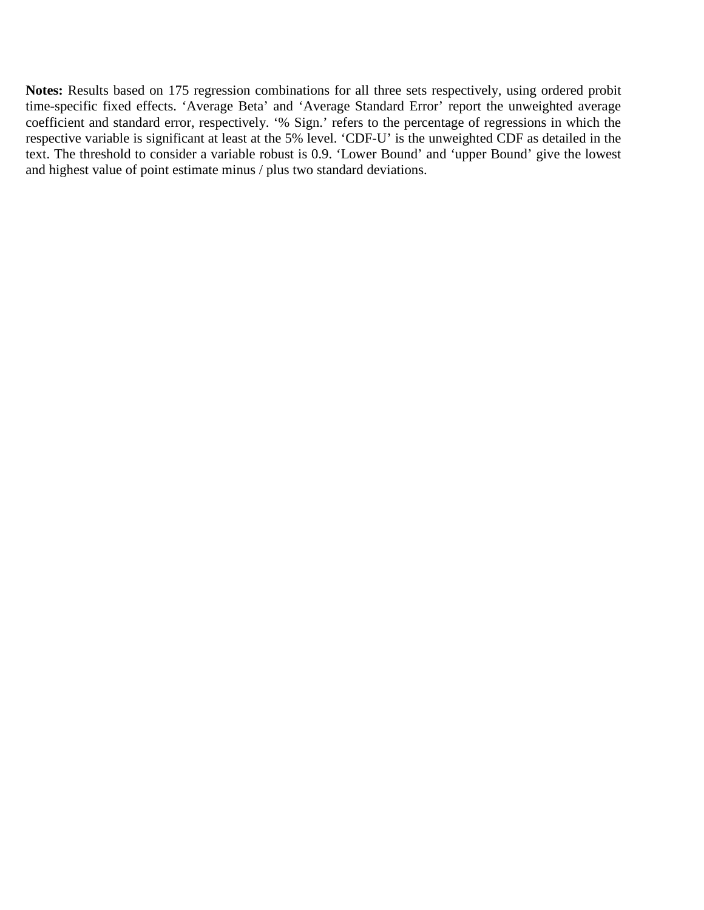**Notes:** Results based on 175 regression combinations for all three sets respectively, using ordered probit time-specific fixed effects. ‘Average Beta’ and ‘Average Standard Error’ report the unweighted average coefficient and standard error, respectively. ‘% Sign.’ refers to the percentage of regressions in which the respective variable is significant at least at the 5% level. ‘CDF-U’ is the unweighted CDF as detailed in the text. The threshold to consider a variable robust is 0.9. ‘Lower Bound’ and ‘upper Bound’ give the lowest and highest value of point estimate minus / plus two standard deviations.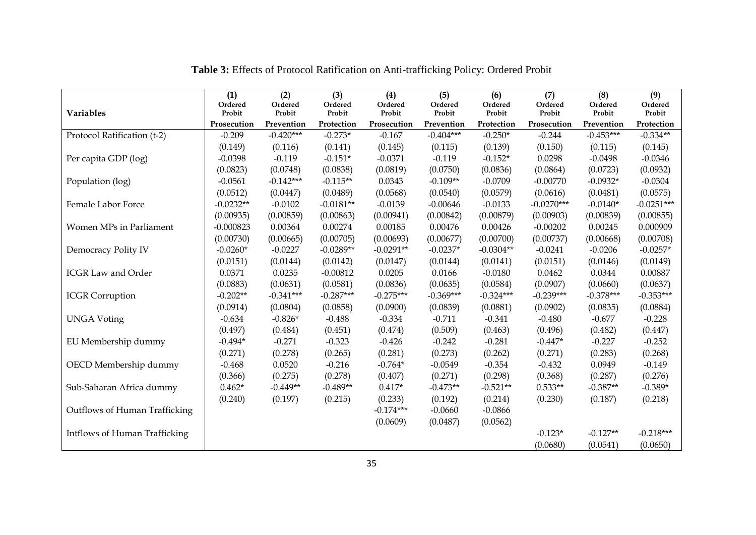**Table 3:** Effects of Protocol Ratification on Anti-trafficking Policy: Ordered Probit

| Variables | (1) Ordered Probit Prosecution | (2) Ordered Probit Prevention | (3) Ordered Probit Protection | (4) Ordered Probit Prosecution | (5) Ordered Probit Prevention | (6) Ordered Probit Protection | (7) Ordered Probit Prosecution | (8) Ordered Probit Prevention | (9) Ordered Probit Protection |
|---|---|---|---|---|---|---|---|---|---|
| Protocol Ratification (t-2) | -0.209 | -0.420*** | -0.273* | -0.167 | -0.404*** | -0.250* | -0.244 | -0.453*** | -0.334** |
| | (0.149) | (0.116) | (0.141) | (0.145) | (0.115) | (0.139) | (0.150) | (0.115) | (0.145) |
| Per capita GDP (log) | -0.0398 | -0.119 | -0.151* | -0.0371 | -0.119 | -0.152* | 0.0298 | -0.0498 | -0.0346 |
| | (0.0823) | (0.0748) | (0.0838) | (0.0819) | (0.0750) | (0.0836) | (0.0864) | (0.0723) | (0.0932) |
| Population (log) | -0.0561 | -0.142*** | -0.115** | 0.0343 | -0.109** | -0.0709 | -0.00770 | -0.0932* | -0.0304 |
| | (0.0512) | (0.0447) | (0.0489) | (0.0568) | (0.0540) | (0.0579) | (0.0616) | (0.0481) | (0.0575) |
| Female Labor Force | -0.0232** | -0.0102 | -0.0181** | -0.0139 | -0.00646 | -0.0133 | -0.0270*** | -0.0140* | -0.0251*** |
| | (0.00935) | (0.00859) | (0.00863) | (0.00941) | (0.00842) | (0.00879) | (0.00903) | (0.00839) | (0.00855) |
| Women MPs in Parliament | -0.000823 | 0.00364 | 0.00274 | 0.00185 | 0.00476 | 0.00426 | -0.00202 | 0.00245 | 0.000909 |
| | (0.00730) | (0.00665) | (0.00705) | (0.00693) | (0.00677) | (0.00700) | (0.00737) | (0.00668) | (0.00708) |
| Democracy Polity IV | -0.0260* | -0.0227 | -0.0289** | -0.0291** | -0.0237* | -0.0304** | -0.0241 | -0.0206 | -0.0257* |
| | (0.0151) | (0.0144) | (0.0142) | (0.0147) | (0.0144) | (0.0141) | (0.0151) | (0.0146) | (0.0149) |
| ICGR Law and Order | 0.0371 | 0.0235 | -0.00812 | 0.0205 | 0.0166 | -0.0180 | 0.0462 | 0.0344 | 0.00887 |
| | (0.0883) | (0.0631) | (0.0581) | (0.0836) | (0.0635) | (0.0584) | (0.0907) | (0.0660) | (0.0637) |
| ICGR Corruption | -0.202** | -0.341*** | -0.287*** | -0.275*** | -0.369*** | -0.324*** | -0.239*** | -0.378*** | -0.353*** |
| | (0.0914) | (0.0804) | (0.0858) | (0.0900) | (0.0839) | (0.0881) | (0.0902) | (0.0835) | (0.0884) |
| UNGA Voting | -0.634 | -0.826* | -0.488 | -0.334 | -0.711 | -0.341 | -0.480 | -0.677 | -0.228 |
| | (0.497) | (0.484) | (0.451) | (0.474) | (0.509) | (0.463) | (0.496) | (0.482) | (0.447) |
| EU Membership dummy | -0.494* | -0.271 | -0.323 | -0.426 | -0.242 | -0.281 | -0.447* | -0.227 | -0.252 |
| | (0.271) | (0.278) | (0.265) | (0.281) | (0.273) | (0.262) | (0.271) | (0.283) | (0.268) |
| OECD Membership dummy | -0.468 | 0.0520 | -0.216 | -0.764* | -0.0549 | -0.354 | -0.432 | 0.0949 | -0.149 |
| | (0.366) | (0.275) | (0.278) | (0.407) | (0.271) | (0.298) | (0.368) | (0.287) | (0.276) |
| Sub-Saharan Africa dummy | 0.462* | -0.449** | -0.489** | 0.417* | -0.473** | -0.521** | 0.533** | -0.387** | -0.389* |
| | (0.240) | (0.197) | (0.215) | (0.233) | (0.192) | (0.214) | (0.230) | (0.187) | (0.218) |
| Outflows of Human Trafficking | | | | -0.174*** | -0.0660 | -0.0866 | | | |
| | | | | (0.0609) | (0.0487) | (0.0562) | | | |
| Intflows of Human Trafficking | | | | | | | -0.123* | -0.127** | -0.218*** |
| | | | | | | | (0.0680) | (0.0541) | (0.0650) |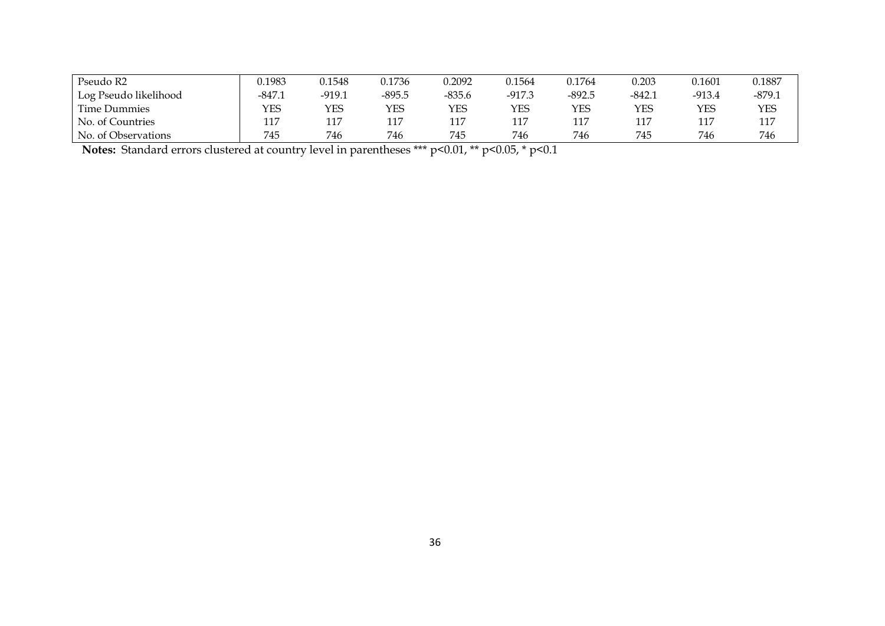| | | | | | | | | | |
|---|---|---|---|---|---|---|---|---|---|
| Pseudo R2 | 0.1983 | 0.1548 | 0.1736 | 0.2092 | 0.1564 | 0.1764 | 0.203 | 0.1601 | 0.1887 |
| Log Pseudo likelihood | -847.1 | -919.1 | -895.5 | -835.6 | -917.3 | -892.5 | -842.1 | -913.4 | -879.1 |
| Time Dummies | YES | YES | YES | YES | YES | YES | YES | YES | YES |
| No. of Countries | 117 | 117 | 117 | 117 | 117 | 117 | 117 | 117 | 117 |
| No. of Observations | 745 | 746 | 746 | 745 | 746 | 746 | 745 | 746 | 746 |

**Notes:** Standard errors clustered at country level in parentheses *** p<0.01, ** p<0.05, * p<0.1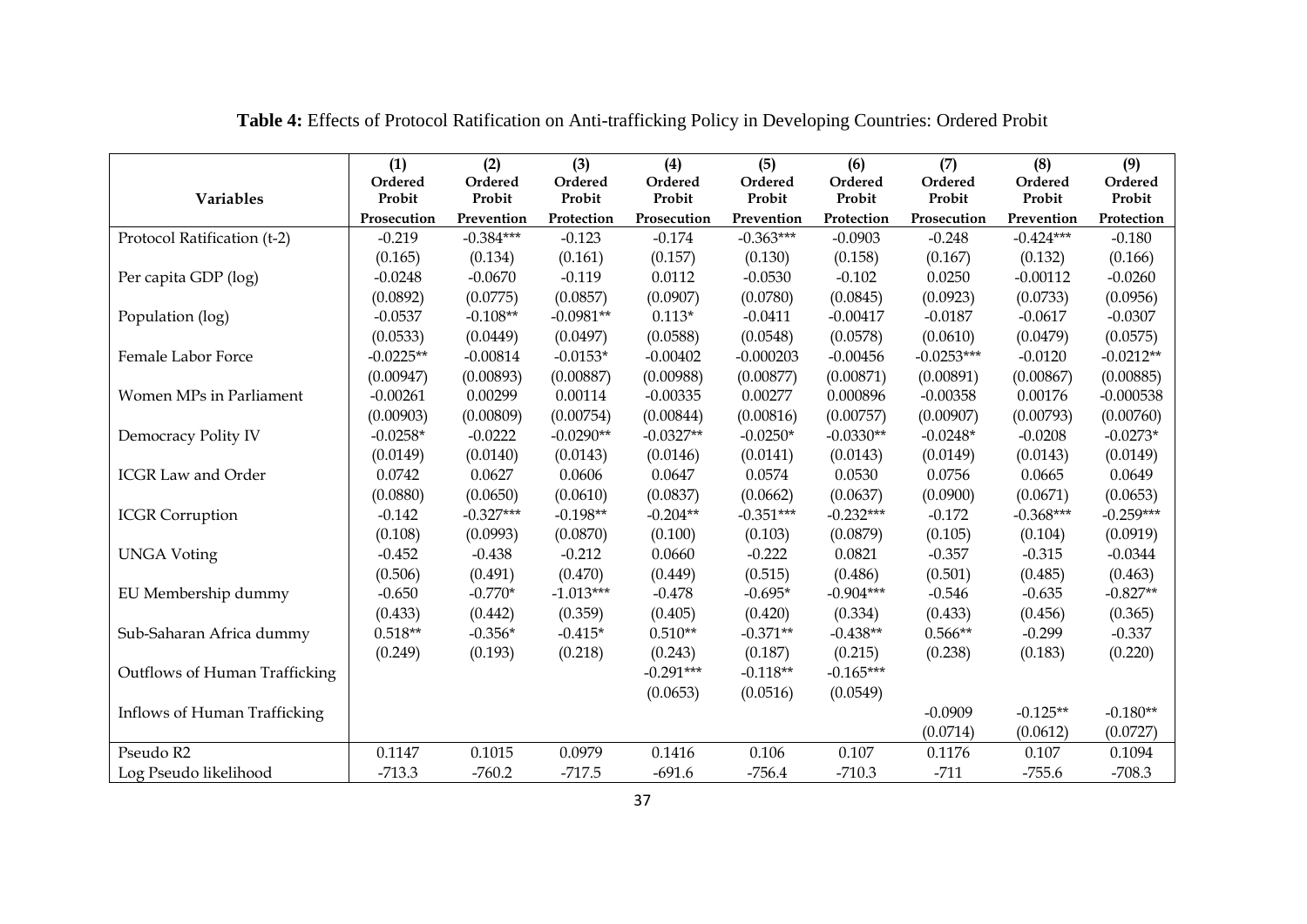**Table 4:** Effects of Protocol Ratification on Anti-trafficking Policy in Developing Countries: Ordered Probit

| Variables | (1) Ordered Probit Prosecution | (2) Ordered Probit Prevention | (3) Ordered Probit Protection | (4) Ordered Probit Prosecution | (5) Ordered Probit Prevention | (6) Ordered Probit Protection | (7) Ordered Probit Prosecution | (8) Ordered Probit Prevention | (9) Ordered Probit Protection |
|---|---|---|---|---|---|---|---|---|---|
| Protocol Ratification (t-2) | -0.219 | -0.384*** | -0.123 | -0.174 | -0.363*** | -0.0903 | -0.248 | -0.424*** | -0.180 |
| | (0.165) | (0.134) | (0.161) | (0.157) | (0.130) | (0.158) | (0.167) | (0.132) | (0.166) |
| Per capita GDP (log) | -0.0248 | -0.0670 | -0.119 | 0.0112 | -0.0530 | -0.102 | 0.0250 | -0.00112 | -0.0260 |
| | (0.0892) | (0.0775) | (0.0857) | (0.0907) | (0.0780) | (0.0845) | (0.0923) | (0.0733) | (0.0956) |
| Population (log) | -0.0537 | -0.108** | -0.0981** | 0.113* | -0.0411 | -0.00417 | -0.0187 | -0.0617 | -0.0307 |
| | (0.0533) | (0.0449) | (0.0497) | (0.0588) | (0.0548) | (0.0578) | (0.0610) | (0.0479) | (0.0575) |
| Female Labor Force | -0.0225** | -0.00814 | -0.0153* | -0.00402 | -0.000203 | -0.00456 | -0.0253*** | -0.0120 | -0.0212** |
| | (0.00947) | (0.00893) | (0.00887) | (0.00988) | (0.00877) | (0.00871) | (0.00891) | (0.00867) | (0.00885) |
| Women MPs in Parliament | -0.00261 | 0.00299 | 0.00114 | -0.00335 | 0.00277 | 0.000896 | -0.00358 | 0.00176 | -0.000538 |
| | (0.00903) | (0.00809) | (0.00754) | (0.00844) | (0.00816) | (0.00757) | (0.00907) | (0.00793) | (0.00760) |
| Democracy Polity IV | -0.0258* | -0.0222 | -0.0290** | -0.0327** | -0.0250* | -0.0330** | -0.0248* | -0.0208 | -0.0273* |
| | (0.0149) | (0.0140) | (0.0143) | (0.0146) | (0.0141) | (0.0143) | (0.0149) | (0.0143) | (0.0149) |
| ICGR Law and Order | 0.0742 | 0.0627 | 0.0606 | 0.0647 | 0.0574 | 0.0530 | 0.0756 | 0.0665 | 0.0649 |
| | (0.0880) | (0.0650) | (0.0610) | (0.0837) | (0.0662) | (0.0637) | (0.0900) | (0.0671) | (0.0653) |
| ICGR Corruption | -0.142 | -0.327*** | -0.198** | -0.204** | -0.351*** | -0.232*** | -0.172 | -0.368*** | -0.259*** |
| | (0.108) | (0.0993) | (0.0870) | (0.100) | (0.103) | (0.0879) | (0.105) | (0.104) | (0.0919) |
| UNGA Voting | -0.452 | -0.438 | -0.212 | 0.0660 | -0.222 | 0.0821 | -0.357 | -0.315 | -0.0344 |
| | (0.506) | (0.491) | (0.470) | (0.449) | (0.515) | (0.486) | (0.501) | (0.485) | (0.463) |
| EU Membership dummy | -0.650 | -0.770* | -1.013*** | -0.478 | -0.695* | -0.904*** | -0.546 | -0.635 | -0.827** |
| | (0.433) | (0.442) | (0.359) | (0.405) | (0.420) | (0.334) | (0.433) | (0.456) | (0.365) |
| Sub-Saharan Africa dummy | 0.518** | -0.356* | -0.415* | 0.510** | -0.371** | -0.438** | 0.566** | -0.299 | -0.337 |
| | (0.249) | (0.193) | (0.218) | (0.243) | (0.187) | (0.215) | (0.238) | (0.183) | (0.220) |
| Outflows of Human Trafficking | | | | -0.291*** | -0.118** | -0.165*** | | | |
| | | | | (0.0653) | (0.0516) | (0.0549) | | | |
| Inflows of Human Trafficking | | | | | | | -0.0909 | -0.125** | -0.180** |
| | | | | | | | (0.0714) | (0.0612) | (0.0727) |
| Pseudo R2 | 0.1147 | 0.1015 | 0.0979 | 0.1416 | 0.106 | 0.107 | 0.1176 | 0.107 | 0.1094 |
| Log Pseudo likelihood | -713.3 | -760.2 | -717.5 | -691.6 | -756.4 | -710.3 | -711 | -755.6 | -708.3 |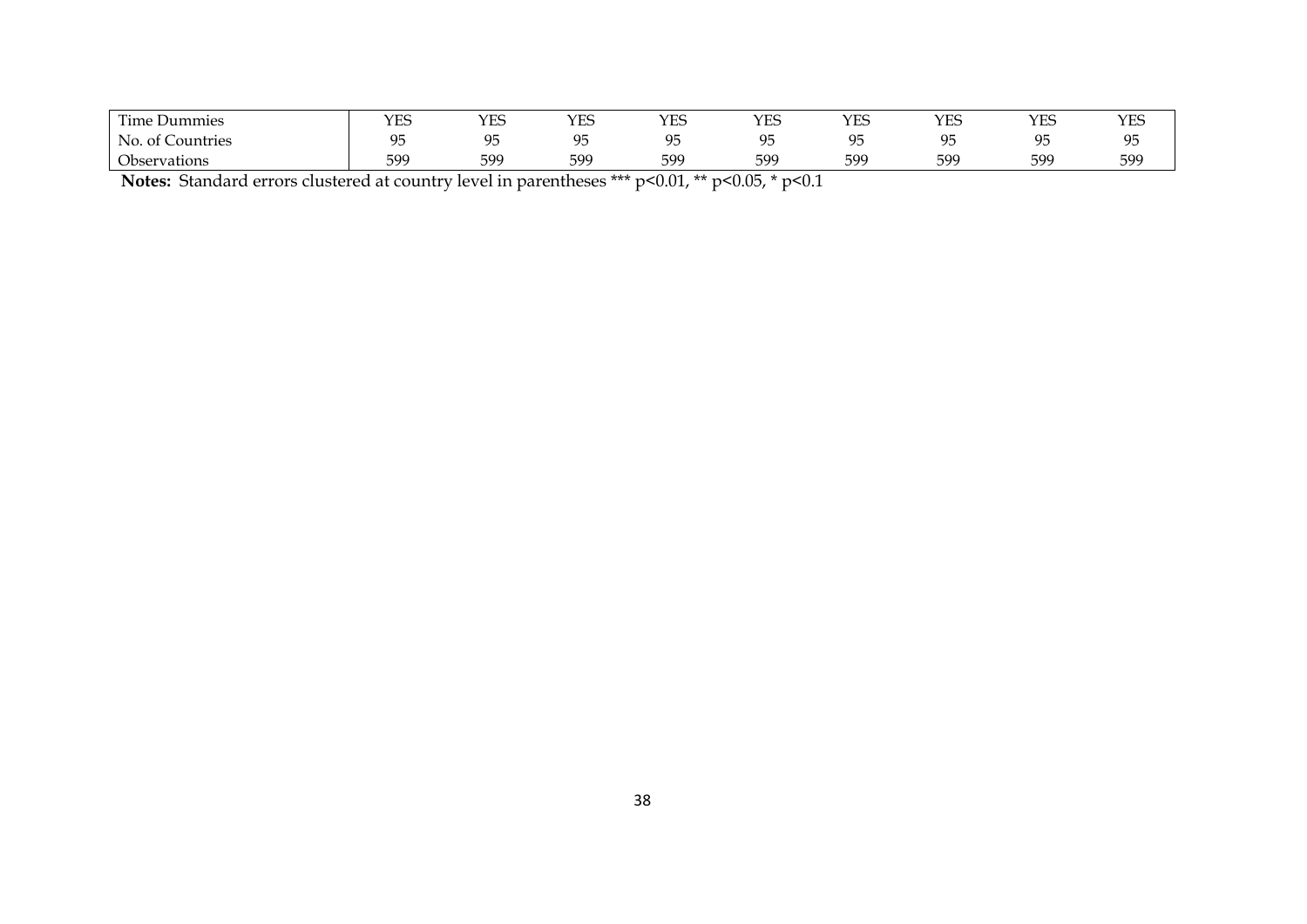| | | | | | | | | | |
|---|---|---|---|---|---|---|---|---|---|
| Time Dummies | YES | YES | YES | YES | YES | YES | YES | YES | YES |
| No. of Countries | 95 | 95 | 95 | 95 | 95 | 95 | 95 | 95 | 95 |
| Observations | 599 | 599 | 599 | 599 | 599 | 599 | 599 | 599 | 599 |

**Notes:** Standard errors clustered at country level in parentheses *** p<0.01, ** p<0.05, * p<0.1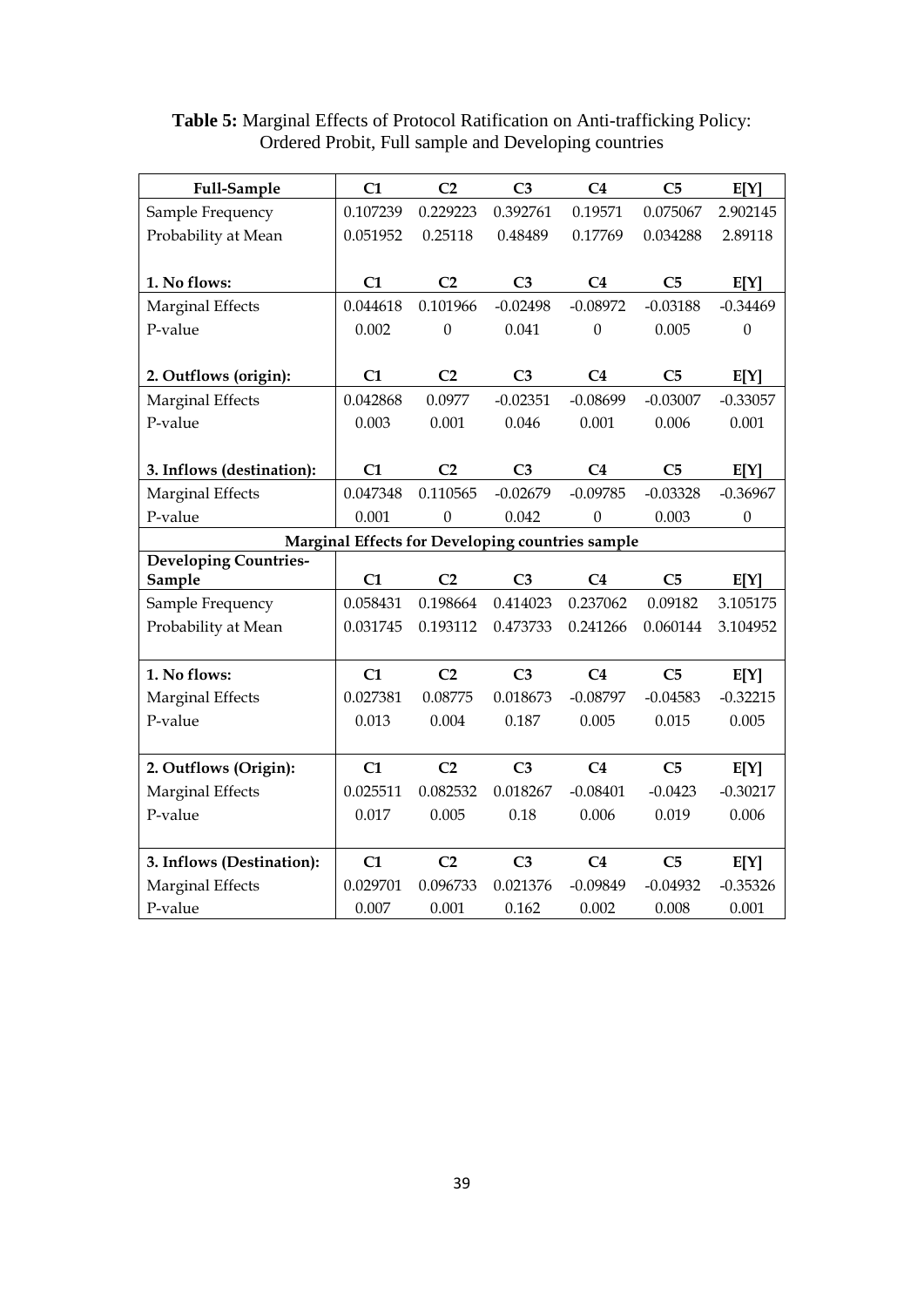**Table 5:** Marginal Effects of Protocol Ratification on Anti-trafficking Policy: Ordered Probit, Full sample and Developing countries

| **Full-Sample** | **C1** | **C2** | **C3** | **C4** | **C5** | **E[Y]** |
|---|---|---|---|---|---|---|
| Sample Frequency | 0.107239 | 0.229223 | 0.392761 | 0.19571 | 0.075067 | 2.902145 |
| Probability at Mean | 0.051952 | 0.25118 | 0.48489 | 0.17769 | 0.034288 | 2.89118 |
| | | | | | | |
| **1. No flows:** | **C1** | **C2** | **C3** | **C4** | **C5** | **E[Y]** |
| Marginal Effects | 0.044618 | 0.101966 | -0.02498 | -0.08972 | -0.03188 | -0.34469 |
| P-value | 0.002 | 0 | 0.041 | 0 | 0.005 | 0 |
| | | | | | | |
| **2. Outflows (origin):** | **C1** | **C2** | **C3** | **C4** | **C5** | **E[Y]** |
| Marginal Effects | 0.042868 | 0.0977 | -0.02351 | -0.08699 | -0.03007 | -0.33057 |
| P-value | 0.003 | 0.001 | 0.046 | 0.001 | 0.006 | 0.001 |
| | | | | | | |
| **3. Inflows (destination):** | **C1** | **C2** | **C3** | **C4** | **C5** | **E[Y]** |
| Marginal Effects | 0.047348 | 0.110565 | -0.02679 | -0.09785 | -0.03328 | -0.36967 |
| P-value | 0.001 | 0 | 0.042 | 0 | 0.003 | 0 |
| **Marginal Effects for Developing countries sample** | | | | | | |
| **Developing Countries-Sample** | **C1** | **C2** | **C3** | **C4** | **C5** | **E[Y]** |
| Sample Frequency | 0.058431 | 0.198664 | 0.414023 | 0.237062 | 0.09182 | 3.105175 |
| Probability at Mean | 0.031745 | 0.193112 | 0.473733 | 0.241266 | 0.060144 | 3.104952 |
| | | | | | | |
| **1. No flows:** | **C1** | **C2** | **C3** | **C4** | **C5** | **E[Y]** |
| Marginal Effects | 0.027381 | 0.08775 | 0.018673 | -0.08797 | -0.04583 | -0.32215 |
| P-value | 0.013 | 0.004 | 0.187 | 0.005 | 0.015 | 0.005 |
| | | | | | | |
| **2. Outflows (Origin):** | **C1** | **C2** | **C3** | **C4** | **C5** | **E[Y]** |
| Marginal Effects | 0.025511 | 0.082532 | 0.018267 | -0.08401 | -0.0423 | -0.30217 |
| P-value | 0.017 | 0.005 | 0.18 | 0.006 | 0.019 | 0.006 |
| | | | | | | |
| **3. Inflows (Destination):** | **C1** | **C2** | **C3** | **C4** | **C5** | **E[Y]** |
| Marginal Effects | 0.029701 | 0.096733 | 0.021376 | -0.09849 | -0.04932 | -0.35326 |
| P-value | 0.007 | 0.001 | 0.162 | 0.002 | 0.008 | 0.001 |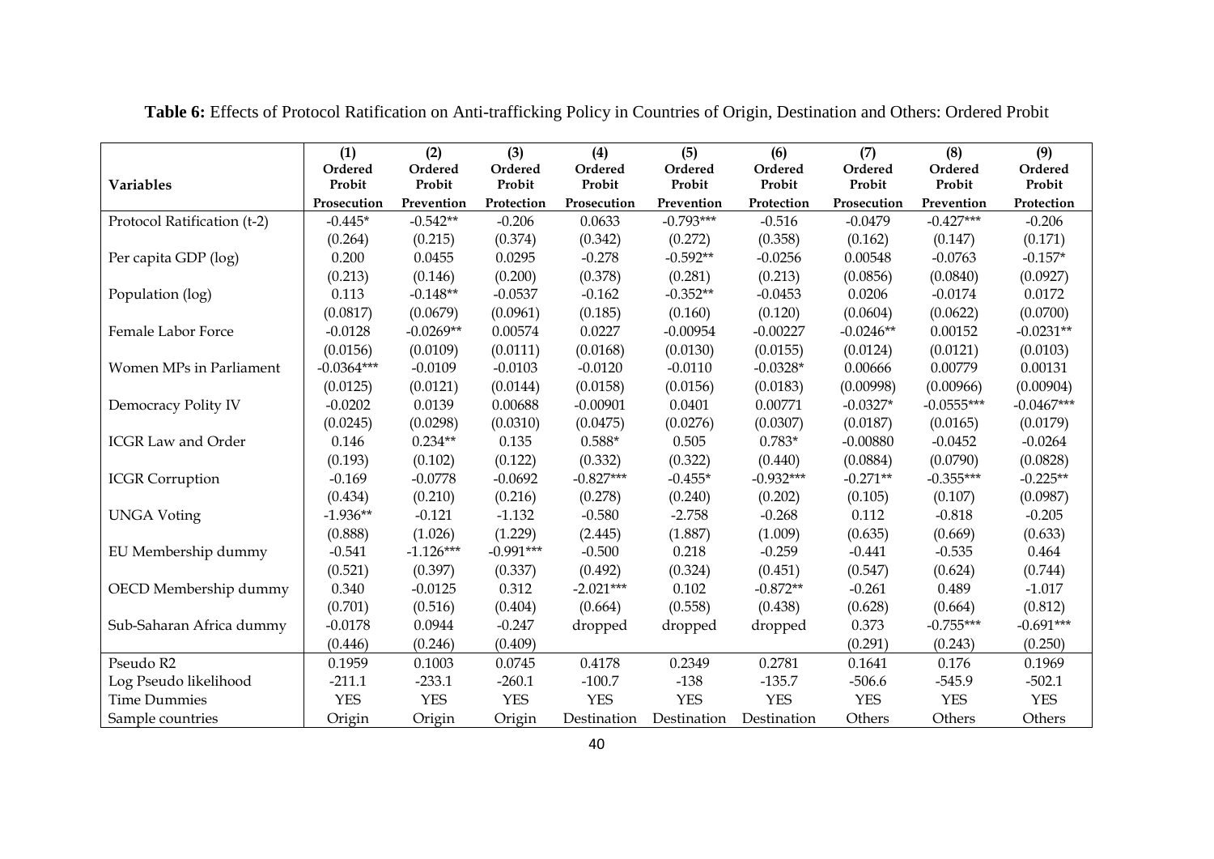**Table 6:** Effects of Protocol Ratification on Anti-trafficking Policy in Countries of Origin, Destination and Others: Ordered Probit

| Variables | (1) Ordered Probit Prosecution | (2) Ordered Probit Prevention | (3) Ordered Probit Protection | (4) Ordered Probit Prosecution | (5) Ordered Probit Prevention | (6) Ordered Probit Protection | (7) Ordered Probit Prosecution | (8) Ordered Probit Prevention | (9) Ordered Probit Protection |
|---|---|---|---|---|---|---|---|---|---|
| Protocol Ratification (t-2) | -0.445* | -0.542** | -0.206 | 0.0633 | -0.793*** | -0.516 | -0.0479 | -0.427*** | -0.206 |
| | (0.264) | (0.215) | (0.374) | (0.342) | (0.272) | (0.358) | (0.162) | (0.147) | (0.171) |
| Per capita GDP (log) | 0.200 | 0.0455 | 0.0295 | -0.278 | -0.592** | -0.0256 | 0.00548 | -0.0763 | -0.157* |
| | (0.213) | (0.146) | (0.200) | (0.378) | (0.281) | (0.213) | (0.0856) | (0.0840) | (0.0927) |
| Population (log) | 0.113 | -0.148** | -0.0537 | -0.162 | -0.352** | -0.0453 | 0.0206 | -0.0174 | 0.0172 |
| | (0.0817) | (0.0679) | (0.0961) | (0.185) | (0.160) | (0.120) | (0.0604) | (0.0622) | (0.0700) |
| Female Labor Force | -0.0128 | -0.0269** | 0.00574 | 0.0227 | -0.00954 | -0.00227 | -0.0246** | 0.00152 | -0.0231** |
| | (0.0156) | (0.0109) | (0.0111) | (0.0168) | (0.0130) | (0.0155) | (0.0124) | (0.0121) | (0.0103) |
| Women MPs in Parliament | -0.0364*** | -0.0109 | -0.0103 | -0.0120 | -0.0110 | -0.0328* | 0.00666 | 0.00779 | 0.00131 |
| | (0.0125) | (0.0121) | (0.0144) | (0.0158) | (0.0156) | (0.0183) | (0.00998) | (0.00966) | (0.00904) |
| Democracy Polity IV | -0.0202 | 0.0139 | 0.00688 | -0.00901 | 0.0401 | 0.00771 | -0.0327* | -0.0555*** | -0.0467*** |
| | (0.0245) | (0.0298) | (0.0310) | (0.0475) | (0.0276) | (0.0307) | (0.0187) | (0.0165) | (0.0179) |
| ICGR Law and Order | 0.146 | 0.234** | 0.135 | 0.588* | 0.505 | 0.783* | -0.00880 | -0.0452 | -0.0264 |
| | (0.193) | (0.102) | (0.122) | (0.332) | (0.322) | (0.440) | (0.0884) | (0.0790) | (0.0828) |
| ICGR Corruption | -0.169 | -0.0778 | -0.0692 | -0.827*** | -0.455* | -0.932*** | -0.271** | -0.355*** | -0.225** |
| | (0.434) | (0.210) | (0.216) | (0.278) | (0.240) | (0.202) | (0.105) | (0.107) | (0.0987) |
| UNGA Voting | -1.936** | -0.121 | -1.132 | -0.580 | -2.758 | -0.268 | 0.112 | -0.818 | -0.205 |
| | (0.888) | (1.026) | (1.229) | (2.445) | (1.887) | (1.009) | (0.635) | (0.669) | (0.633) |
| EU Membership dummy | -0.541 | -1.126*** | -0.991*** | -0.500 | 0.218 | -0.259 | -0.441 | -0.535 | 0.464 |
| | (0.521) | (0.397) | (0.337) | (0.492) | (0.324) | (0.451) | (0.547) | (0.624) | (0.744) |
| OECD Membership dummy | 0.340 | -0.0125 | 0.312 | -2.021*** | 0.102 | -0.872** | -0.261 | 0.489 | -1.017 |
| | (0.701) | (0.516) | (0.404) | (0.664) | (0.558) | (0.438) | (0.628) | (0.664) | (0.812) |
| Sub-Saharan Africa dummy | -0.0178 | 0.0944 | -0.247 | dropped | dropped | dropped | 0.373 | -0.755*** | -0.691*** |
| | (0.446) | (0.246) | (0.409) | | | | (0.291) | (0.243) | (0.250) |
| Pseudo R2 | 0.1959 | 0.1003 | 0.0745 | 0.4178 | 0.2349 | 0.2781 | 0.1641 | 0.176 | 0.1969 |
| Log Pseudo likelihood | -211.1 | -233.1 | -260.1 | -100.7 | -138 | -135.7 | -506.6 | -545.9 | -502.1 |
| Time Dummies | YES | YES | YES | YES | YES | YES | YES | YES | YES |
| Sample countries | Origin | Origin | Origin | Destination | Destination | Destination | Others | Others | Others |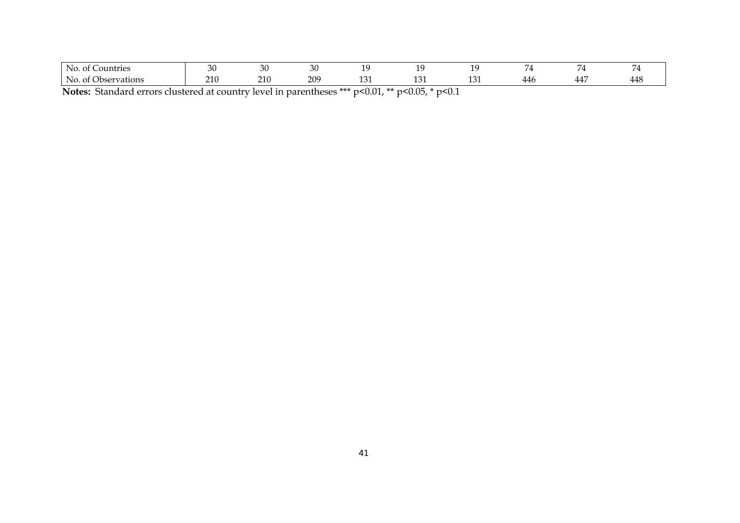| | | | | | | | | | |
|---|---|---|---|---|---|---|---|---|---|
| No. of Countries | 30 | 30 | 30 | 19 | 19 | 19 | 74 | 74 | 74 |
| No. of Observations | 210 | 210 | 209 | 131 | 131 | 131 | 446 | 447 | 448 |

**Notes:** Standard errors clustered at country level in parentheses *** p<0.01, ** p<0.05, * p<0.1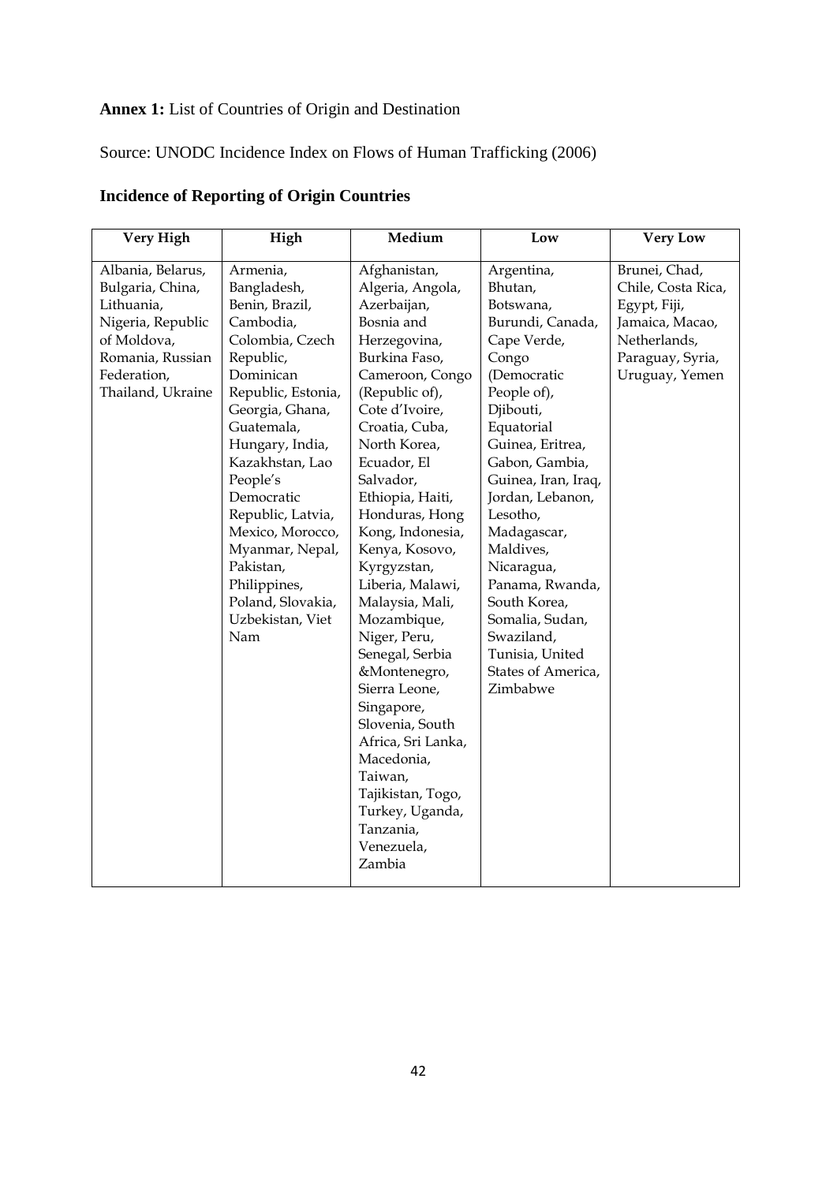**Annex 1:** List of Countries of Origin and Destination

Source: UNODC Incidence Index on Flows of Human Trafficking (2006)

**Incidence of Reporting of Origin Countries**

| Very High | High | Medium | Low | Very Low |
|---|---|---|---|---|
| Albania, Belarus, Bulgaria, China, Lithuania, Nigeria, Republic of Moldova, Romania, Russian Federation, Thailand, Ukraine | Armenia, Bangladesh, Benin, Brazil, Cambodia, Colombia, Czech Republic, Dominican Republic, Estonia, Georgia, Ghana, Guatemala, Hungary, India, Kazakhstan, Lao People's Democratic Republic, Latvia, Mexico, Morocco, Myanmar, Nepal, Pakistan, Philippines, Poland, Slovakia, Uzbekistan, Viet Nam | Afghanistan, Algeria, Angola, Azerbaijan, Bosnia and Herzegovina, Burkina Faso, Cameroon, Congo (Republic of), Cote d'Ivoire, Croatia, Cuba, North Korea, Ecuador, El Salvador, Ethiopia, Haiti, Honduras, Hong Kong, Indonesia, Kenya, Kosovo, Kyrgyzstan, Liberia, Malawi, Malaysia, Mali, Mozambique, Niger, Peru, Senegal, Serbia &Montenegro, Sierra Leone, Singapore, Slovenia, South Africa, Sri Lanka, Macedonia, Taiwan, Tajikistan, Togo, Turkey, Uganda, Tanzania, Venezuela, Zambia | Argentina, Bhutan, Botswana, Burundi, Canada, Cape Verde, Congo (Democratic People of), Djibouti, Equatorial Guinea, Eritrea, Gabon, Gambia, Guinea, Iran, Iraq, Jordan, Lebanon, Lesotho, Madagascar, Maldives, Nicaragua, Panama, Rwanda, South Korea, Somalia, Sudan, Swaziland, Tunisia, United States of America, Zimbabwe | Brunei, Chad, Chile, Costa Rica, Egypt, Fiji, Jamaica, Macao, Netherlands, Paraguay, Syria, Uruguay, Yemen |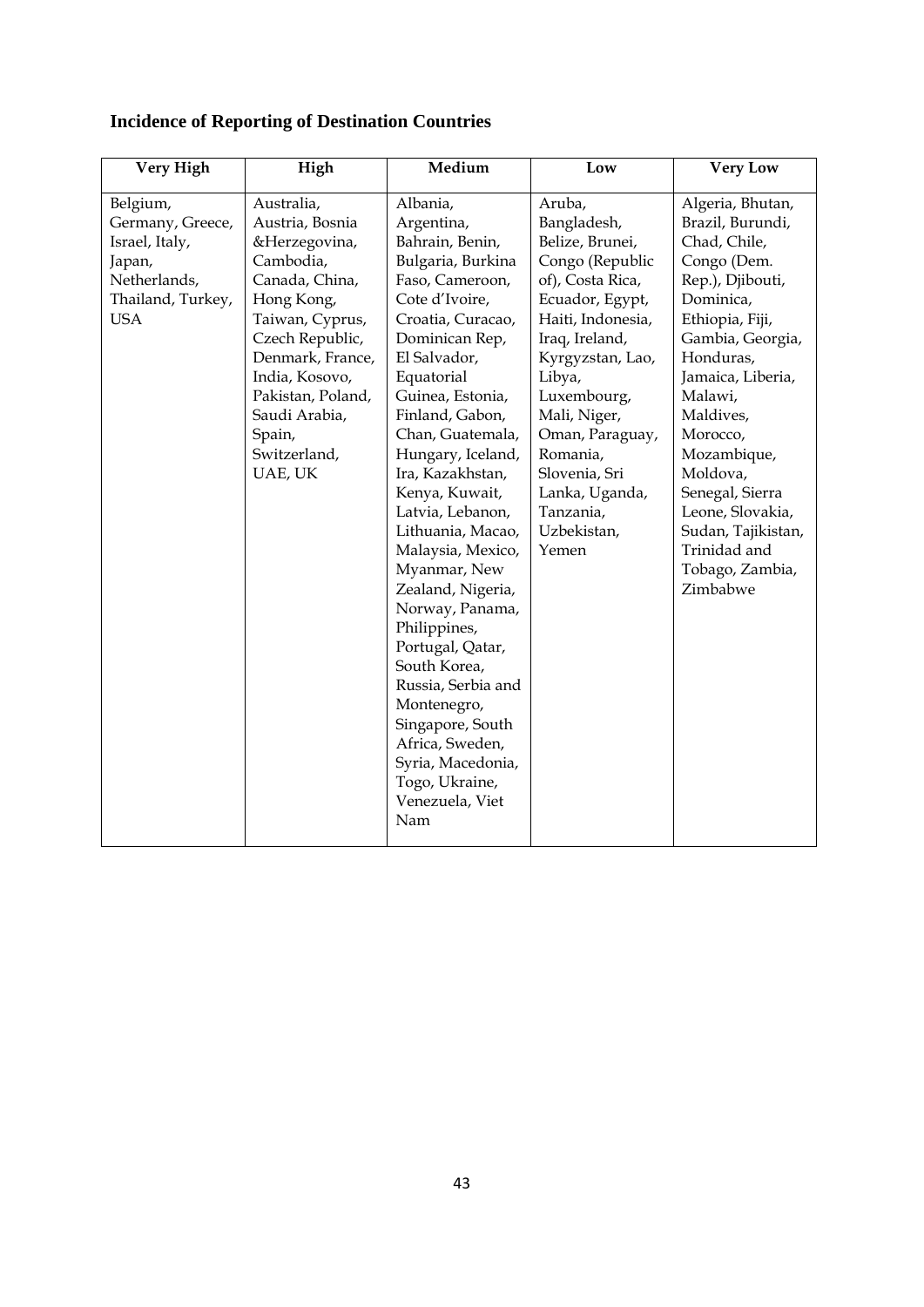## Incidence of Reporting of Destination Countries

| Very High | High | Medium | Low | Very Low |
|---|---|---|---|---|
| Belgium, Germany, Greece, Israel, Italy, Japan, Netherlands, Thailand, Turkey, USA | Australia, Austria, Bosnia &Herzegovina, Cambodia, Canada, China, Hong Kong, Taiwan, Cyprus, Czech Republic, Denmark, France, India, Kosovo, Pakistan, Poland, Saudi Arabia, Spain, Switzerland, UAE, UK | Albania, Argentina, Bahrain, Benin, Bulgaria, Burkina Faso, Cameroon, Cote d'Ivoire, Croatia, Curacao, Dominican Rep, El Salvador, Equatorial Guinea, Estonia, Finland, Gabon, Chan, Guatemala, Hungary, Iceland, Ira, Kazakhstan, Kenya, Kuwait, Latvia, Lebanon, Lithuania, Macao, Malaysia, Mexico, Myanmar, New Zealand, Nigeria, Norway, Panama, Philippines, Portugal, Qatar, South Korea, Russia, Serbia and Montenegro, Singapore, South Africa, Sweden, Syria, Macedonia, Togo, Ukraine, Venezuela, Viet Nam | Aruba, Bangladesh, Belize, Brunei, Congo (Republic of), Costa Rica, Ecuador, Egypt, Haiti, Indonesia, Iraq, Ireland, Kyrgyzstan, Lao, Libya, Luxembourg, Mali, Niger, Oman, Paraguay, Romania, Slovenia, Sri Lanka, Uganda, Tanzania, Uzbekistan, Yemen | Algeria, Bhutan, Brazil, Burundi, Chad, Chile, Congo (Dem. Rep.), Djibouti, Dominica, Ethiopia, Fiji, Gambia, Georgia, Honduras, Jamaica, Liberia, Malawi, Maldives, Morocco, Mozambique, Moldova, Senegal, Sierra Leone, Slovakia, Sudan, Tajikistan, Trinidad and Tobago, Zambia, Zimbabwe |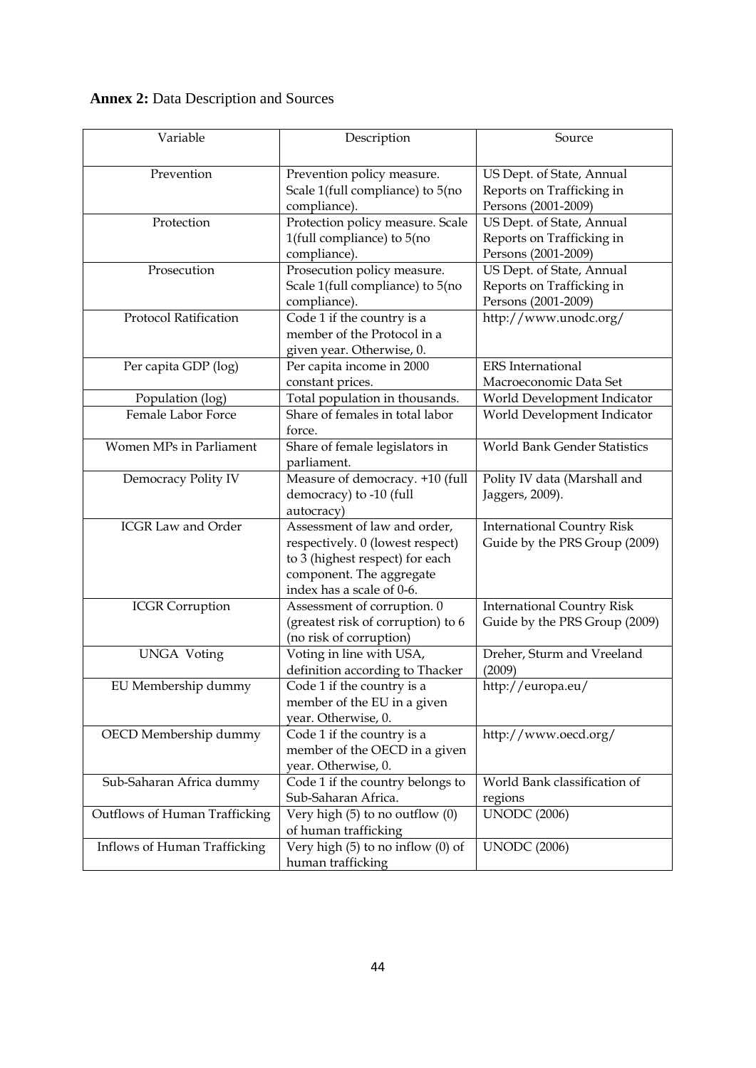**Annex 2:** Data Description and Sources

| Variable | Description | Source |
|---|---|---|
| Prevention | Prevention policy measure. Scale 1(full compliance) to 5(no compliance). | US Dept. of State, Annual Reports on Trafficking in Persons (2001-2009) |
| Protection | Protection policy measure. Scale 1(full compliance) to 5(no compliance). | US Dept. of State, Annual Reports on Trafficking in Persons (2001-2009) |
| Prosecution | Prosecution policy measure. Scale 1(full compliance) to 5(no compliance). | US Dept. of State, Annual Reports on Trafficking in Persons (2001-2009) |
| Protocol Ratification | Code 1 if the country is a member of the Protocol in a given year. Otherwise, 0. | http://www.unodc.org/ |
| Per capita GDP (log) | Per capita income in 2000 constant prices. | ERS International Macroeconomic Data Set |
| Population (log) | Total population in thousands. | World Development Indicator |
| Female Labor Force | Share of females in total labor force. | World Development Indicator |
| Women MPs in Parliament | Share of female legislators in parliament. | World Bank Gender Statistics |
| Democracy Polity IV | Measure of democracy. +10 (full democracy) to -10 (full autocracy) | Polity IV data (Marshall and Jaggers, 2009). |
| ICGR Law and Order | Assessment of law and order, respectively. 0 (lowest respect) to 3 (highest respect) for each component. The aggregate index has a scale of 0-6. | International Country Risk Guide by the PRS Group (2009) |
| ICGR Corruption | Assessment of corruption. 0 (greatest risk of corruption) to 6 (no risk of corruption) | International Country Risk Guide by the PRS Group (2009) |
| UNGA Voting | Voting in line with USA, definition according to Thacker | Dreher, Sturm and Vreeland (2009) |
| EU Membership dummy | Code 1 if the country is a member of the EU in a given year. Otherwise, 0. | http://europa.eu/ |
| OECD Membership dummy | Code 1 if the country is a member of the OECD in a given year. Otherwise, 0. | http://www.oecd.org/ |
| Sub-Saharan Africa dummy | Code 1 if the country belongs to Sub-Saharan Africa. | World Bank classification of regions |
| Outflows of Human Trafficking | Very high (5) to no outflow (0) of human trafficking | UNODC (2006) |
| Inflows of Human Trafficking | Very high (5) to no inflow (0) of human trafficking | UNODC (2006) |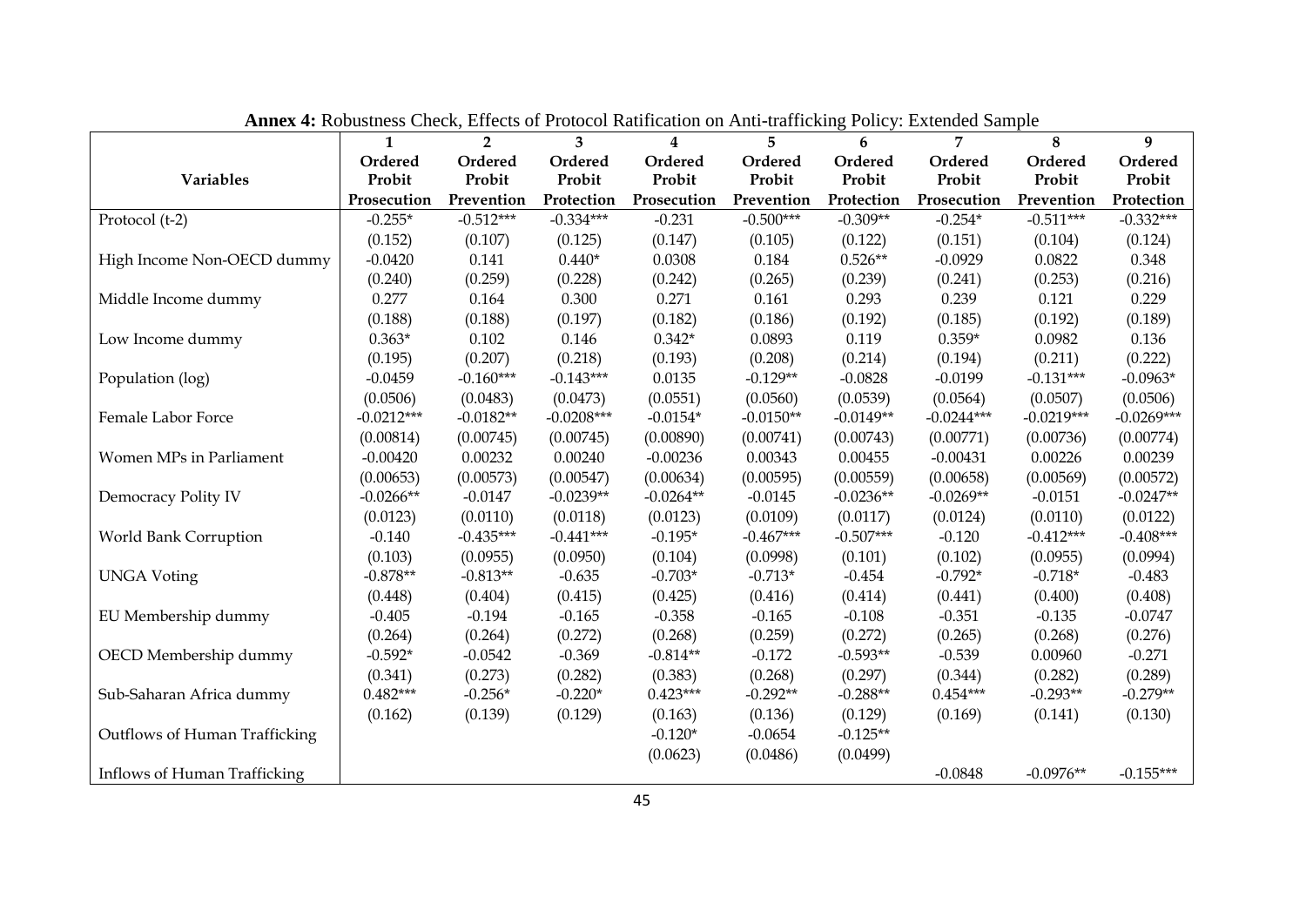**Annex 4:** Robustness Check, Effects of Protocol Ratification on Anti-trafficking Policy: Extended Sample

| | 1 | 2 | 3 | 4 | 5 | 6 | 7 | 8 | 9 |
|---|---|---|---|---|---|---|---|---|---|
| Variables | Ordered Probit Prosecution | Ordered Probit Prevention | Ordered Probit Protection | Ordered Probit Prosecution | Ordered Probit Prevention | Ordered Probit Protection | Ordered Probit Prosecution | Ordered Probit Prevention | Ordered Probit Protection |
| Protocol (t-2) | -0.255* | -0.512*** | -0.334*** | -0.231 | -0.500*** | -0.309** | -0.254* | -0.511*** | -0.332*** |
| | (0.152) | (0.107) | (0.125) | (0.147) | (0.105) | (0.122) | (0.151) | (0.104) | (0.124) |
| High Income Non-OECD dummy | -0.0420 | 0.141 | 0.440* | 0.0308 | 0.184 | 0.526** | -0.0929 | 0.0822 | 0.348 |
| | (0.240) | (0.259) | (0.228) | (0.242) | (0.265) | (0.239) | (0.241) | (0.253) | (0.216) |
| Middle Income dummy | 0.277 | 0.164 | 0.300 | 0.271 | 0.161 | 0.293 | 0.239 | 0.121 | 0.229 |
| | (0.188) | (0.188) | (0.197) | (0.182) | (0.186) | (0.192) | (0.185) | (0.192) | (0.189) |
| Low Income dummy | 0.363* | 0.102 | 0.146 | 0.342* | 0.0893 | 0.119 | 0.359* | 0.0982 | 0.136 |
| | (0.195) | (0.207) | (0.218) | (0.193) | (0.208) | (0.214) | (0.194) | (0.211) | (0.222) |
| Population (log) | -0.0459 | -0.160*** | -0.143*** | 0.0135 | -0.129** | -0.0828 | -0.0199 | -0.131*** | -0.0963* |
| | (0.0506) | (0.0483) | (0.0473) | (0.0551) | (0.0560) | (0.0539) | (0.0564) | (0.0507) | (0.0506) |
| Female Labor Force | -0.0212*** | -0.0182** | -0.0208*** | -0.0154* | -0.0150** | -0.0149** | -0.0244*** | -0.0219*** | -0.0269*** |
| | (0.00814) | (0.00745) | (0.00745) | (0.00890) | (0.00741) | (0.00743) | (0.00771) | (0.00736) | (0.00774) |
| Women MPs in Parliament | -0.00420 | 0.00232 | 0.00240 | -0.00236 | 0.00343 | 0.00455 | -0.00431 | 0.00226 | 0.00239 |
| | (0.00653) | (0.00573) | (0.00547) | (0.00634) | (0.00595) | (0.00559) | (0.00658) | (0.00569) | (0.00572) |
| Democracy Polity IV | -0.0266** | -0.0147 | -0.0239** | -0.0264** | -0.0145 | -0.0236** | -0.0269** | -0.0151 | -0.0247** |
| | (0.0123) | (0.0110) | (0.0118) | (0.0123) | (0.0109) | (0.0117) | (0.0124) | (0.0110) | (0.0122) |
| World Bank Corruption | -0.140 | -0.435*** | -0.441*** | -0.195* | -0.467*** | -0.507*** | -0.120 | -0.412*** | -0.408*** |
| | (0.103) | (0.0955) | (0.0950) | (0.104) | (0.0998) | (0.101) | (0.102) | (0.0955) | (0.0994) |
| UNGA Voting | -0.878** | -0.813** | -0.635 | -0.703* | -0.713* | -0.454 | -0.792* | -0.718* | -0.483 |
| | (0.448) | (0.404) | (0.415) | (0.425) | (0.416) | (0.414) | (0.441) | (0.400) | (0.408) |
| EU Membership dummy | -0.405 | -0.194 | -0.165 | -0.358 | -0.165 | -0.108 | -0.351 | -0.135 | -0.0747 |
| | (0.264) | (0.264) | (0.272) | (0.268) | (0.259) | (0.272) | (0.265) | (0.268) | (0.276) |
| OECD Membership dummy | -0.592* | -0.0542 | -0.369 | -0.814** | -0.172 | -0.593** | -0.539 | 0.00960 | -0.271 |
| | (0.341) | (0.273) | (0.282) | (0.383) | (0.268) | (0.297) | (0.344) | (0.282) | (0.289) |
| Sub-Saharan Africa dummy | 0.482*** | -0.256* | -0.220* | 0.423*** | -0.292** | -0.288** | 0.454*** | -0.293** | -0.279** |
| | (0.162) | (0.139) | (0.129) | (0.163) | (0.136) | (0.129) | (0.169) | (0.141) | (0.130) |
| Outflows of Human Trafficking | | | | -0.120* | -0.0654 | -0.125** | | | |
| | | | | (0.0623) | (0.0486) | (0.0499) | | | |
| Inflows of Human Trafficking | | | | | | | -0.0848 | -0.0976** | -0.155*** |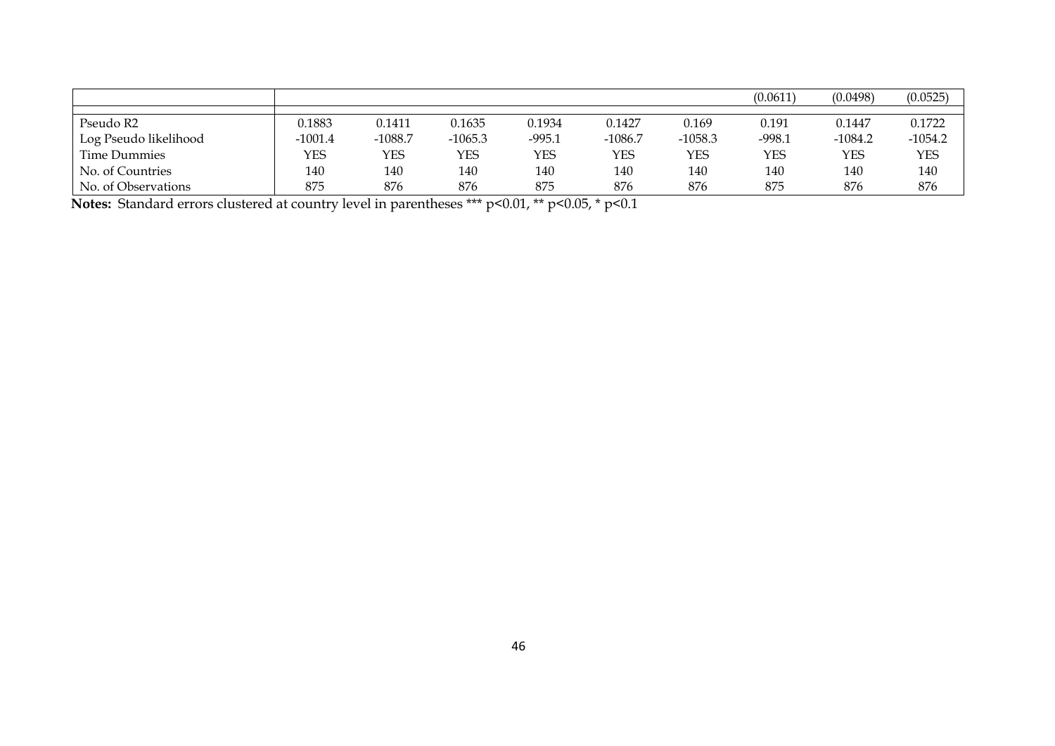| | | | | | | | | | |
|---|---|---|---|---|---|---|---|---|---|
| | | | | | | | (0.0611) | (0.0498) | (0.0525) |
| Pseudo R2 | 0.1883 | 0.1411 | 0.1635 | 0.1934 | 0.1427 | 0.169 | 0.191 | 0.1447 | 0.1722 |
| Log Pseudo likelihood | -1001.4 | -1088.7 | -1065.3 | -995.1 | -1086.7 | -1058.3 | -998.1 | -1084.2 | -1054.2 |
| Time Dummies | YES | YES | YES | YES | YES | YES | YES | YES | YES |
| No. of Countries | 140 | 140 | 140 | 140 | 140 | 140 | 140 | 140 | 140 |
| No. of Observations | 875 | 876 | 876 | 875 | 876 | 876 | 875 | 876 | 876 |

**Notes:** Standard errors clustered at country level in parentheses *** p<0.01, ** p<0.05, * p<0.1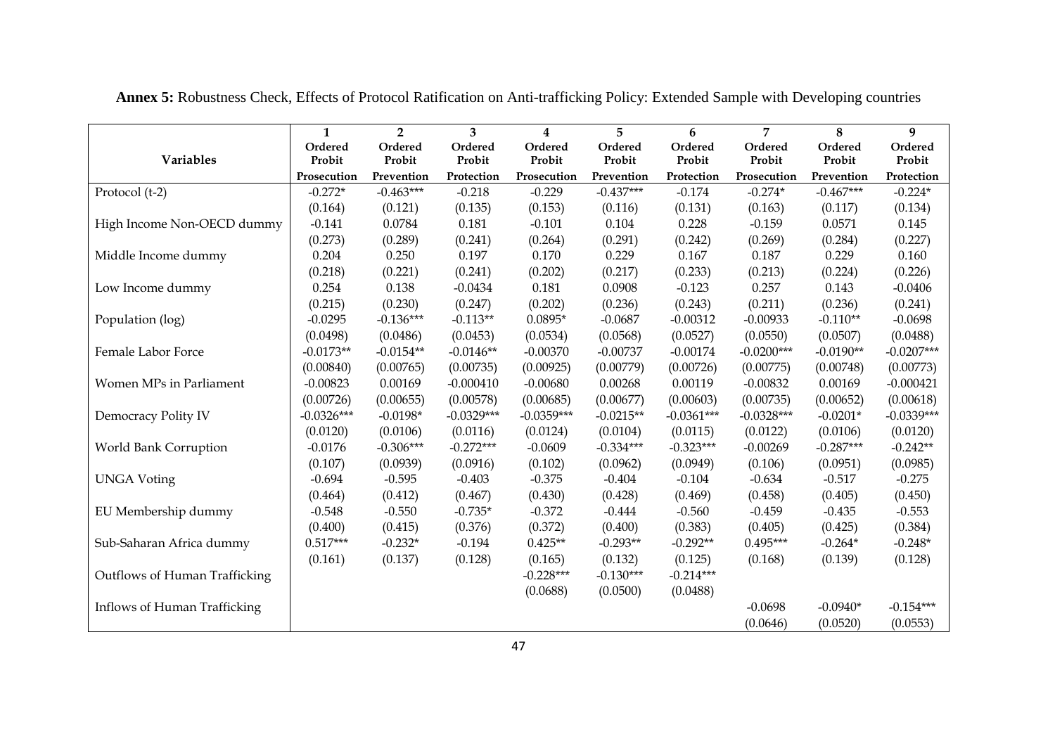**Annex 5:** Robustness Check, Effects of Protocol Ratification on Anti-trafficking Policy: Extended Sample with Developing countries

| Variables | 1<br>Ordered Probit<br>Prosecution | 2<br>Ordered Probit<br>Prevention | 3<br>Ordered Probit<br>Protection | 4<br>Ordered Probit<br>Prosecution | 5<br>Ordered Probit<br>Prevention | 6<br>Ordered Probit<br>Protection | 7<br>Ordered Probit<br>Prosecution | 8<br>Ordered Probit<br>Prevention | 9<br>Ordered Probit<br>Protection |
|---|---|---|---|---|---|---|---|---|---|
| Protocol (t-2) | -0.272* | -0.463*** | -0.218 | -0.229 | -0.437*** | -0.174 | -0.274* | -0.467*** | -0.224* |
| | (0.164) | (0.121) | (0.135) | (0.153) | (0.116) | (0.131) | (0.163) | (0.117) | (0.134) |
| High Income Non-OECD dummy | -0.141 | 0.0784 | 0.181 | -0.101 | 0.104 | 0.228 | -0.159 | 0.0571 | 0.145 |
| | (0.273) | (0.289) | (0.241) | (0.264) | (0.291) | (0.242) | (0.269) | (0.284) | (0.227) |
| Middle Income dummy | 0.204 | 0.250 | 0.197 | 0.170 | 0.229 | 0.167 | 0.187 | 0.229 | 0.160 |
| | (0.218) | (0.221) | (0.241) | (0.202) | (0.217) | (0.233) | (0.213) | (0.224) | (0.226) |
| Low Income dummy | 0.254 | 0.138 | -0.0434 | 0.181 | 0.0908 | -0.123 | 0.257 | 0.143 | -0.0406 |
| | (0.215) | (0.230) | (0.247) | (0.202) | (0.236) | (0.243) | (0.211) | (0.236) | (0.241) |
| Population (log) | -0.0295 | -0.136*** | -0.113** | 0.0895* | -0.0687 | -0.00312 | -0.00933 | -0.110** | -0.0698 |
| | (0.0498) | (0.0486) | (0.0453) | (0.0534) | (0.0568) | (0.0527) | (0.0550) | (0.0507) | (0.0488) |
| Female Labor Force | -0.0173** | -0.0154** | -0.0146** | -0.00370 | -0.00737 | -0.00174 | -0.0200*** | -0.0190** | -0.0207*** |
| | (0.00840) | (0.00765) | (0.00735) | (0.00925) | (0.00779) | (0.00726) | (0.00775) | (0.00748) | (0.00773) |
| Women MPs in Parliament | -0.00823 | 0.00169 | -0.000410 | -0.00680 | 0.00268 | 0.00119 | -0.00832 | 0.00169 | -0.000421 |
| | (0.00726) | (0.00655) | (0.00578) | (0.00685) | (0.00677) | (0.00603) | (0.00735) | (0.00652) | (0.00618) |
| Democracy Polity IV | -0.0326*** | -0.0198* | -0.0329*** | -0.0359*** | -0.0215** | -0.0361*** | -0.0328*** | -0.0201* | -0.0339*** |
| | (0.0120) | (0.0106) | (0.0116) | (0.0124) | (0.0104) | (0.0115) | (0.0122) | (0.0106) | (0.0120) |
| World Bank Corruption | -0.0176 | -0.306*** | -0.272*** | -0.0609 | -0.334*** | -0.323*** | -0.00269 | -0.287*** | -0.242** |
| | (0.107) | (0.0939) | (0.0916) | (0.102) | (0.0962) | (0.0949) | (0.106) | (0.0951) | (0.0985) |
| UNGA Voting | -0.694 | -0.595 | -0.403 | -0.375 | -0.404 | -0.104 | -0.634 | -0.517 | -0.275 |
| | (0.464) | (0.412) | (0.467) | (0.430) | (0.428) | (0.469) | (0.458) | (0.405) | (0.450) |
| EU Membership dummy | -0.548 | -0.550 | -0.735* | -0.372 | -0.444 | -0.560 | -0.459 | -0.435 | -0.553 |
| | (0.400) | (0.415) | (0.376) | (0.372) | (0.400) | (0.383) | (0.405) | (0.425) | (0.384) |
| Sub-Saharan Africa dummy | 0.517*** | -0.232* | -0.194 | 0.425** | -0.293** | -0.292** | 0.495*** | -0.264* | -0.248* |
| | (0.161) | (0.137) | (0.128) | (0.165) | (0.132) | (0.125) | (0.168) | (0.139) | (0.128) |
| Outflows of Human Trafficking | | | | -0.228*** | -0.130*** | -0.214*** | | | |
| | | | | (0.0688) | (0.0500) | (0.0488) | | | |
| Inflows of Human Trafficking | | | | | | | -0.0698 | -0.0940* | -0.154*** |
| | | | | | | | (0.0646) | (0.0520) | (0.0553) |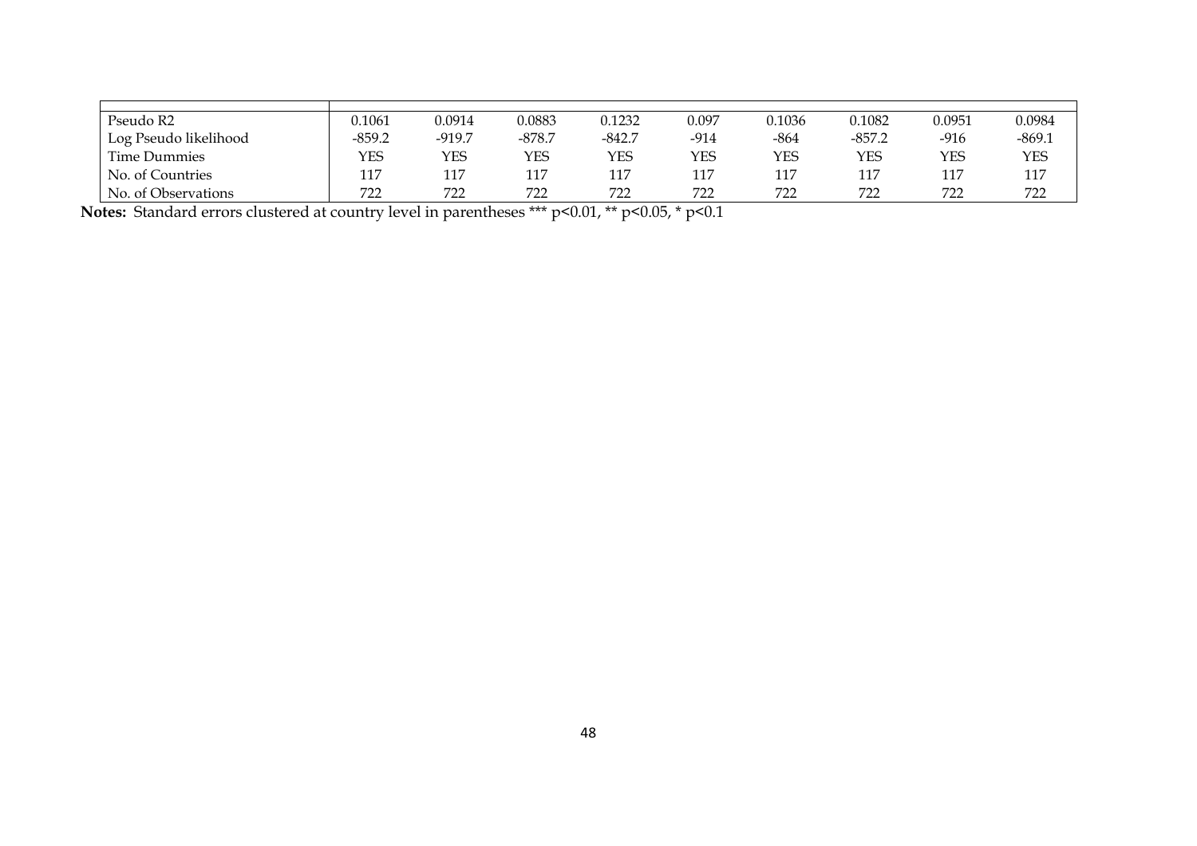| | | | | | | | | | |
|---|---|---|---|---|---|---|---|---|---|
| Pseudo R2 | 0.1061 | 0.0914 | 0.0883 | 0.1232 | 0.097 | 0.1036 | 0.1082 | 0.0951 | 0.0984 |
| Log Pseudo likelihood | -859.2 | -919.7 | -878.7 | -842.7 | -914 | -864 | -857.2 | -916 | -869.1 |
| Time Dummies | YES | YES | YES | YES | YES | YES | YES | YES | YES |
| No. of Countries | 117 | 117 | 117 | 117 | 117 | 117 | 117 | 117 | 117 |
| No. of Observations | 722 | 722 | 722 | 722 | 722 | 722 | 722 | 722 | 722 |

**Notes:** Standard errors clustered at country level in parentheses *** $p<0.01$, ** $p<0.05$, * $p<0.1$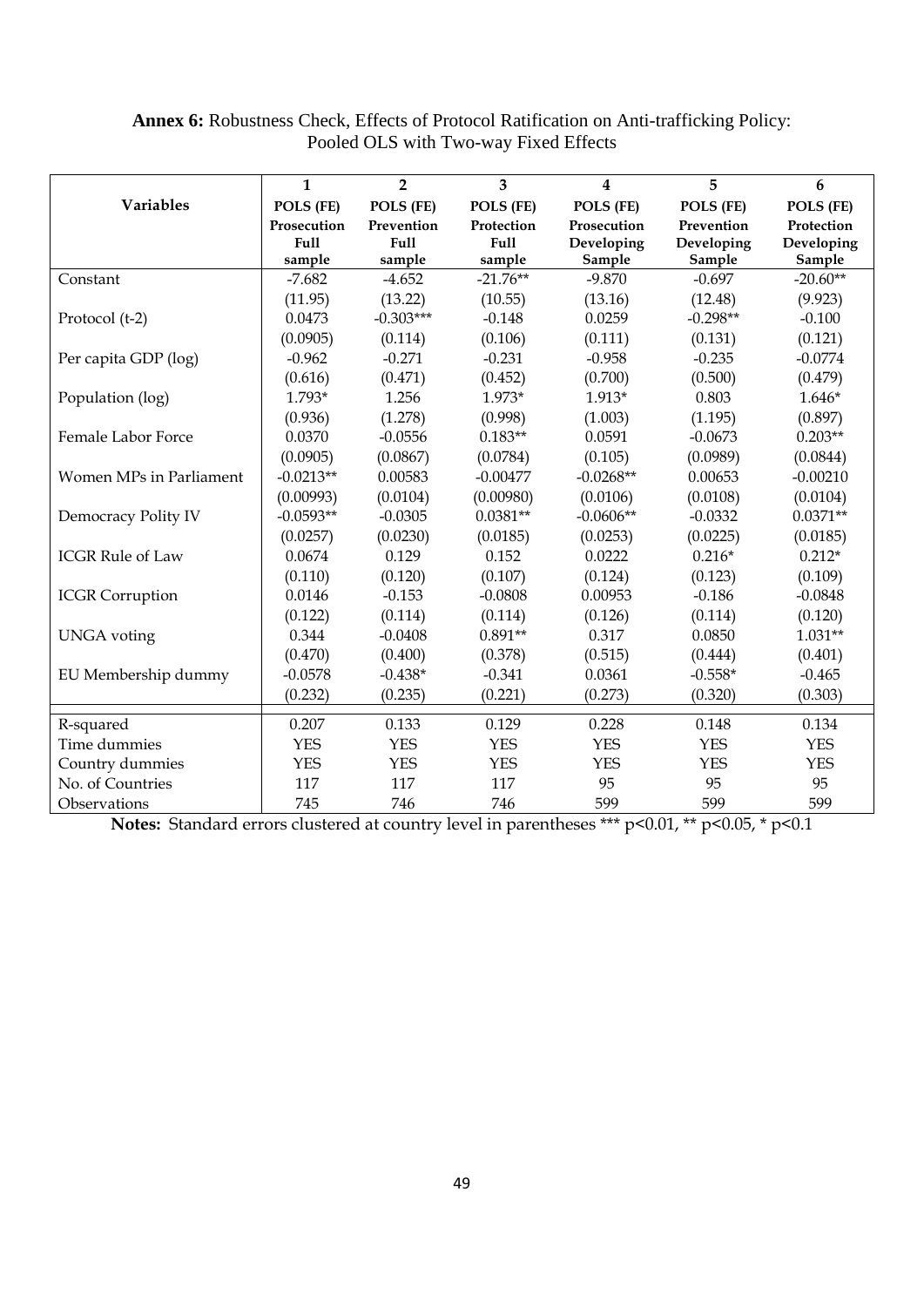**Annex 6:** Robustness Check, Effects of Protocol Ratification on Anti-trafficking Policy: Pooled OLS with Two-way Fixed Effects

| Variables | 1 | 2 | 3 | 4 | 5 | 6 |
|---|---|---|---|---|---|---|
| | POLS (FE) | POLS (FE) | POLS (FE) | POLS (FE) | POLS (FE) | POLS (FE) |
| | Prosecution Full sample | Prevention Full sample | Protection Full sample | Prosecution Developing Sample | Prevention Developing Sample | Protection Developing Sample |
| Constant | -7.682 | -4.652 | -21.76** | -9.870 | -0.697 | -20.60** |
| | (11.95) | (13.22) | (10.55) | (13.16) | (12.48) | (9.923) |
| Protocol (t-2) | 0.0473 | -0.303*** | -0.148 | 0.0259 | -0.298** | -0.100 |
| | (0.0905) | (0.114) | (0.106) | (0.111) | (0.131) | (0.121) |
| Per capita GDP (log) | -0.962 | -0.271 | -0.231 | -0.958 | -0.235 | -0.0774 |
| | (0.616) | (0.471) | (0.452) | (0.700) | (0.500) | (0.479) |
| Population (log) | 1.793* | 1.256 | 1.973* | 1.913* | 0.803 | 1.646* |
| | (0.936) | (1.278) | (0.998) | (1.003) | (1.195) | (0.897) |
| Female Labor Force | 0.0370 | -0.0556 | 0.183** | 0.0591 | -0.0673 | 0.203** |
| | (0.0905) | (0.0867) | (0.0784) | (0.105) | (0.0989) | (0.0844) |
| Women MPs in Parliament | -0.0213** | 0.00583 | -0.00477 | -0.0268** | 0.00653 | -0.00210 |
| | (0.00993) | (0.0104) | (0.00980) | (0.0106) | (0.0108) | (0.0104) |
| Democracy Polity IV | -0.0593** | -0.0305 | 0.0381** | -0.0606** | -0.0332 | 0.0371** |
| | (0.0257) | (0.0230) | (0.0185) | (0.0253) | (0.0225) | (0.0185) |
| ICGR Rule of Law | 0.0674 | 0.129 | 0.152 | 0.0222 | 0.216* | 0.212* |
| | (0.110) | (0.120) | (0.107) | (0.124) | (0.123) | (0.109) |
| ICGR Corruption | 0.0146 | -0.153 | -0.0808 | 0.00953 | -0.186 | -0.0848 |
| | (0.122) | (0.114) | (0.114) | (0.126) | (0.114) | (0.120) |
| UNGA voting | 0.344 | -0.0408 | 0.891** | 0.317 | 0.0850 | 1.031** |
| | (0.470) | (0.400) | (0.378) | (0.515) | (0.444) | (0.401) |
| EU Membership dummy | -0.0578 | -0.438* | -0.341 | 0.0361 | -0.558* | -0.465 |
| | (0.232) | (0.235) | (0.221) | (0.273) | (0.320) | (0.303) |
| R-squared | 0.207 | 0.133 | 0.129 | 0.228 | 0.148 | 0.134 |
| Time dummies | YES | YES | YES | YES | YES | YES |
| Country dummies | YES | YES | YES | YES | YES | YES |
| No. of Countries | 117 | 117 | 117 | 95 | 95 | 95 |
| Observations | 745 | 746 | 746 | 599 | 599 | 599 |

**Notes:** Standard errors clustered at country level in parentheses *** p<0.01, ** p<0.05, * p<0.1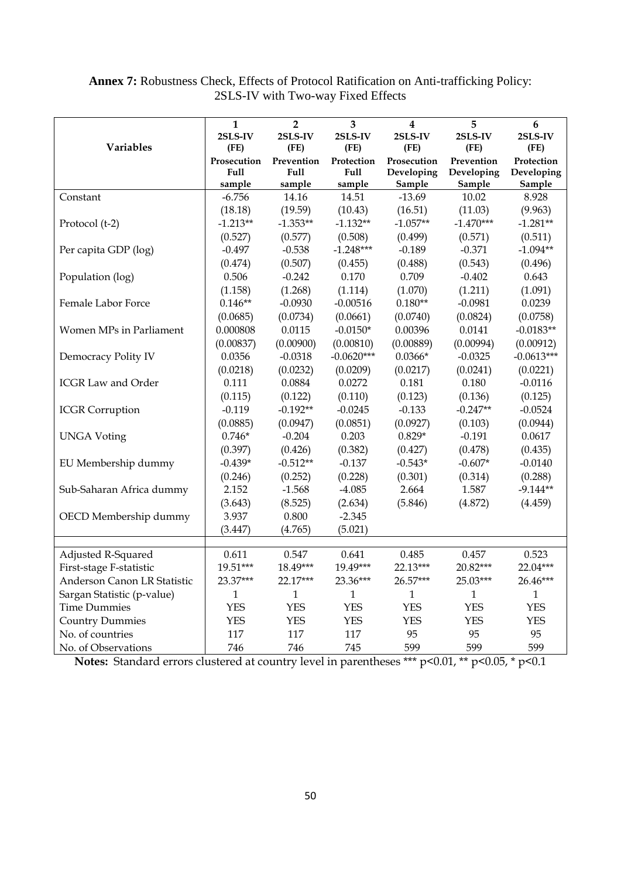**Annex 7:** Robustness Check, Effects of Protocol Ratification on Anti-trafficking Policy: 2SLS-IV with Two-way Fixed Effects

| Variables | 1<br>2SLS-IV<br>(FE)<br>Prosecution<br>Full sample | 2<br>2SLS-IV<br>(FE)<br>Prevention<br>Full sample | 3<br>2SLS-IV<br>(FE)<br>Protection<br>Full sample | 4<br>2SLS-IV<br>(FE)<br>Prosecution<br>Developing Sample | 5<br>2SLS-IV<br>(FE)<br>Prevention<br>Developing Sample | 6<br>2SLS-IV<br>(FE)<br>Protection<br>Developing Sample |
|---|---|---|---|---|---|---|
| Constant | -6.756 | 14.16 | 14.51 | -13.69 | 10.02 | 8.928 |
| | (18.18) | (19.59) | (10.43) | (16.51) | (11.03) | (9.963) |
| Protocol (t-2) | -1.213** | -1.353** | -1.132** | -1.057** | -1.470*** | -1.281** |
| | (0.527) | (0.577) | (0.508) | (0.499) | (0.571) | (0.511) |
| Per capita GDP (log) | -0.497 | -0.538 | -1.248*** | -0.189 | -0.371 | -1.094** |
| | (0.474) | (0.507) | (0.455) | (0.488) | (0.543) | (0.496) |
| Population (log) | 0.506 | -0.242 | 0.170 | 0.709 | -0.402 | 0.643 |
| | (1.158) | (1.268) | (1.114) | (1.070) | (1.211) | (1.091) |
| Female Labor Force | 0.146** | -0.0930 | -0.00516 | 0.180** | -0.0981 | 0.0239 |
| | (0.0685) | (0.0734) | (0.0661) | (0.0740) | (0.0824) | (0.0758) |
| Women MPs in Parliament | 0.000808 | 0.0115 | -0.0150* | 0.00396 | 0.0141 | -0.0183** |
| | (0.00837) | (0.00900) | (0.00810) | (0.00889) | (0.00994) | (0.00912) |
| Democracy Polity IV | 0.0356 | -0.0318 | -0.0620*** | 0.0366* | -0.0325 | -0.0613*** |
| | (0.0218) | (0.0232) | (0.0209) | (0.0217) | (0.0241) | (0.0221) |
| ICGR Law and Order | 0.111 | 0.0884 | 0.0272 | 0.181 | 0.180 | -0.0116 |
| | (0.115) | (0.122) | (0.110) | (0.123) | (0.136) | (0.125) |
| ICGR Corruption | -0.119 | -0.192** | -0.0245 | -0.133 | -0.247** | -0.0524 |
| | (0.0885) | (0.0947) | (0.0851) | (0.0927) | (0.103) | (0.0944) |
| UNGA Voting | 0.746* | -0.204 | 0.203 | 0.829* | -0.191 | 0.0617 |
| | (0.397) | (0.426) | (0.382) | (0.427) | (0.478) | (0.435) |
| EU Membership dummy | -0.439* | -0.512** | -0.137 | -0.543* | -0.607* | -0.0140 |
| | (0.246) | (0.252) | (0.228) | (0.301) | (0.314) | (0.288) |
| Sub-Saharan Africa dummy | 2.152 | -1.568 | -4.085 | 2.664 | 1.587 | -9.144** |
| | (3.643) | (8.525) | (2.634) | (5.846) | (4.872) | (4.459) |
| OECD Membership dummy | 3.937 | 0.800 | -2.345 | | | |
| | (3.447) | (4.765) | (5.021) | | | |
| Adjusted R-Squared | 0.611 | 0.547 | 0.641 | 0.485 | 0.457 | 0.523 |
| First-stage F-statistic | 19.51*** | 18.49*** | 19.49*** | 22.13*** | 20.82*** | 22.04*** |
| Anderson Canon LR Statistic | 23.37*** | 22.17*** | 23.36*** | 26.57*** | 25.03*** | 26.46*** |
| Sargan Statistic (p-value) | 1 | 1 | 1 | 1 | 1 | 1 |
| Time Dummies | YES | YES | YES | YES | YES | YES |
| Country Dummies | YES | YES | YES | YES | YES | YES |
| No. of countries | 117 | 117 | 117 | 95 | 95 | 95 |
| No. of Observations | 746 | 746 | 745 | 599 | 599 | 599 |

**Notes:** Standard errors clustered at country level in parentheses *** p<0.01, ** p<0.05, * p<0.1